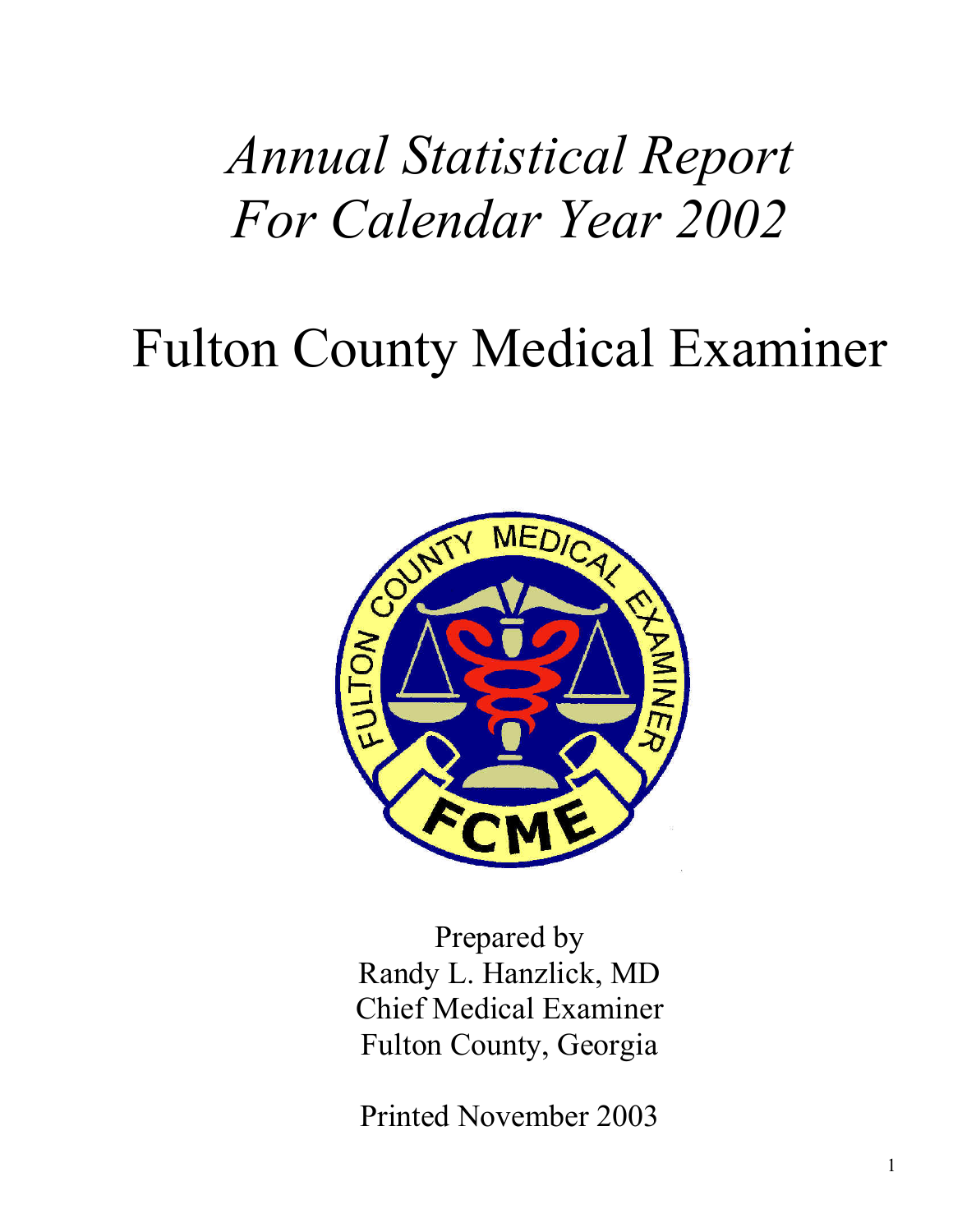# *Annual Statistical Report For Calendar Year 2002*

# Fulton County Medical Examiner

Prepared by
Randy L. Hanzlick, MD
Chief Medical Examiner
Fulton County, Georgia

Printed November 2003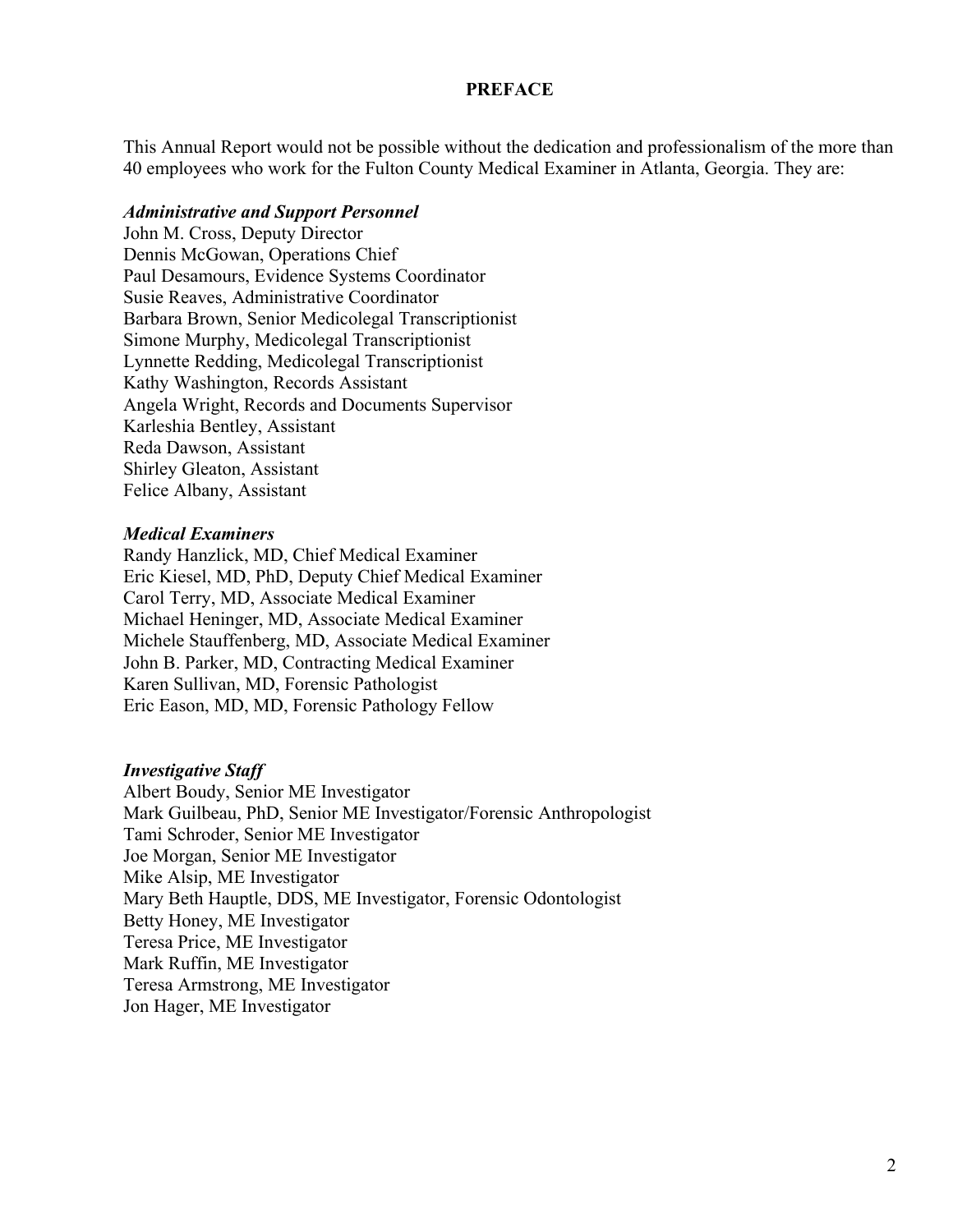# PREFACE

This Annual Report would not be possible without the dedication and professionalism of the more than 40 employees who work for the Fulton County Medical Examiner in Atlanta, Georgia. They are:

***Administrative and Support Personnel***

John M. Cross, Deputy Director  
Dennis McGowan, Operations Chief  
Paul Desamours, Evidence Systems Coordinator  
Susie Reaves, Administrative Coordinator  
Barbara Brown, Senior Medicolegal Transcriptionist  
Simone Murphy, Medicolegal Transcriptionist  
Lynnette Redding, Medicolegal Transcriptionist  
Kathy Washington, Records Assistant  
Angela Wright, Records and Documents Supervisor  
Karleshia Bentley, Assistant  
Reda Dawson, Assistant  
Shirley Gleaton, Assistant  
Felice Albany, Assistant

***Medical Examiners***

Randy Hanzlick, MD, Chief Medical Examiner  
Eric Kiesel, MD, PhD, Deputy Chief Medical Examiner  
Carol Terry, MD, Associate Medical Examiner  
Michael Heninger, MD, Associate Medical Examiner  
Michele Stauffenberg, MD, Associate Medical Examiner  
John B. Parker, MD, Contracting Medical Examiner  
Karen Sullivan, MD, Forensic Pathologist  
Eric Eason, MD, MD, Forensic Pathology Fellow

***Investigative Staff***

Albert Boudy, Senior ME Investigator  
Mark Guilbeau, PhD, Senior ME Investigator/Forensic Anthropologist  
Tami Schroder, Senior ME Investigator  
Joe Morgan, Senior ME Investigator  
Mike Alsip, ME Investigator  
Mary Beth Hauptle, DDS, ME Investigator, Forensic Odontologist  
Betty Honey, ME Investigator  
Teresa Price, ME Investigator  
Mark Ruffin, ME Investigator  
Teresa Armstrong, ME Investigator  
Jon Hager, ME Investigator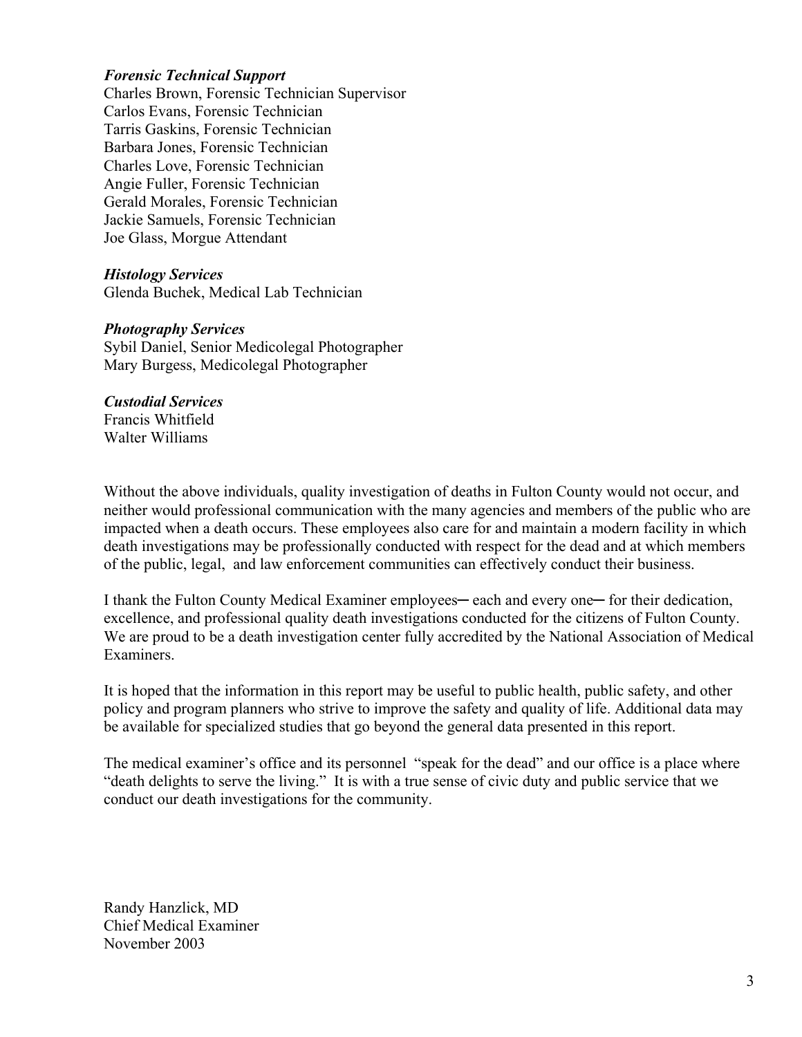***Forensic Technical Support***
Charles Brown, Forensic Technician Supervisor
Carlos Evans, Forensic Technician
Tarris Gaskins, Forensic Technician
Barbara Jones, Forensic Technician
Charles Love, Forensic Technician
Angie Fuller, Forensic Technician
Gerald Morales, Forensic Technician
Jackie Samuels, Forensic Technician
Joe Glass, Morgue Attendant

***Histology Services***
Glenda Buchek, Medical Lab Technician

***Photography Services***
Sybil Daniel, Senior Medicolegal Photographer
Mary Burgess, Medicolegal Photographer

***Custodial Services***
Francis Whitfield
Walter Williams

Without the above individuals, quality investigation of deaths in Fulton County would not occur, and neither would professional communication with the many agencies and members of the public who are impacted when a death occurs. These employees also care for and maintain a modern facility in which death investigations may be professionally conducted with respect for the dead and at which members of the public, legal, and law enforcement communities can effectively conduct their business.

I thank the Fulton County Medical Examiner employees─ each and every one─ for their dedication, excellence, and professional quality death investigations conducted for the citizens of Fulton County. We are proud to be a death investigation center fully accredited by the National Association of Medical Examiners.

It is hoped that the information in this report may be useful to public health, public safety, and other policy and program planners who strive to improve the safety and quality of life. Additional data may be available for specialized studies that go beyond the general data presented in this report.

The medical examiner's office and its personnel "speak for the dead" and our office is a place where "death delights to serve the living." It is with a true sense of civic duty and public service that we conduct our death investigations for the community.

Randy Hanzlick, MD
Chief Medical Examiner
November 2003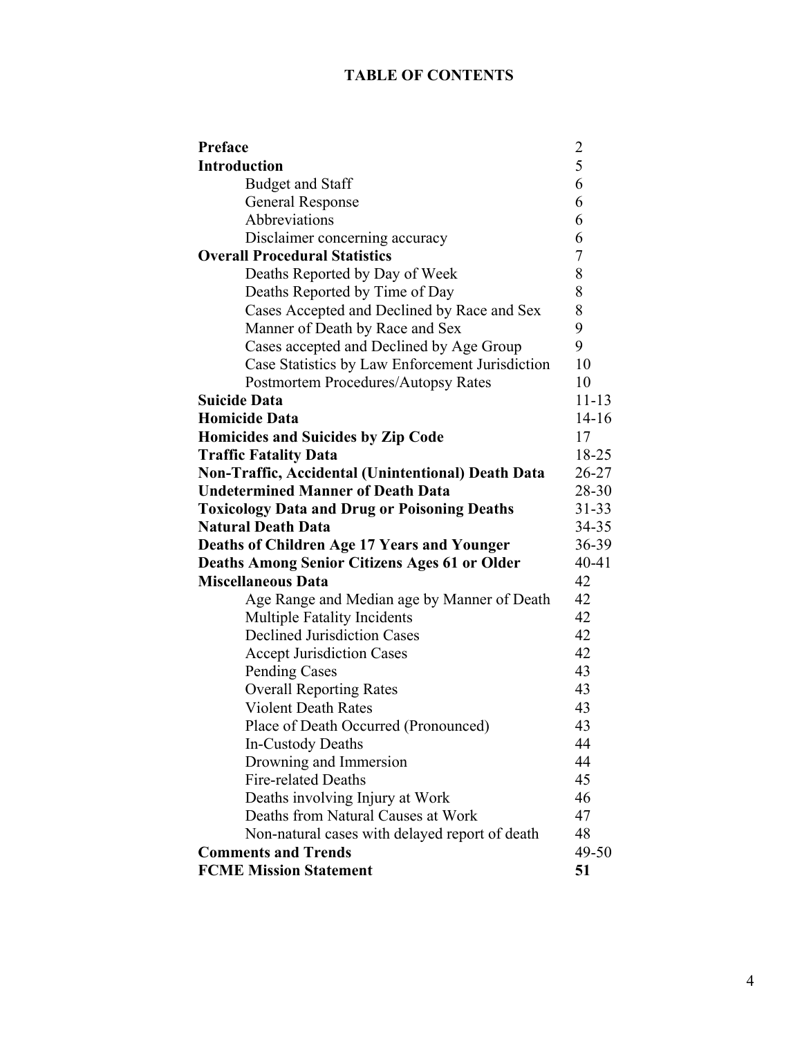# TABLE OF CONTENTS

| | |
|---|---|
| **Preface** | 2 |
| **Introduction** | 5 |
| Budget and Staff | 6 |
| General Response | 6 |
| Abbreviations | 6 |
| Disclaimer concerning accuracy | 6 |
| **Overall Procedural Statistics** | 7 |
| Deaths Reported by Day of Week | 8 |
| Deaths Reported by Time of Day | 8 |
| Cases Accepted and Declined by Race and Sex | 8 |
| Manner of Death by Race and Sex | 9 |
| Cases accepted and Declined by Age Group | 9 |
| Case Statistics by Law Enforcement Jurisdiction | 10 |
| Postmortem Procedures/Autopsy Rates | 10 |
| **Suicide Data** | 11-13 |
| **Homicide Data** | 14-16 |
| **Homicides and Suicides by Zip Code** | 17 |
| **Traffic Fatality Data** | 18-25 |
| **Non-Traffic, Accidental (Unintentional) Death Data** | 26-27 |
| **Undetermined Manner of Death Data** | 28-30 |
| **Toxicology Data and Drug or Poisoning Deaths** | 31-33 |
| **Natural Death Data** | 34-35 |
| **Deaths of Children Age 17 Years and Younger** | 36-39 |
| **Deaths Among Senior Citizens Ages 61 or Older** | 40-41 |
| **Miscellaneous Data** | 42 |
| Age Range and Median age by Manner of Death | 42 |
| Multiple Fatality Incidents | 42 |
| Declined Jurisdiction Cases | 42 |
| Accept Jurisdiction Cases | 42 |
| Pending Cases | 43 |
| Overall Reporting Rates | 43 |
| Violent Death Rates | 43 |
| Place of Death Occurred (Pronounced) | 43 |
| In-Custody Deaths | 44 |
| Drowning and Immersion | 44 |
| Fire-related Deaths | 45 |
| Deaths involving Injury at Work | 46 |
| Deaths from Natural Causes at Work | 47 |
| Non-natural cases with delayed report of death | 48 |
| **Comments and Trends** | 49-50 |
| **FCME Mission Statement** | **51** |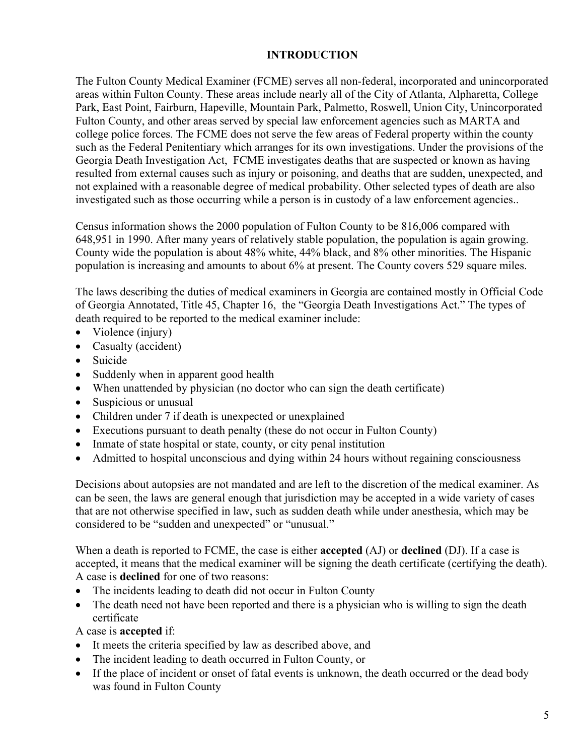## INTRODUCTION

The Fulton County Medical Examiner (FCME) serves all non-federal, incorporated and unincorporated areas within Fulton County. These areas include nearly all of the City of Atlanta, Alpharetta, College Park, East Point, Fairburn, Hapeville, Mountain Park, Palmetto, Roswell, Union City, Unincorporated Fulton County, and other areas served by special law enforcement agencies such as MARTA and college police forces. The FCME does not serve the few areas of Federal property within the county such as the Federal Penitentiary which arranges for its own investigations. Under the provisions of the Georgia Death Investigation Act, FCME investigates deaths that are suspected or known as having resulted from external causes such as injury or poisoning, and deaths that are sudden, unexpected, and not explained with a reasonable degree of medical probability. Other selected types of death are also investigated such as those occurring while a person is in custody of a law enforcement agencies..

Census information shows the 2000 population of Fulton County to be 816,006 compared with 648,951 in 1990. After many years of relatively stable population, the population is again growing. County wide the population is about 48% white, 44% black, and 8% other minorities. The Hispanic population is increasing and amounts to about 6% at present. The County covers 529 square miles.

The laws describing the duties of medical examiners in Georgia are contained mostly in Official Code of Georgia Annotated, Title 45, Chapter 16, the "Georgia Death Investigations Act." The types of death required to be reported to the medical examiner include:

- Violence (injury)
- Casualty (accident)
- Suicide
- Suddenly when in apparent good health
- When unattended by physician (no doctor who can sign the death certificate)
- Suspicious or unusual
- Children under 7 if death is unexpected or unexplained
- Executions pursuant to death penalty (these do not occur in Fulton County)
- Inmate of state hospital or state, county, or city penal institution
- Admitted to hospital unconscious and dying within 24 hours without regaining consciousness

Decisions about autopsies are not mandated and are left to the discretion of the medical examiner. As can be seen, the laws are general enough that jurisdiction may be accepted in a wide variety of cases that are not otherwise specified in law, such as sudden death while under anesthesia, which may be considered to be "sudden and unexpected" or "unusual."

When a death is reported to FCME, the case is either **accepted** (AJ) or **declined** (DJ). If a case is accepted, it means that the medical examiner will be signing the death certificate (certifying the death). A case is **declined** for one of two reasons:

- The incidents leading to death did not occur in Fulton County
- The death need not have been reported and there is a physician who is willing to sign the death certificate

A case is **accepted** if:

- It meets the criteria specified by law as described above, and
- The incident leading to death occurred in Fulton County, or
- If the place of incident or onset of fatal events is unknown, the death occurred or the dead body was found in Fulton County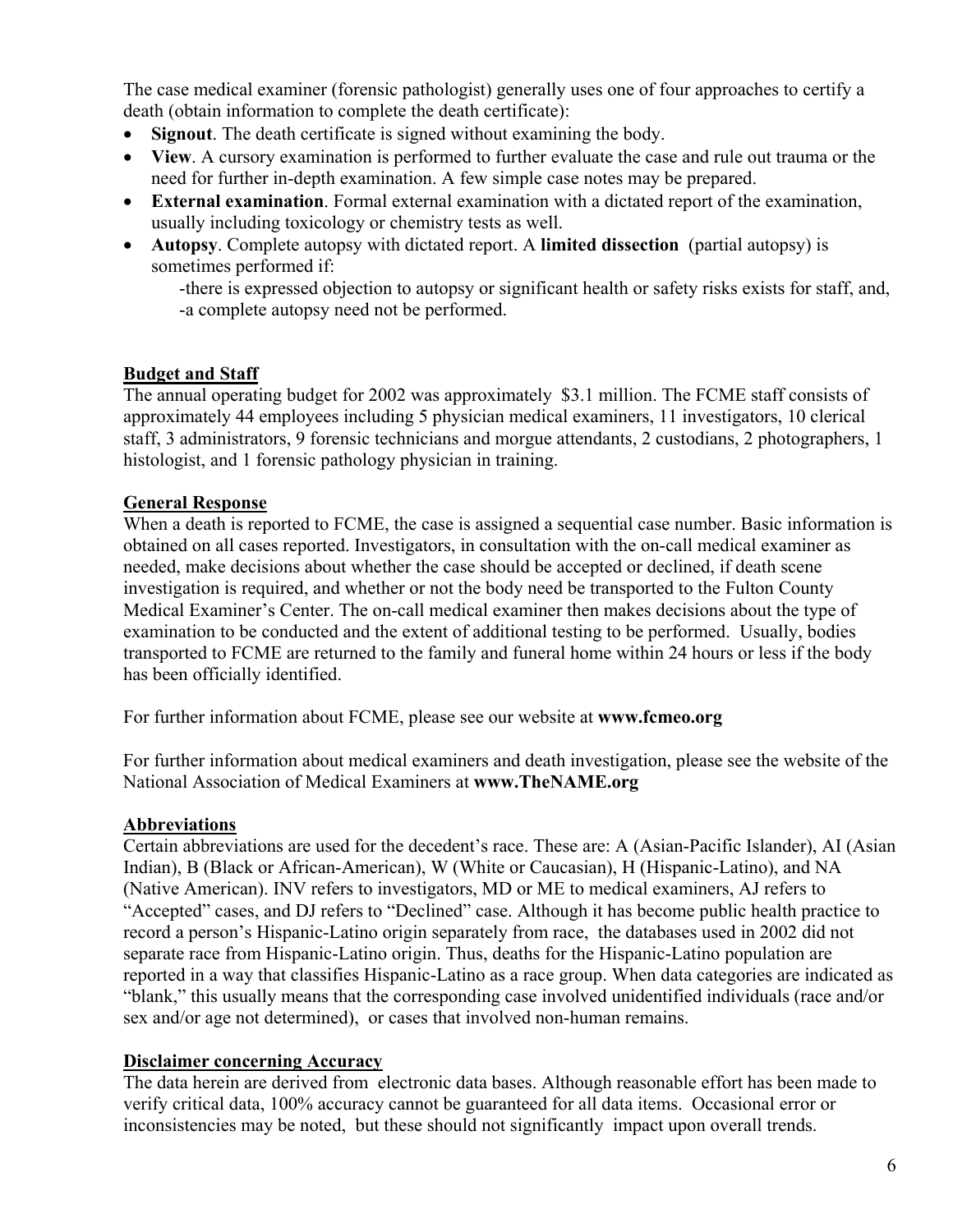The case medical examiner (forensic pathologist) generally uses one of four approaches to certify a death (obtain information to complete the death certificate):

- **Signout**. The death certificate is signed without examining the body.
- **View**. A cursory examination is performed to further evaluate the case and rule out trauma or the need for further in-depth examination. A few simple case notes may be prepared.
- **External examination**. Formal external examination with a dictated report of the examination, usually including toxicology or chemistry tests as well.
- **Autopsy**. Complete autopsy with dictated report. A **limited dissection** (partial autopsy) is sometimes performed if:
  - -there is expressed objection to autopsy or significant health or safety risks exists for staff, and,
  - -a complete autopsy need not be performed.

## Budget and Staff

The annual operating budget for 2002 was approximately $3.1 million. The FCME staff consists of approximately 44 employees including 5 physician medical examiners, 11 investigators, 10 clerical staff, 3 administrators, 9 forensic technicians and morgue attendants, 2 custodians, 2 photographers, 1 histologist, and 1 forensic pathology physician in training.

## General Response

When a death is reported to FCME, the case is assigned a sequential case number. Basic information is obtained on all cases reported. Investigators, in consultation with the on-call medical examiner as needed, make decisions about whether the case should be accepted or declined, if death scene investigation is required, and whether or not the body need be transported to the Fulton County Medical Examiner's Center. The on-call medical examiner then makes decisions about the type of examination to be conducted and the extent of additional testing to be performed. Usually, bodies transported to FCME are returned to the family and funeral home within 24 hours or less if the body has been officially identified.

For further information about FCME, please see our website at **www.fcmeo.org**

For further information about medical examiners and death investigation, please see the website of the National Association of Medical Examiners at **www.TheNAME.org**

## Abbreviations

Certain abbreviations are used for the decedent's race. These are: A (Asian-Pacific Islander), AI (Asian Indian), B (Black or African-American), W (White or Caucasian), H (Hispanic-Latino), and NA (Native American). INV refers to investigators, MD or ME to medical examiners, AJ refers to "Accepted" cases, and DJ refers to "Declined" case. Although it has become public health practice to record a person's Hispanic-Latino origin separately from race, the databases used in 2002 did not separate race from Hispanic-Latino origin. Thus, deaths for the Hispanic-Latino population are reported in a way that classifies Hispanic-Latino as a race group. When data categories are indicated as "blank," this usually means that the corresponding case involved unidentified individuals (race and/or sex and/or age not determined), or cases that involved non-human remains.

## Disclaimer concerning Accuracy

The data herein are derived from electronic data bases. Although reasonable effort has been made to verify critical data, 100% accuracy cannot be guaranteed for all data items. Occasional error or inconsistencies may be noted, but these should not significantly impact upon overall trends.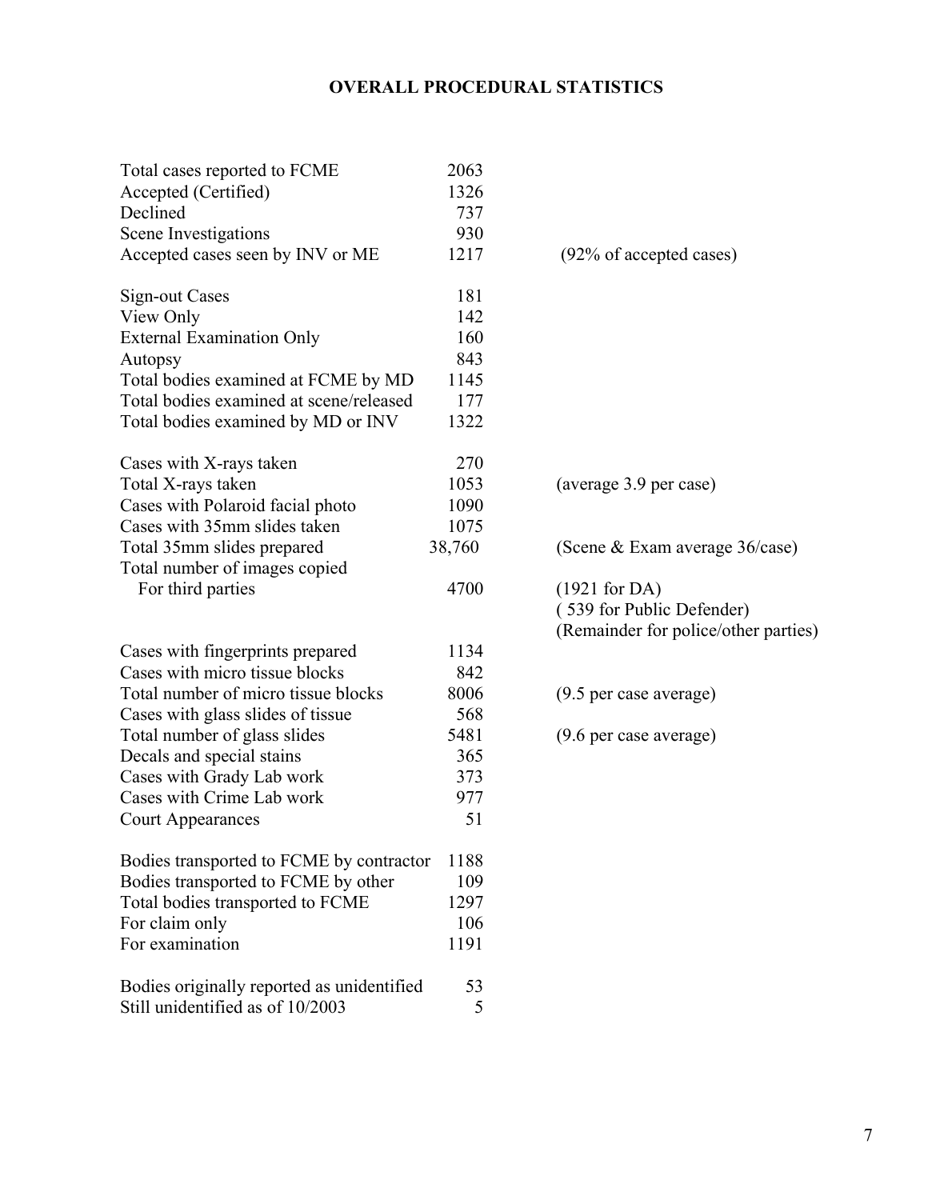# OVERALL PROCEDURAL STATISTICS

| | | |
|---|---|---|
| Total cases reported to FCME | 2063 | |
| Accepted (Certified) | 1326 | |
| Declined | 737 | |
| Scene Investigations | 930 | |
| Accepted cases seen by INV or ME | 1217 | (92% of accepted cases) |
| | | |
| Sign-out Cases | 181 | |
| View Only | 142 | |
| External Examination Only | 160 | |
| Autopsy | 843 | |
| Total bodies examined at FCME by MD | 1145 | |
| Total bodies examined at scene/released | 177 | |
| Total bodies examined by MD or INV | 1322 | |
| | | |
| Cases with X-rays taken | 270 | |
| Total X-rays taken | 1053 | (average 3.9 per case) |
| Cases with Polaroid facial photo | 1090 | |
| Cases with 35mm slides taken | 1075 | |
| Total 35mm slides prepared | 38,760 | (Scene & Exam average 36/case) |
| Total number of images copied For third parties | 4700 | (1921 for DA) (539 for Public Defender) (Remainder for police/other parties) |
| | | |
| Cases with fingerprints prepared | 1134 | |
| Cases with micro tissue blocks | 842 | |
| Total number of micro tissue blocks | 8006 | (9.5 per case average) |
| Cases with glass slides of tissue | 568 | |
| Total number of glass slides | 5481 | (9.6 per case average) |
| Decals and special stains | 365 | |
| Cases with Grady Lab work | 373 | |
| Cases with Crime Lab work | 977 | |
| Court Appearances | 51 | |
| | | |
| Bodies transported to FCME by contractor | 1188 | |
| Bodies transported to FCME by other | 109 | |
| Total bodies transported to FCME | 1297 | |
| For claim only | 106 | |
| For examination | 1191 | |
| | | |
| Bodies originally reported as unidentified | 53 | |
| Still unidentified as of 10/2003 | 5 | |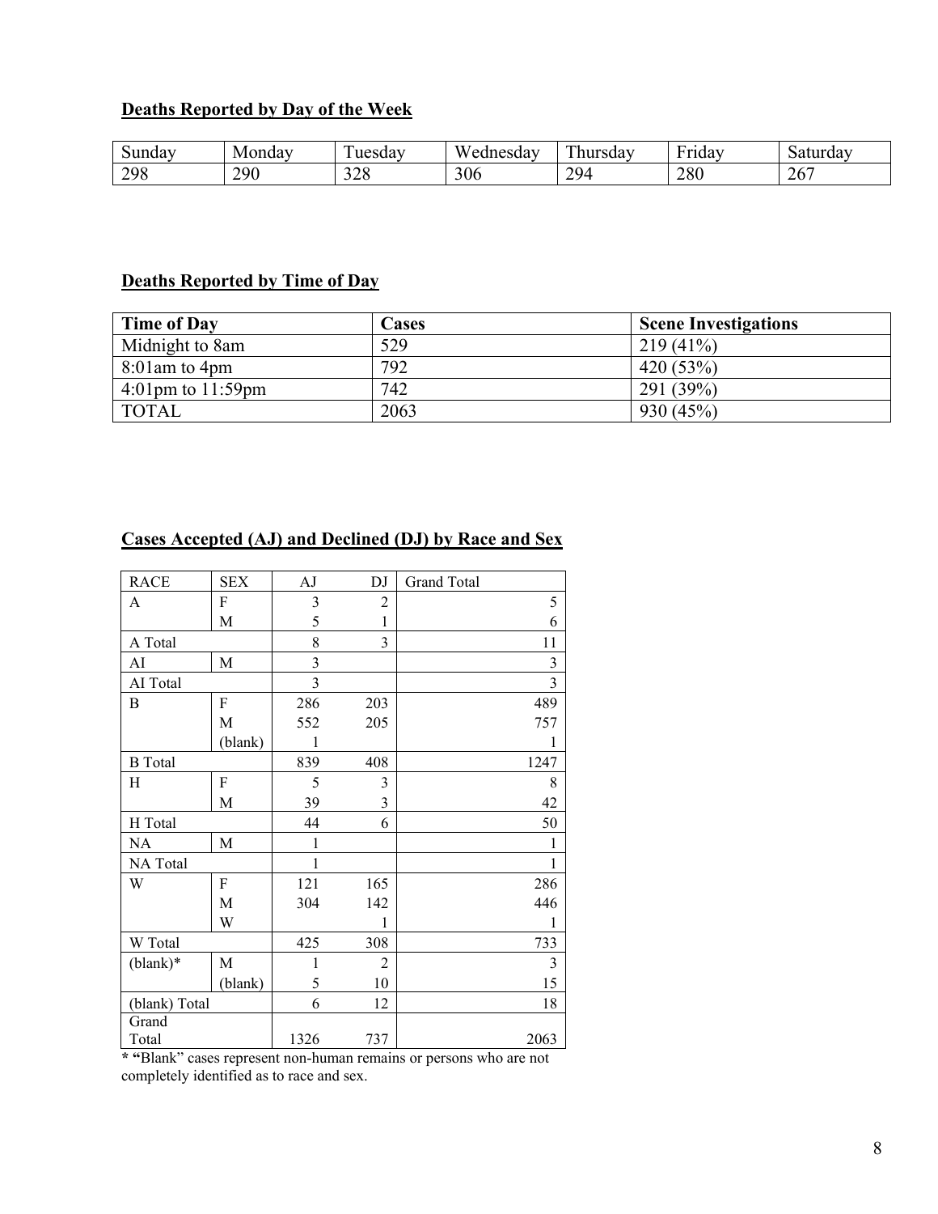## Deaths Reported by Day of the Week

| Sunday | Monday | Tuesday | Wednesday | Thursday | Friday | Saturday |
|---|---|---|---|---|---|---|
| 298 | 290 | 328 | 306 | 294 | 280 | 267 |

## Deaths Reported by Time of Day

| **Time of Day** | **Cases** | **Scene Investigations** |
|---|---|---|
| Midnight to 8am | 529 | 219 (41%) |
| 8:01am to 4pm | 792 | 420 (53%) |
| 4:01pm to 11:59pm | 742 | 291 (39%) |
| TOTAL | 2063 | 930 (45%) |

## Cases Accepted (AJ) and Declined (DJ) by Race and Sex

| RACE | SEX | AJ | DJ | Grand Total |
|---|---|---|---|---|
| A | F | 3 | 2 | 5 |
| | M | 5 | 1 | 6 |
| A Total | | 8 | 3 | 11 |
| AI | M | 3 | | 3 |
| AI Total | | 3 | | 3 |
| B | F | 286 | 203 | 489 |
| | M | 552 | 205 | 757 |
| | (blank) | 1 | | 1 |
| B Total | | 839 | 408 | 1247 |
| H | F | 5 | 3 | 8 |
| | M | 39 | 3 | 42 |
| H Total | | 44 | 6 | 50 |
| NA | M | 1 | | 1 |
| NA Total | | 1 | | 1 |
| W | F | 121 | 165 | 286 |
| | M | 304 | 142 | 446 |
| | W | | 1 | 1 |
| W Total | | 425 | 308 | 733 |
| (blank)* | M | 1 | 2 | 3 |
| | (blank) | 5 | 10 | 15 |
| (blank) Total | | 6 | 12 | 18 |
| Grand Total | | 1326 | 737 | 2063 |

* "Blank" cases represent non-human remains or persons who are not completely identified as to race and sex.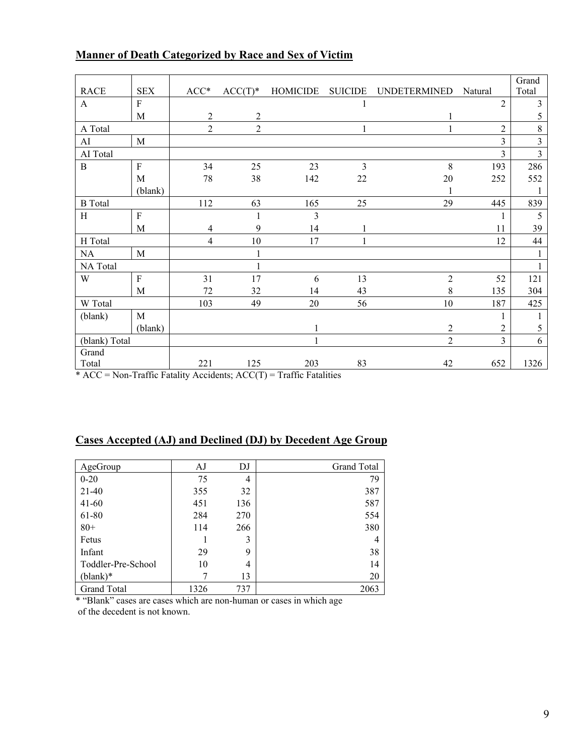## Manner of Death Categorized by Race and Sex of Victim

| RACE | SEX | ACC* | ACC(T)* | HOMICIDE | SUICIDE | UNDETERMINED | Natural | Grand Total |
|---|---|---|---|---|---|---|---|---|
| A | F | | | | 1 | | 2 | 3 |
| | M | 2 | 2 | | | 1 | | 5 |
| A Total | | 2 | 2 | | 1 | 1 | 2 | 8 |
| AI | M | | | | | | 3 | 3 |
| AI Total | | | | | | | 3 | 3 |
| B | F | 34 | 25 | 23 | 3 | 8 | 193 | 286 |
| | M | 78 | 38 | 142 | 22 | 20 | 252 | 552 |
| | (blank) | | | | | 1 | | 1 |
| B Total | | 112 | 63 | 165 | 25 | 29 | 445 | 839 |
| H | F | | 1 | 3 | | | 1 | 5 |
| | M | 4 | 9 | 14 | 1 | | 11 | 39 |
| H Total | | 4 | 10 | 17 | 1 | | 12 | 44 |
| NA | M | | 1 | | | | | 1 |
| NA Total | | | 1 | | | | | 1 |
| W | F | 31 | 17 | 6 | 13 | 2 | 52 | 121 |
| | M | 72 | 32 | 14 | 43 | 8 | 135 | 304 |
| W Total | | 103 | 49 | 20 | 56 | 10 | 187 | 425 |
| (blank) | M | | | | | | 1 | 1 |
| | (blank) | | | 1 | | 2 | 2 | 5 |
| (blank) Total | | | | 1 | | 2 | 3 | 6 |
| Grand Total | | 221 | 125 | 203 | 83 | 42 | 652 | 1326 |

\* ACC = Non-Traffic Fatality Accidents; ACC(T) = Traffic Fatalities

## Cases Accepted (AJ) and Declined (DJ) by Decedent Age Group

| AgeGroup | AJ | DJ | Grand Total |
|---|---|---|---|
| 0-20 | 75 | 4 | 79 |
| 21-40 | 355 | 32 | 387 |
| 41-60 | 451 | 136 | 587 |
| 61-80 | 284 | 270 | 554 |
| 80+ | 114 | 266 | 380 |
| Fetus | 1 | 3 | 4 |
| Infant | 29 | 9 | 38 |
| Toddler-Pre-School | 10 | 4 | 14 |
| (blank)* | 7 | 13 | 20 |
| Grand Total | 1326 | 737 | 2063 |

\* "Blank" cases are cases which are non-human or cases in which age of the decedent is not known.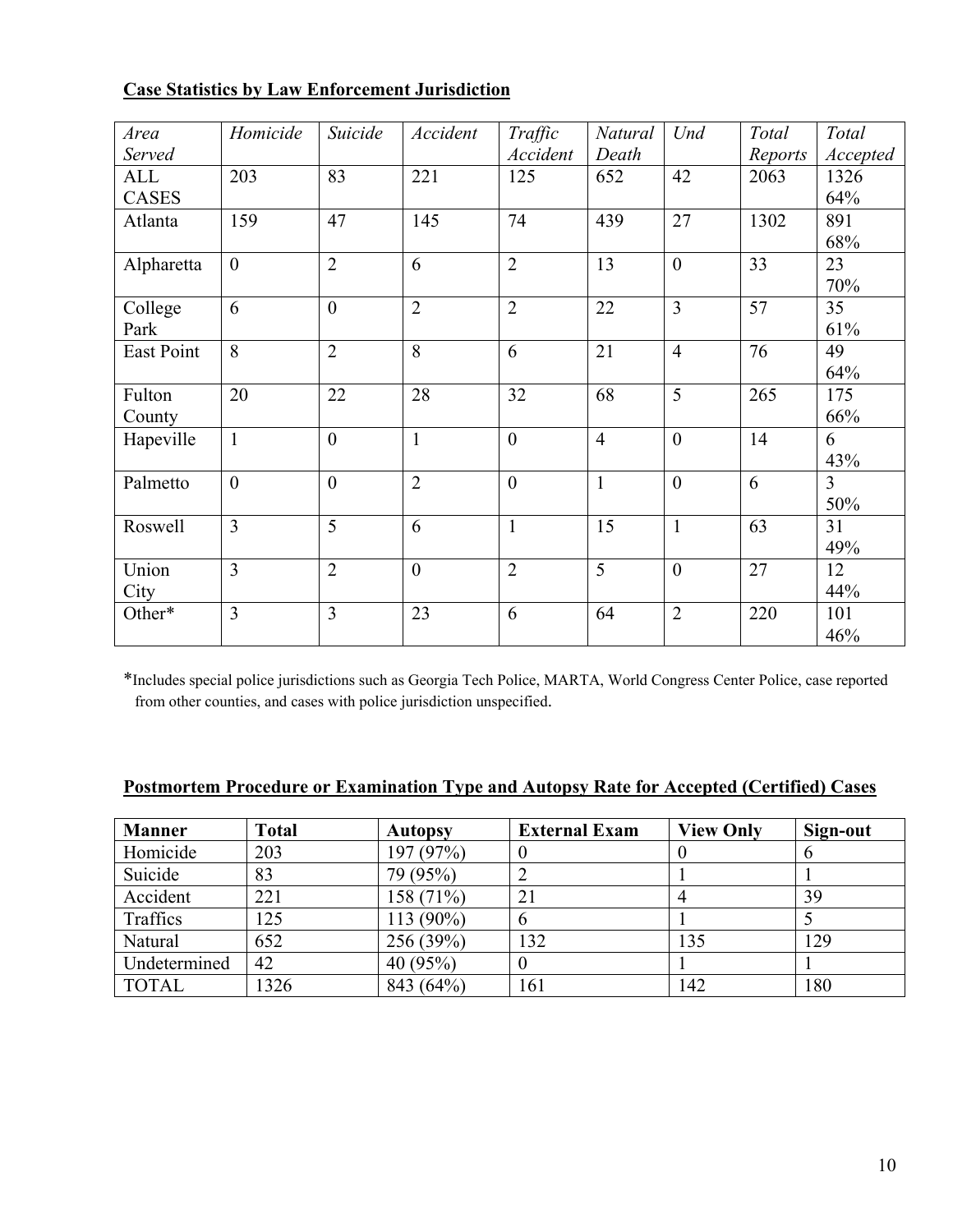**Case Statistics by Law Enforcement Jurisdiction**

| *Area Served* | *Homicide* | *Suicide* | *Accident* | *Traffic Accident* | *Natural Death* | *Und* | *Total Reports* | *Total Accepted* |
|---|---|---|---|---|---|---|---|---|
| ALL CASES | 203 | 83 | 221 | 125 | 652 | 42 | 2063 | 1326 64% |
| Atlanta | 159 | 47 | 145 | 74 | 439 | 27 | 1302 | 891 68% |
| Alpharetta | 0 | 2 | 6 | 2 | 13 | 0 | 33 | 23 70% |
| College Park | 6 | 0 | 2 | 2 | 22 | 3 | 57 | 35 61% |
| East Point | 8 | 2 | 8 | 6 | 21 | 4 | 76 | 49 64% |
| Fulton County | 20 | 22 | 28 | 32 | 68 | 5 | 265 | 175 66% |
| Hapeville | 1 | 0 | 1 | 0 | 4 | 0 | 14 | 6 43% |
| Palmetto | 0 | 0 | 2 | 0 | 1 | 0 | 6 | 3 50% |
| Roswell | 3 | 5 | 6 | 1 | 15 | 1 | 63 | 31 49% |
| Union City | 3 | 2 | 0 | 2 | 5 | 0 | 27 | 12 44% |
| Other* | 3 | 3 | 23 | 6 | 64 | 2 | 220 | 101 46% |

*Includes special police jurisdictions such as Georgia Tech Police, MARTA, World Congress Center Police, case reported from other counties, and cases with police jurisdiction unspecified.

**Postmortem Procedure or Examination Type and Autopsy Rate for Accepted (Certified) Cases**

| **Manner** | **Total** | **Autopsy** | **External Exam** | **View Only** | **Sign-out** |
|---|---|---|---|---|---|
| Homicide | 203 | 197 (97%) | 0 | 0 | 6 |
| Suicide | 83 | 79 (95%) | 2 | 1 | 1 |
| Accident | 221 | 158 (71%) | 21 | 4 | 39 |
| Traffics | 125 | 113 (90%) | 6 | 1 | 5 |
| Natural | 652 | 256 (39%) | 132 | 135 | 129 |
| Undetermined | 42 | 40 (95%) | 0 | 1 | 1 |
| TOTAL | 1326 | 843 (64%) | 161 | 142 | 180 |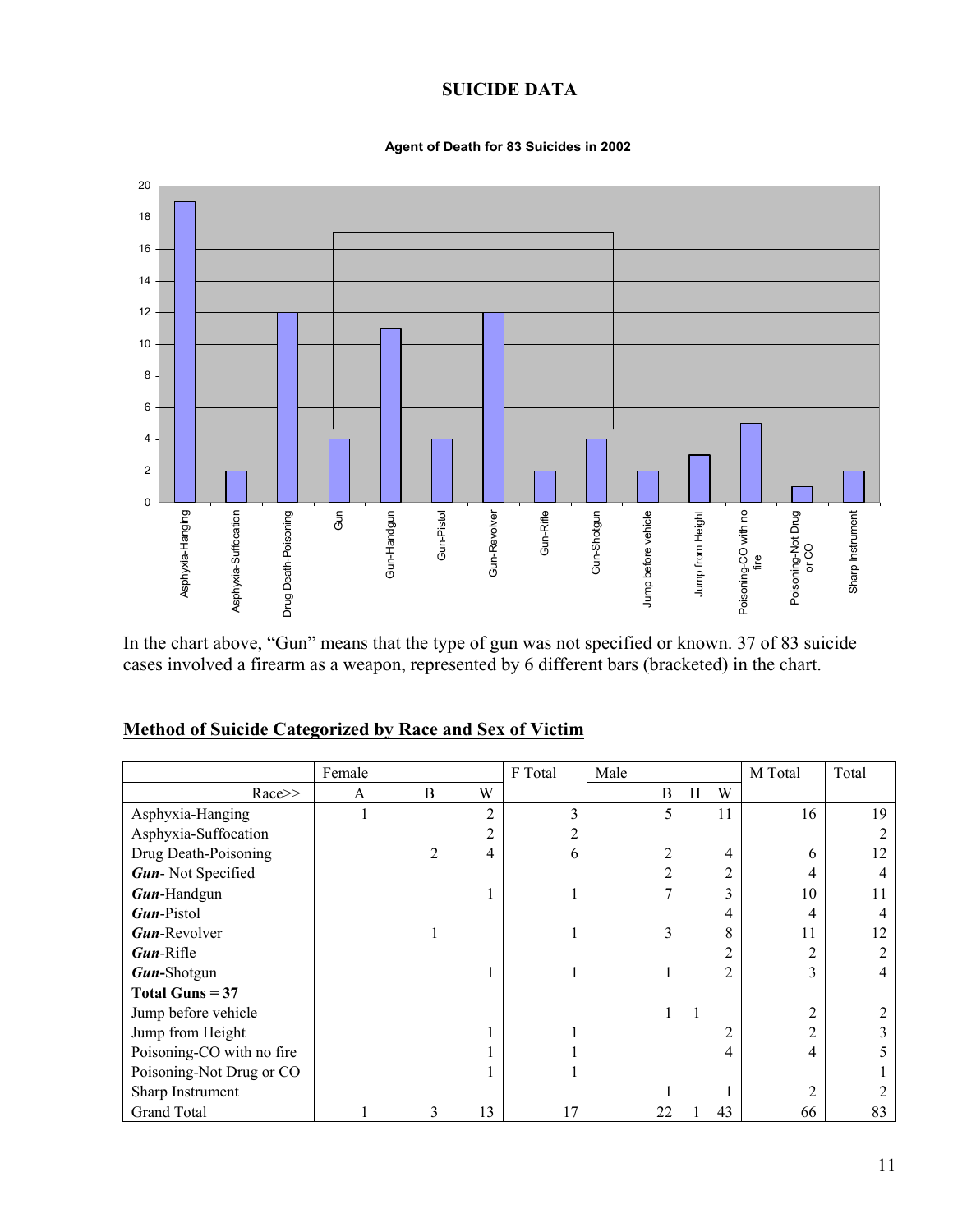# SUICIDE DATA

**Agent of Death for 83 Suicides in 2002**

In the chart above, "Gun" means that the type of gun was not specified or known. 37 of 83 suicide cases involved a firearm as a weapon, represented by 6 different bars (bracketed) in the chart.

## Method of Suicide Categorized by Race and Sex of Victim

| | Female | | | F Total | Male | | | M Total | Total |
|---|---|---|---|---|---|---|---|---|---|
| Race>> | A | B | W | | B | H | W | | |
| Asphyxia-Hanging | 1 | | 2 | 3 | 5 | | 11 | 16 | 19 |
| Asphyxia-Suffocation | | | 2 | 2 | | | | | 2 |
| Drug Death-Poisoning | | 2 | 4 | 6 | 2 | | 4 | 6 | 12 |
| ***Gun***- Not Specified | | | | | 2 | | 2 | 4 | 4 |
| ***Gun***-Handgun | | | 1 | 1 | 7 | | 3 | 10 | 11 |
| ***Gun***-Pistol | | | | | | | 4 | 4 | 4 |
| ***Gun***-Revolver | | 1 | | 1 | 3 | | 8 | 11 | 12 |
| ***Gun***-Rifle | | | | | | | 2 | 2 | 2 |
| ***Gun***-Shotgun | | | 1 | 1 | 1 | | 2 | 3 | 4 |
| **Total Guns = 37** | | | | | | | | | |
| Jump before vehicle | | | | | 1 | 1 | | 2 | 2 |
| Jump from Height | | | 1 | 1 | | | 2 | 2 | 3 |
| Poisoning-CO with no fire | | | 1 | 1 | | | 4 | 4 | 5 |
| Poisoning-Not Drug or CO | | | 1 | 1 | | | | | 1 |
| Sharp Instrument | | | | | 1 | | 1 | 2 | 2 |
| Grand Total | 1 | 3 | 13 | 17 | 22 | 1 | 43 | 66 | 83 |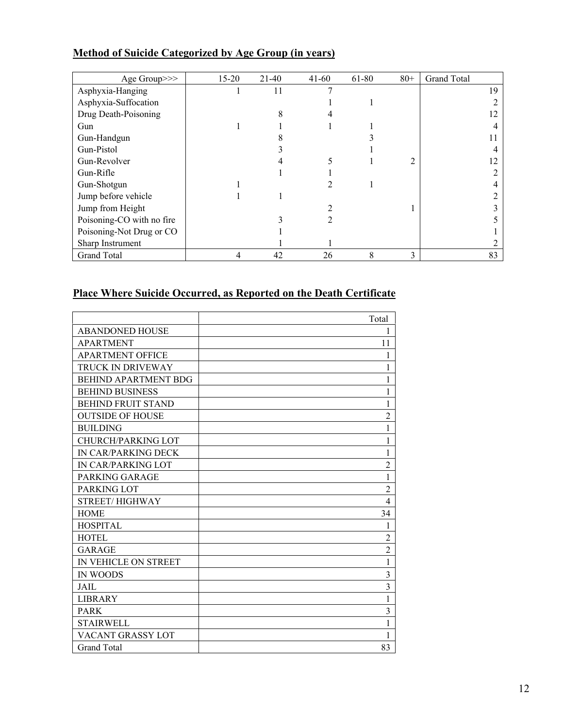**Method of Suicide Categorized by Age Group (in years)**

| Age Group>>> | 15-20 | 21-40 | 41-60 | 61-80 | 80+ | Grand Total |
|---|---|---|---|---|---|---|
| Asphyxia-Hanging | 1 | 11 | 7 | | | 19 |
| Asphyxia-Suffocation | | | 1 | 1 | | 2 |
| Drug Death-Poisoning | | 8 | 4 | | | 12 |
| Gun | 1 | 1 | 1 | 1 | | 4 |
| Gun-Handgun | | 8 | | 3 | | 11 |
| Gun-Pistol | | 3 | | 1 | | 4 |
| Gun-Revolver | | 4 | 5 | 1 | 2 | 12 |
| Gun-Rifle | | 1 | 1 | | | 2 |
| Gun-Shotgun | 1 | | 2 | 1 | | 4 |
| Jump before vehicle | 1 | 1 | | | | 2 |
| Jump from Height | | | 2 | | 1 | 3 |
| Poisoning-CO with no fire | | 3 | 2 | | | 5 |
| Poisoning-Not Drug or CO | | 1 | | | | 1 |
| Sharp Instrument | | 1 | 1 | | | 2 |
| Grand Total | 4 | 42 | 26 | 8 | 3 | 83 |

**Place Where Suicide Occurred, as Reported on the Death Certificate**

| | Total |
|---|---|
| ABANDONED HOUSE | 1 |
| APARTMENT | 11 |
| APARTMENT OFFICE | 1 |
| TRUCK IN DRIVEWAY | 1 |
| BEHIND APARTMENT BDG | 1 |
| BEHIND BUSINESS | 1 |
| BEHIND FRUIT STAND | 1 |
| OUTSIDE OF HOUSE | 2 |
| BUILDING | 1 |
| CHURCH/PARKING LOT | 1 |
| IN CAR/PARKING DECK | 1 |
| IN CAR/PARKING LOT | 2 |
| PARKING GARAGE | 1 |
| PARKING LOT | 2 |
| STREET/ HIGHWAY | 4 |
| HOME | 34 |
| HOSPITAL | 1 |
| HOTEL | 2 |
| GARAGE | 2 |
| IN VEHICLE ON STREET | 1 |
| IN WOODS | 3 |
| JAIL | 3 |
| LIBRARY | 1 |
| PARK | 3 |
| STAIRWELL | 1 |
| VACANT GRASSY LOT | 1 |
| Grand Total | 83 |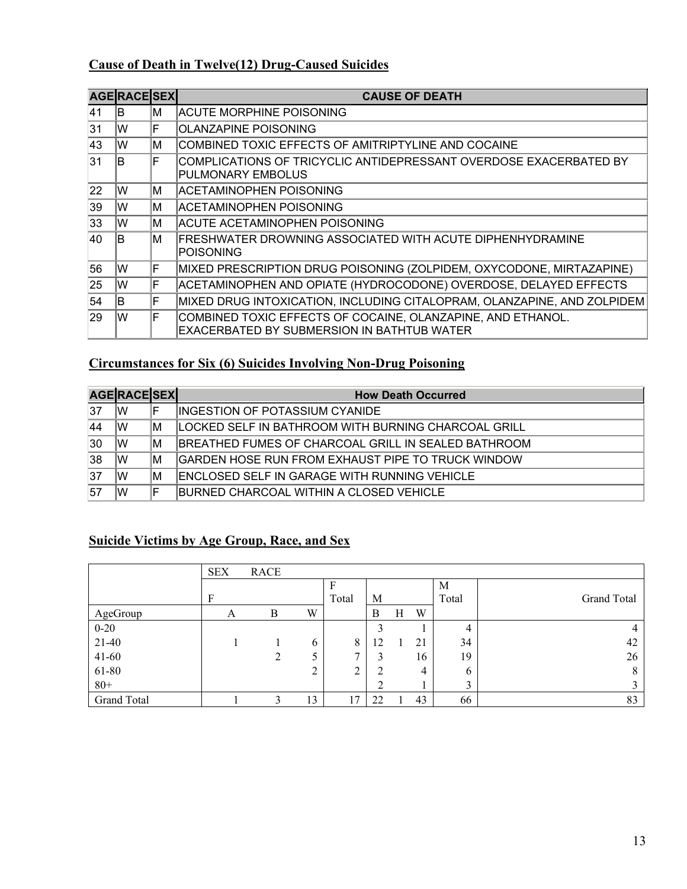## Cause of Death in Twelve(12) Drug-Caused Suicides

| AGE | RACE | SEX | CAUSE OF DEATH |
|---|---|---|---|
| 41 | B | M | ACUTE MORPHINE POISONING |
| 31 | W | F | OLANZAPINE POISONING |
| 43 | W | M | COMBINED TOXIC EFFECTS OF AMITRIPTYLINE AND COCAINE |
| 31 | B | F | COMPLICATIONS OF TRICYCLIC ANTIDEPRESSANT OVERDOSE EXACERBATED BY PULMONARY EMBOLUS |
| 22 | W | M | ACETAMINOPHEN POISONING |
| 39 | W | M | ACETAMINOPHEN POISONING |
| 33 | W | M | ACUTE ACETAMINOPHEN POISONING |
| 40 | B | M | FRESHWATER DROWNING ASSOCIATED WITH ACUTE DIPHENHYDRAMINE POISONING |
| 56 | W | F | MIXED PRESCRIPTION DRUG POISONING (ZOLPIDEM, OXYCODONE, MIRTAZAPINE) |
| 25 | W | F | ACETAMINOPHEN AND OPIATE (HYDROCODONE) OVERDOSE, DELAYED EFFECTS |
| 54 | B | F | MIXED DRUG INTOXICATION, INCLUDING CITALOPRAM, OLANZAPINE, AND ZOLPIDEM |
| 29 | W | F | COMBINED TOXIC EFFECTS OF COCAINE, OLANZAPINE, AND ETHANOL. EXACERBATED BY SUBMERSION IN BATHTUB WATER |

## Circumstances for Six (6) Suicides Involving Non-Drug Poisoning

| AGE | RACE | SEX | How Death Occurred |
|---|---|---|---|
| 37 | W | F | INGESTION OF POTASSIUM CYANIDE |
| 44 | W | M | LOCKED SELF IN BATHROOM WITH BURNING CHARCOAL GRILL |
| 30 | W | M | BREATHED FUMES OF CHARCOAL GRILL IN SEALED BATHROOM |
| 38 | W | M | GARDEN HOSE RUN FROM EXHAUST PIPE TO TRUCK WINDOW |
| 37 | W | M | ENCLOSED SELF IN GARAGE WITH RUNNING VEHICLE |
| 57 | W | F | BURNED CHARCOAL WITHIN A CLOSED VEHICLE |

## Suicide Victims by Age Group, Race, and Sex

| | SEX RACE | | | | | | | | |
|---|---|---|---|---|---|---|---|---|---|
| | F | | | F Total | M | | | M Total | Grand Total |
| AgeGroup | A | B | W | | B | H | W | | |
| 0-20 | | | | | 3 | | 1 | 4 | 4 |
| 21-40 | 1 | 1 | 6 | 8 | 12 | 1 | 21 | 34 | 42 |
| 41-60 | | 2 | 5 | 7 | 3 | | 16 | 19 | 26 |
| 61-80 | | | 2 | 2 | 2 | | 4 | 6 | 8 |
| 80+ | | | | | 2 | | 1 | 3 | 3 |
| Grand Total | 1 | 3 | 13 | 17 | 22 | 1 | 43 | 66 | 83 |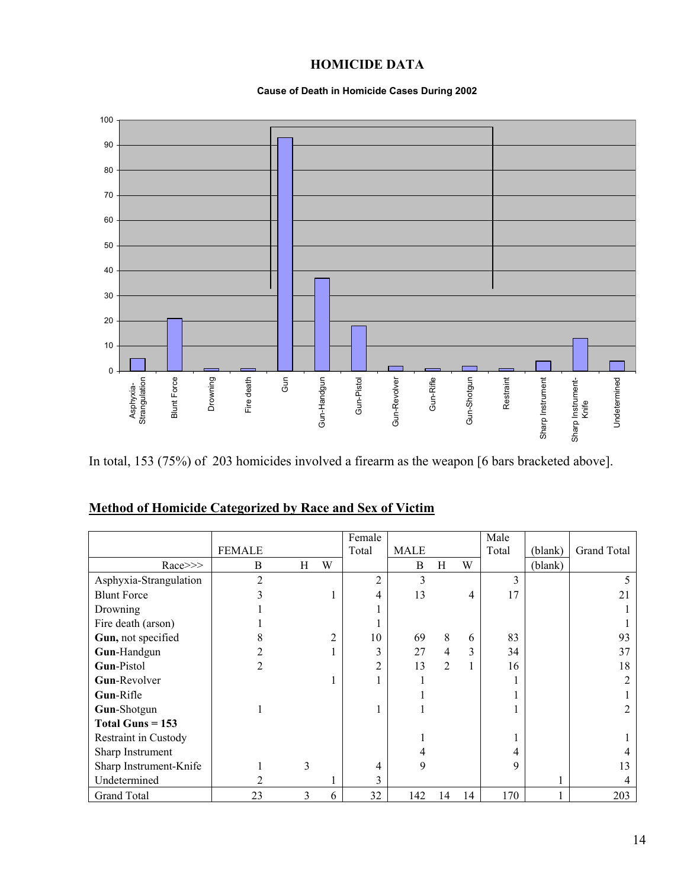# HOMICIDE DATA

**Cause of Death in Homicide Cases During 2002**

In total, 153 (75%) of 203 homicides involved a firearm as the weapon [6 bars bracketed above].

## Method of Homicide Categorized by Race and Sex of Victim

| | FEMALE | | | Female Total | MALE | | | Male Total | (blank) | Grand Total |
|---|---|---|---|---|---|---|---|---|---|---|
| Race>>> | B | H | W | | B | H | W | | (blank) | |
| Asphyxia-Strangulation | 2 | | | 2 | 3 | | | 3 | | 5 |
| Blunt Force | 3 | | 1 | 4 | 13 | | 4 | 17 | | 21 |
| Drowning | 1 | | | 1 | | | | | | 1 |
| Fire death (arson) | 1 | | | 1 | | | | | | 1 |
| **Gun,** not specified | 8 | | 2 | 10 | 69 | 8 | 6 | 83 | | 93 |
| **Gun**-Handgun | 2 | | 1 | 3 | 27 | 4 | 3 | 34 | | 37 |
| **Gun**-Pistol | 2 | | | 2 | 13 | 2 | 1 | 16 | | 18 |
| **Gun**-Revolver | | | 1 | 1 | 1 | | | 1 | | 2 |
| **Gun**-Rifle | | | | | 1 | | | 1 | | 1 |
| **Gun**-Shotgun | 1 | | | 1 | 1 | | | 1 | | 2 |
| **Total Guns = 153** | | | | | | | | | | |
| Restraint in Custody | | | | | 1 | | | 1 | | 1 |
| Sharp Instrument | | | | | 4 | | | 4 | | 4 |
| Sharp Instrument-Knife | 1 | 3 | | 4 | 9 | | | 9 | | 13 |
| Undetermined | 2 | | 1 | 3 | | | | | 1 | 4 |
| Grand Total | 23 | 3 | 6 | 32 | 142 | 14 | 14 | 170 | 1 | 203 |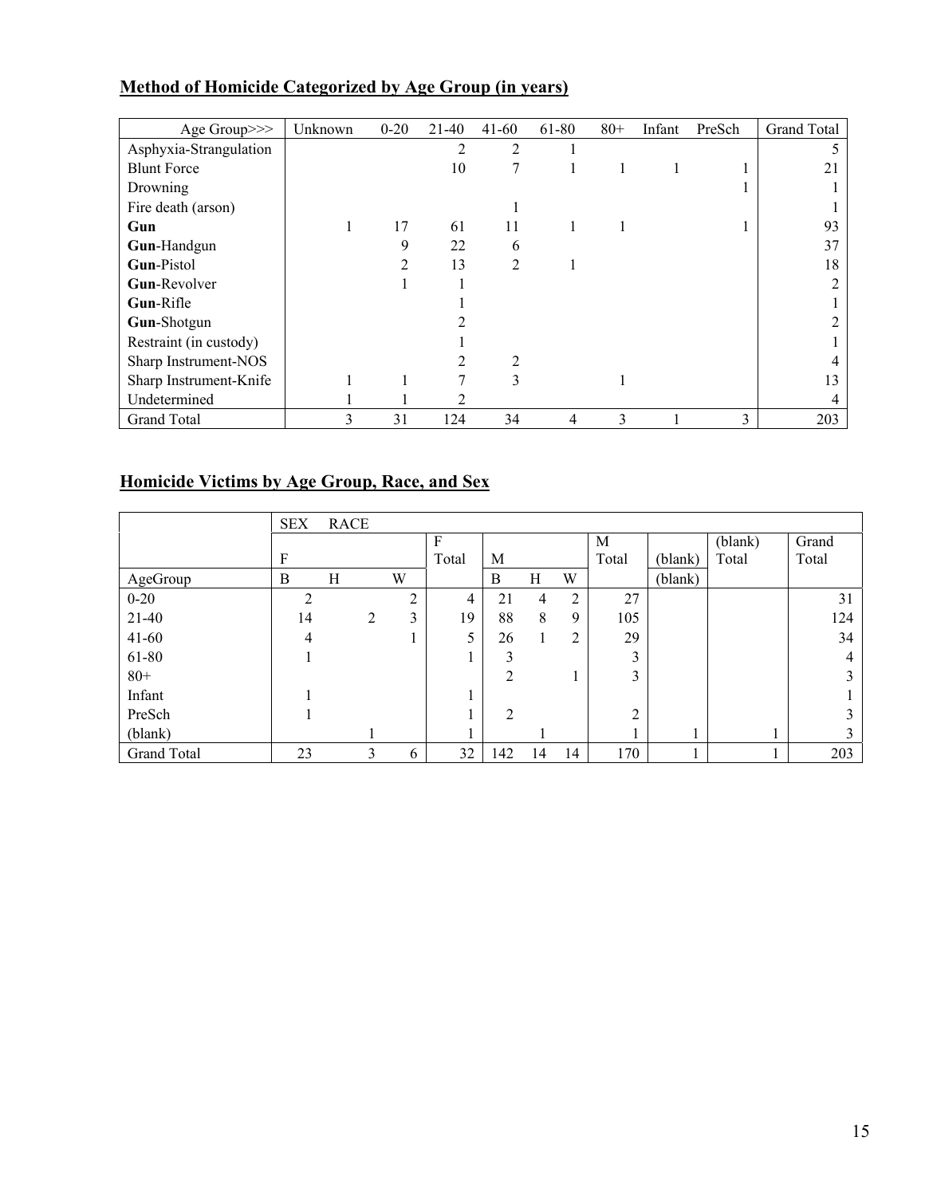## Method of Homicide Categorized by Age Group (in years)

| Age Group>>> | Unknown | 0-20 | 21-40 | 41-60 | 61-80 | 80+ | Infant | PreSch | Grand Total |
|---|---|---|---|---|---|---|---|---|---|
| Asphyxia-Strangulation | | | 2 | 2 | 1 | | | | 5 |
| Blunt Force | | | 10 | 7 | 1 | 1 | 1 | 1 | 21 |
| Drowning | | | | | | | | 1 | 1 |
| Fire death (arson) | | | | 1 | | | | | 1 |
| **Gun** | 1 | 17 | 61 | 11 | 1 | 1 | | 1 | 93 |
| **Gun**-Handgun | | 9 | 22 | 6 | | | | | 37 |
| **Gun**-Pistol | | 2 | 13 | 2 | 1 | | | | 18 |
| **Gun**-Revolver | | 1 | 1 | | | | | | 2 |
| **Gun**-Rifle | | | 1 | | | | | | 1 |
| **Gun**-Shotgun | | | 2 | | | | | | 2 |
| Restraint (in custody) | | | 1 | | | | | | 1 |
| Sharp Instrument-NOS | | | 2 | 2 | | | | | 4 |
| Sharp Instrument-Knife | 1 | 1 | 7 | 3 | | 1 | | | 13 |
| Undetermined | 1 | 1 | 2 | | | | | | 4 |
| Grand Total | 3 | 31 | 124 | 34 | 4 | 3 | 1 | 3 | 203 |

## Homicide Victims by Age Group, Race, and Sex

| | SEX | RACE | | | | | | | | | |
|---|---|---|---|---|---|---|---|---|---|---|---|
| | F | | | F Total | M | | | M Total | (blank) | (blank) Total | Grand Total |
| AgeGroup | B | H | W | | B | H | W | | (blank) | | |
| 0-20 | 2 | | 2 | 4 | 21 | 4 | 2 | 27 | | | 31 |
| 21-40 | 14 | 2 | 3 | 19 | 88 | 8 | 9 | 105 | | | 124 |
| 41-60 | 4 | | 1 | 5 | 26 | 1 | 2 | 29 | | | 34 |
| 61-80 | 1 | | | 1 | 3 | | | 3 | | | 4 |
| 80+ | | | | | 2 | | 1 | 3 | | | 3 |
| Infant | 1 | | | 1 | | | | | | | 1 |
| PreSch | 1 | | | 1 | 2 | | | 2 | | | 3 |
| (blank) | | 1 | | 1 | | 1 | | 1 | 1 | 1 | 3 |
| Grand Total | 23 | 3 | 6 | 32 | 142 | 14 | 14 | 170 | 1 | 1 | 203 |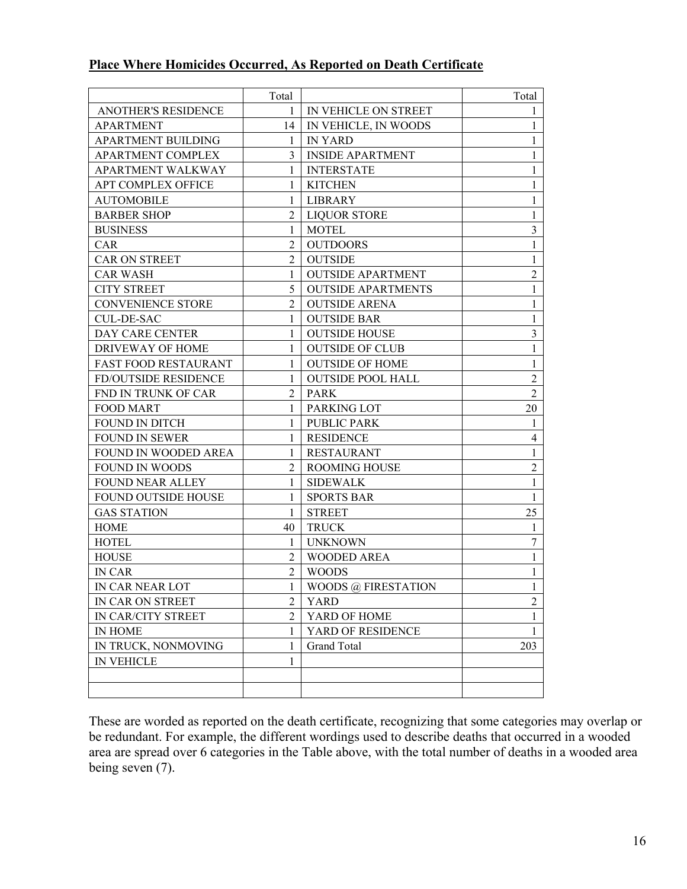**Place Where Homicides Occurred, As Reported on Death Certificate**

| | Total | | Total |
|---|---|---|---|
| ANOTHER'S RESIDENCE | 1 | IN VEHICLE ON STREET | 1 |
| APARTMENT | 14 | IN VEHICLE, IN WOODS | 1 |
| APARTMENT BUILDING | 1 | IN YARD | 1 |
| APARTMENT COMPLEX | 3 | INSIDE APARTMENT | 1 |
| APARTMENT WALKWAY | 1 | INTERSTATE | 1 |
| APT COMPLEX OFFICE | 1 | KITCHEN | 1 |
| AUTOMOBILE | 1 | LIBRARY | 1 |
| BARBER SHOP | 2 | LIQUOR STORE | 1 |
| BUSINESS | 1 | MOTEL | 3 |
| CAR | 2 | OUTDOORS | 1 |
| CAR ON STREET | 2 | OUTSIDE | 1 |
| CAR WASH | 1 | OUTSIDE APARTMENT | 2 |
| CITY STREET | 5 | OUTSIDE APARTMENTS | 1 |
| CONVENIENCE STORE | 2 | OUTSIDE ARENA | 1 |
| CUL-DE-SAC | 1 | OUTSIDE BAR | 1 |
| DAY CARE CENTER | 1 | OUTSIDE HOUSE | 3 |
| DRIVEWAY OF HOME | 1 | OUTSIDE OF CLUB | 1 |
| FAST FOOD RESTAURANT | 1 | OUTSIDE OF HOME | 1 |
| FD/OUTSIDE RESIDENCE | 1 | OUTSIDE POOL HALL | 2 |
| FND IN TRUNK OF CAR | 2 | PARK | 2 |
| FOOD MART | 1 | PARKING LOT | 20 |
| FOUND IN DITCH | 1 | PUBLIC PARK | 1 |
| FOUND IN SEWER | 1 | RESIDENCE | 4 |
| FOUND IN WOODED AREA | 1 | RESTAURANT | 1 |
| FOUND IN WOODS | 2 | ROOMING HOUSE | 2 |
| FOUND NEAR ALLEY | 1 | SIDEWALK | 1 |
| FOUND OUTSIDE HOUSE | 1 | SPORTS BAR | 1 |
| GAS STATION | 1 | STREET | 25 |
| HOME | 40 | TRUCK | 1 |
| HOTEL | 1 | UNKNOWN | 7 |
| HOUSE | 2 | WOODED AREA | 1 |
| IN CAR | 2 | WOODS | 1 |
| IN CAR NEAR LOT | 1 | WOODS @ FIRESTATION | 1 |
| IN CAR ON STREET | 2 | YARD | 2 |
| IN CAR/CITY STREET | 2 | YARD OF HOME | 1 |
| IN HOME | 1 | YARD OF RESIDENCE | 1 |
| IN TRUCK, NONMOVING | 1 | Grand Total | 203 |
| IN VEHICLE | 1 | | |
| | | | |
| | | | |

These are worded as reported on the death certificate, recognizing that some categories may overlap or be redundant. For example, the different wordings used to describe deaths that occurred in a wooded area are spread over 6 categories in the Table above, with the total number of deaths in a wooded area being seven (7).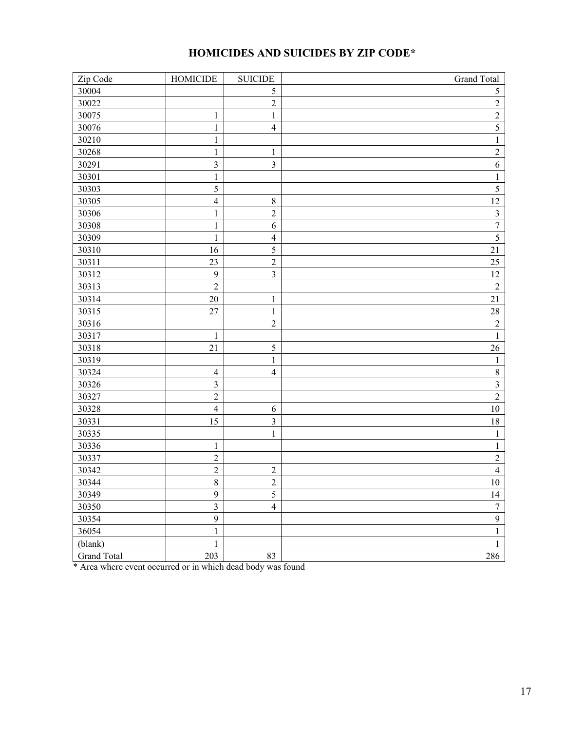# HOMICIDES AND SUICIDES BY ZIP CODE*

| Zip Code | HOMICIDE | SUICIDE | Grand Total |
|---|---|---|---|
| 30004 | | 5 | 5 |
| 30022 | | 2 | 2 |
| 30075 | 1 | 1 | 2 |
| 30076 | 1 | 4 | 5 |
| 30210 | 1 | | 1 |
| 30268 | 1 | 1 | 2 |
| 30291 | 3 | 3 | 6 |
| 30301 | 1 | | 1 |
| 30303 | 5 | | 5 |
| 30305 | 4 | 8 | 12 |
| 30306 | 1 | 2 | 3 |
| 30308 | 1 | 6 | 7 |
| 30309 | 1 | 4 | 5 |
| 30310 | 16 | 5 | 21 |
| 30311 | 23 | 2 | 25 |
| 30312 | 9 | 3 | 12 |
| 30313 | 2 | | 2 |
| 30314 | 20 | 1 | 21 |
| 30315 | 27 | 1 | 28 |
| 30316 | | 2 | 2 |
| 30317 | 1 | | 1 |
| 30318 | 21 | 5 | 26 |
| 30319 | | 1 | 1 |
| 30324 | 4 | 4 | 8 |
| 30326 | 3 | | 3 |
| 30327 | 2 | | 2 |
| 30328 | 4 | 6 | 10 |
| 30331 | 15 | 3 | 18 |
| 30335 | | 1 | 1 |
| 30336 | 1 | | 1 |
| 30337 | 2 | | 2 |
| 30342 | 2 | 2 | 4 |
| 30344 | 8 | 2 | 10 |
| 30349 | 9 | 5 | 14 |
| 30350 | 3 | 4 | 7 |
| 30354 | 9 | | 9 |
| 36054 | 1 | | 1 |
| (blank) | 1 | | 1 |
| Grand Total | 203 | 83 | 286 |

* Area where event occurred or in which dead body was found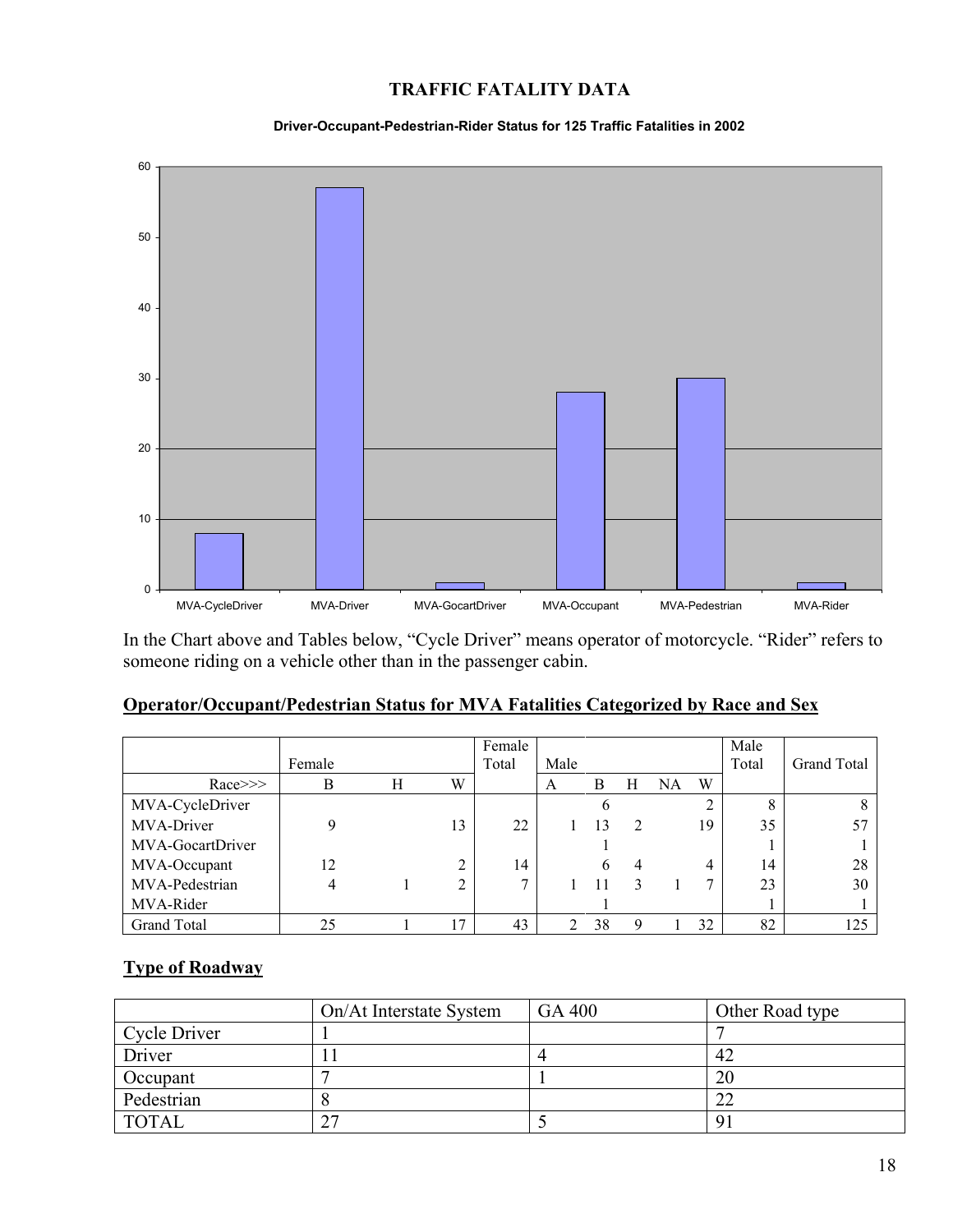# TRAFFIC FATALITY DATA

**Driver-Occupant-Pedestrian-Rider Status for 125 Traffic Fatalities in 2002**

In the Chart above and Tables below, "Cycle Driver" means operator of motorcycle. "Rider" refers to someone riding on a vehicle other than in the passenger cabin.

## Operator/Occupant/Pedestrian Status for MVA Fatalities Categorized by Race and Sex

| | Female | | | Female Total | Male | | | | | Male Total | Grand Total |
|---|---|---|---|---|---|---|---|---|---|---|---|
| Race>>> | B | H | W | | A | B | H | NA | W | | |
| MVA-CycleDriver | | | | | | 6 | | | 2 | 8 | 8 |
| MVA-Driver | 9 | | 13 | 22 | 1 | 13 | 2 | | 19 | 35 | 57 |
| MVA-GocartDriver | | | | | | 1 | | | | 1 | 1 |
| MVA-Occupant | 12 | | 2 | 14 | | 6 | 4 | | 4 | 14 | 28 |
| MVA-Pedestrian | 4 | 1 | 2 | 7 | 1 | 11 | 3 | 1 | 7 | 23 | 30 |
| MVA-Rider | | | | | | 1 | | | | 1 | 1 |
| Grand Total | 25 | 1 | 17 | 43 | 2 | 38 | 9 | 1 | 32 | 82 | 125 |

## Type of Roadway

| | On/At Interstate System | GA 400 | Other Road type |
|---|---|---|---|
| Cycle Driver | 1 | | 7 |
| Driver | 11 | 4 | 42 |
| Occupant | 7 | 1 | 20 |
| Pedestrian | 8 | | 22 |
| TOTAL | 27 | 5 | 91 |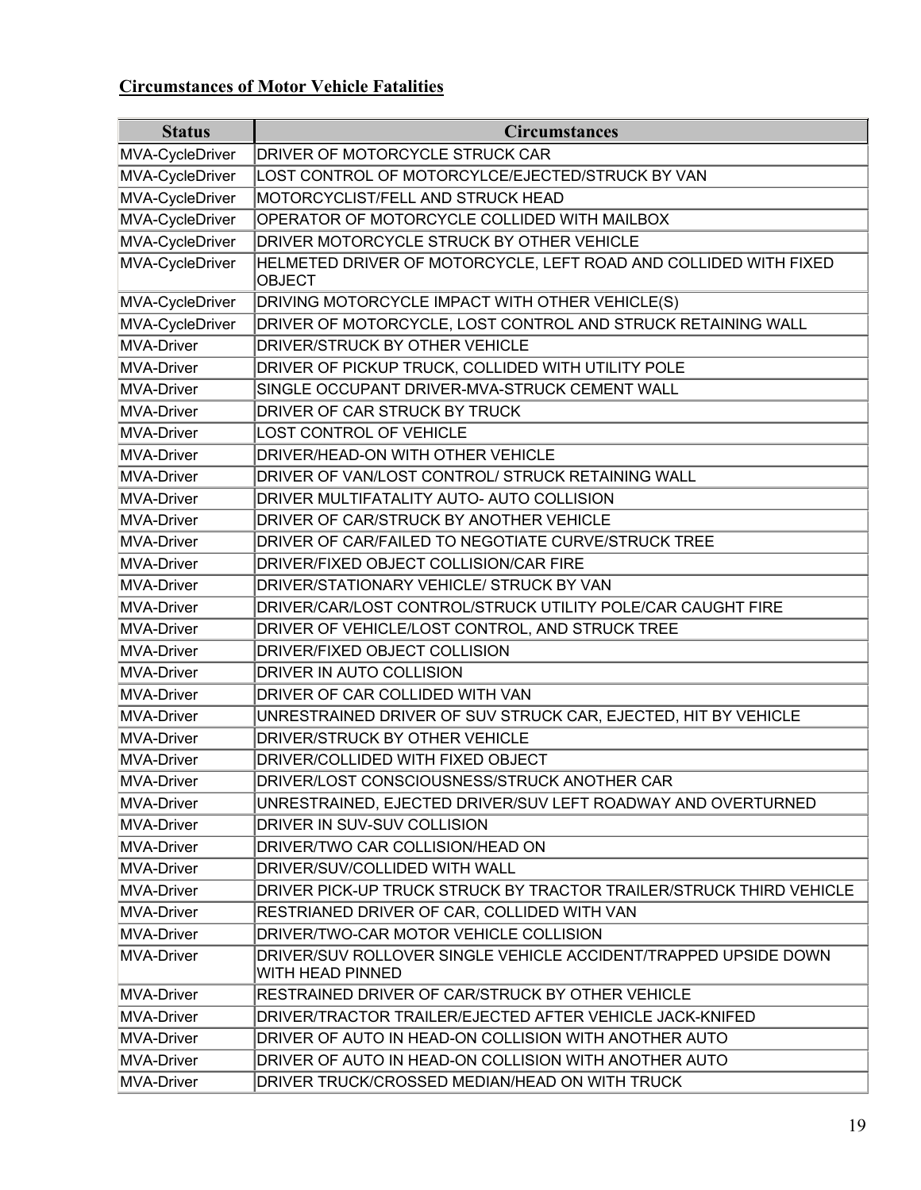**Circumstances of Motor Vehicle Fatalities**

| Status | Circumstances |
|---|---|
| MVA-CycleDriver | DRIVER OF MOTORCYCLE STRUCK CAR |
| MVA-CycleDriver | LOST CONTROL OF MOTORCYLCE/EJECTED/STRUCK BY VAN |
| MVA-CycleDriver | MOTORCYCLIST/FELL AND STRUCK HEAD |
| MVA-CycleDriver | OPERATOR OF MOTORCYCLE COLLIDED WITH MAILBOX |
| MVA-CycleDriver | DRIVER MOTORCYCLE STRUCK BY OTHER VEHICLE |
| MVA-CycleDriver | HELMETED DRIVER OF MOTORCYCLE, LEFT ROAD AND COLLIDED WITH FIXED OBJECT |
| MVA-CycleDriver | DRIVING MOTORCYCLE IMPACT WITH OTHER VEHICLE(S) |
| MVA-CycleDriver | DRIVER OF MOTORCYCLE, LOST CONTROL AND STRUCK RETAINING WALL |
| MVA-Driver | DRIVER/STRUCK BY OTHER VEHICLE |
| MVA-Driver | DRIVER OF PICKUP TRUCK, COLLIDED WITH UTILITY POLE |
| MVA-Driver | SINGLE OCCUPANT DRIVER-MVA-STRUCK CEMENT WALL |
| MVA-Driver | DRIVER OF CAR STRUCK BY TRUCK |
| MVA-Driver | LOST CONTROL OF VEHICLE |
| MVA-Driver | DRIVER/HEAD-ON WITH OTHER VEHICLE |
| MVA-Driver | DRIVER OF VAN/LOST CONTROL/ STRUCK RETAINING WALL |
| MVA-Driver | DRIVER MULTIFATALITY AUTO- AUTO COLLISION |
| MVA-Driver | DRIVER OF CAR/STRUCK BY ANOTHER VEHICLE |
| MVA-Driver | DRIVER OF CAR/FAILED TO NEGOTIATE CURVE/STRUCK TREE |
| MVA-Driver | DRIVER/FIXED OBJECT COLLISION/CAR FIRE |
| MVA-Driver | DRIVER/STATIONARY VEHICLE/ STRUCK BY VAN |
| MVA-Driver | DRIVER/CAR/LOST CONTROL/STRUCK UTILITY POLE/CAR CAUGHT FIRE |
| MVA-Driver | DRIVER OF VEHICLE/LOST CONTROL, AND STRUCK TREE |
| MVA-Driver | DRIVER/FIXED OBJECT COLLISION |
| MVA-Driver | DRIVER IN AUTO COLLISION |
| MVA-Driver | DRIVER OF CAR COLLIDED WITH VAN |
| MVA-Driver | UNRESTRAINED DRIVER OF SUV STRUCK CAR, EJECTED, HIT BY VEHICLE |
| MVA-Driver | DRIVER/STRUCK BY OTHER VEHICLE |
| MVA-Driver | DRIVER/COLLIDED WITH FIXED OBJECT |
| MVA-Driver | DRIVER/LOST CONSCIOUSNESS/STRUCK ANOTHER CAR |
| MVA-Driver | UNRESTRAINED, EJECTED DRIVER/SUV LEFT ROADWAY AND OVERTURNED |
| MVA-Driver | DRIVER IN SUV-SUV COLLISION |
| MVA-Driver | DRIVER/TWO CAR COLLISION/HEAD ON |
| MVA-Driver | DRIVER/SUV/COLLIDED WITH WALL |
| MVA-Driver | DRIVER PICK-UP TRUCK STRUCK BY TRACTOR TRAILER/STRUCK THIRD VEHICLE |
| MVA-Driver | RESTRIANED DRIVER OF CAR, COLLIDED WITH VAN |
| MVA-Driver | DRIVER/TWO-CAR MOTOR VEHICLE COLLISION |
| MVA-Driver | DRIVER/SUV ROLLOVER SINGLE VEHICLE ACCIDENT/TRAPPED UPSIDE DOWN WITH HEAD PINNED |
| MVA-Driver | RESTRAINED DRIVER OF CAR/STRUCK BY OTHER VEHICLE |
| MVA-Driver | DRIVER/TRACTOR TRAILER/EJECTED AFTER VEHICLE JACK-KNIFED |
| MVA-Driver | DRIVER OF AUTO IN HEAD-ON COLLISION WITH ANOTHER AUTO |
| MVA-Driver | DRIVER OF AUTO IN HEAD-ON COLLISION WITH ANOTHER AUTO |
| MVA-Driver | DRIVER TRUCK/CROSSED MEDIAN/HEAD ON WITH TRUCK |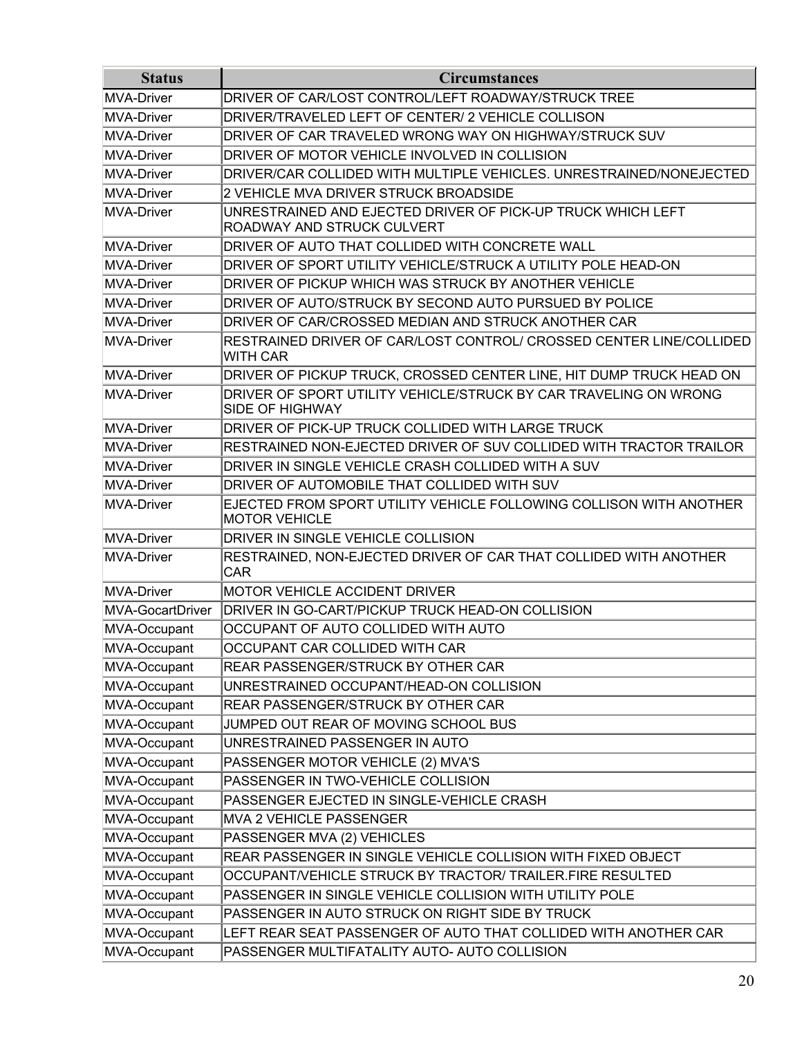| Status | Circumstances |
|---|---|
| MVA-Driver | DRIVER OF CAR/LOST CONTROL/LEFT ROADWAY/STRUCK TREE |
| MVA-Driver | DRIVER/TRAVELED LEFT OF CENTER/ 2 VEHICLE COLLISON |
| MVA-Driver | DRIVER OF CAR TRAVELED WRONG WAY ON HIGHWAY/STRUCK SUV |
| MVA-Driver | DRIVER OF MOTOR VEHICLE INVOLVED IN COLLISION |
| MVA-Driver | DRIVER/CAR COLLIDED WITH MULTIPLE VEHICLES. UNRESTRAINED/NONEJECTED |
| MVA-Driver | 2 VEHICLE MVA DRIVER STRUCK BROADSIDE |
| MVA-Driver | UNRESTRAINED AND EJECTED DRIVER OF PICK-UP TRUCK WHICH LEFT ROADWAY AND STRUCK CULVERT |
| MVA-Driver | DRIVER OF AUTO THAT COLLIDED WITH CONCRETE WALL |
| MVA-Driver | DRIVER OF SPORT UTILITY VEHICLE/STRUCK A UTILITY POLE HEAD-ON |
| MVA-Driver | DRIVER OF PICKUP WHICH WAS STRUCK BY ANOTHER VEHICLE |
| MVA-Driver | DRIVER OF AUTO/STRUCK BY SECOND AUTO PURSUED BY POLICE |
| MVA-Driver | DRIVER OF CAR/CROSSED MEDIAN AND STRUCK ANOTHER CAR |
| MVA-Driver | RESTRAINED DRIVER OF CAR/LOST CONTROL/ CROSSED CENTER LINE/COLLIDED WITH CAR |
| MVA-Driver | DRIVER OF PICKUP TRUCK, CROSSED CENTER LINE, HIT DUMP TRUCK HEAD ON |
| MVA-Driver | DRIVER OF SPORT UTILITY VEHICLE/STRUCK BY CAR TRAVELING ON WRONG SIDE OF HIGHWAY |
| MVA-Driver | DRIVER OF PICK-UP TRUCK COLLIDED WITH LARGE TRUCK |
| MVA-Driver | RESTRAINED NON-EJECTED DRIVER OF SUV COLLIDED WITH TRACTOR TRAILOR |
| MVA-Driver | DRIVER IN SINGLE VEHICLE CRASH COLLIDED WITH A SUV |
| MVA-Driver | DRIVER OF AUTOMOBILE THAT COLLIDED WITH SUV |
| MVA-Driver | EJECTED FROM SPORT UTILITY VEHICLE FOLLOWING COLLISON WITH ANOTHER MOTOR VEHICLE |
| MVA-Driver | DRIVER IN SINGLE VEHICLE COLLISION |
| MVA-Driver | RESTRAINED, NON-EJECTED DRIVER OF CAR THAT COLLIDED WITH ANOTHER CAR |
| MVA-Driver | MOTOR VEHICLE ACCIDENT DRIVER |
| MVA-GocartDriver | DRIVER IN GO-CART/PICKUP TRUCK HEAD-ON COLLISION |
| MVA-Occupant | OCCUPANT OF AUTO COLLIDED WITH AUTO |
| MVA-Occupant | OCCUPANT CAR COLLIDED WITH CAR |
| MVA-Occupant | REAR PASSENGER/STRUCK BY OTHER CAR |
| MVA-Occupant | UNRESTRAINED OCCUPANT/HEAD-ON COLLISION |
| MVA-Occupant | REAR PASSENGER/STRUCK BY OTHER CAR |
| MVA-Occupant | JUMPED OUT REAR OF MOVING SCHOOL BUS |
| MVA-Occupant | UNRESTRAINED PASSENGER IN AUTO |
| MVA-Occupant | PASSENGER MOTOR VEHICLE (2) MVA'S |
| MVA-Occupant | PASSENGER IN TWO-VEHICLE COLLISION |
| MVA-Occupant | PASSENGER EJECTED IN SINGLE-VEHICLE CRASH |
| MVA-Occupant | MVA 2 VEHICLE PASSENGER |
| MVA-Occupant | PASSENGER MVA (2) VEHICLES |
| MVA-Occupant | REAR PASSENGER IN SINGLE VEHICLE COLLISION WITH FIXED OBJECT |
| MVA-Occupant | OCCUPANT/VEHICLE STRUCK BY TRACTOR/ TRAILER.FIRE RESULTED |
| MVA-Occupant | PASSENGER IN SINGLE VEHICLE COLLISION WITH UTILITY POLE |
| MVA-Occupant | PASSENGER IN AUTO STRUCK ON RIGHT SIDE BY TRUCK |
| MVA-Occupant | LEFT REAR SEAT PASSENGER OF AUTO THAT COLLIDED WITH ANOTHER CAR |
| MVA-Occupant | PASSENGER MULTIFATALITY AUTO- AUTO COLLISION |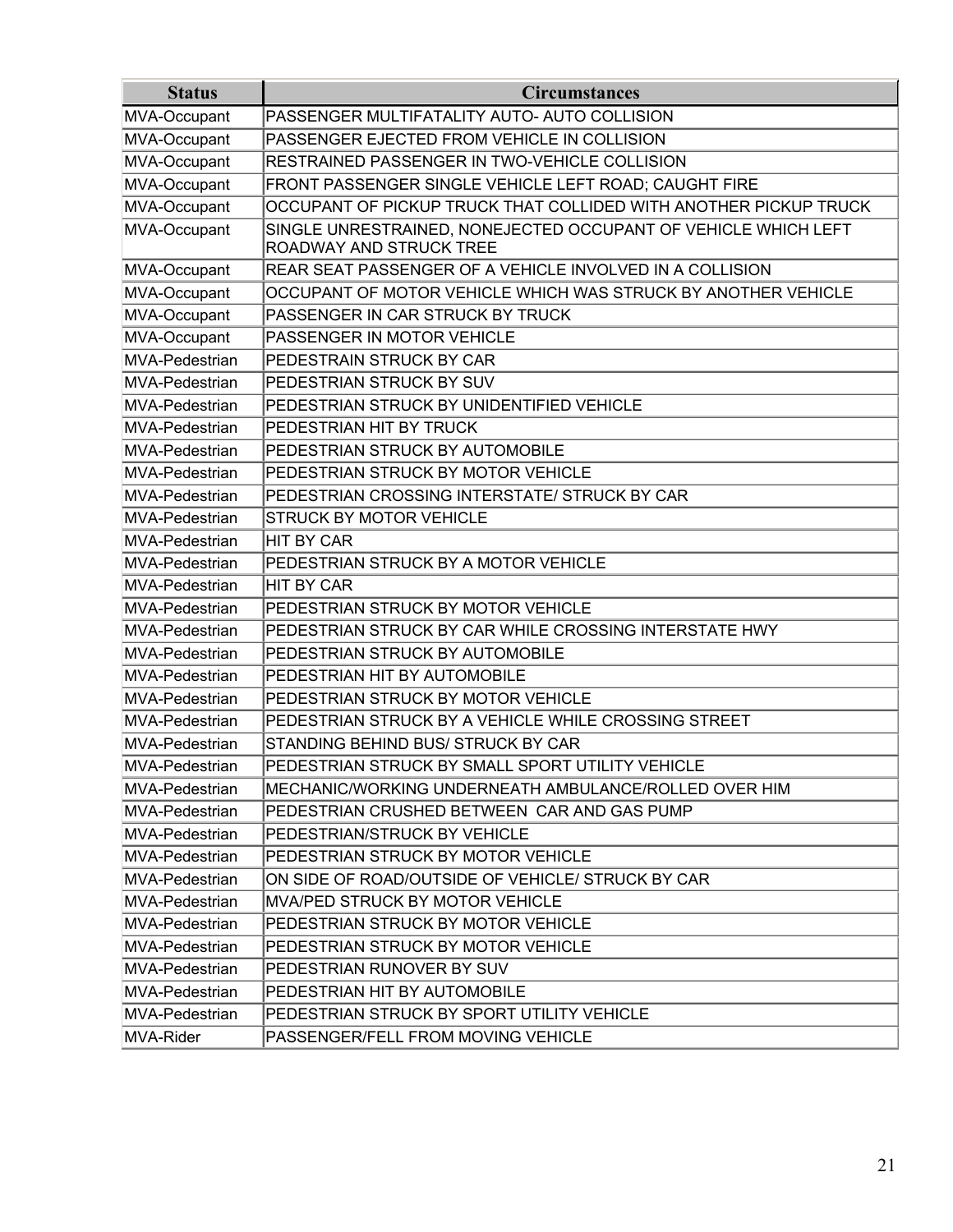| Status | Circumstances |
|---|---|
| MVA-Occupant | PASSENGER MULTIFATALITY AUTO- AUTO COLLISION |
| MVA-Occupant | PASSENGER EJECTED FROM VEHICLE IN COLLISION |
| MVA-Occupant | RESTRAINED PASSENGER IN TWO-VEHICLE COLLISION |
| MVA-Occupant | FRONT PASSENGER SINGLE VEHICLE LEFT ROAD; CAUGHT FIRE |
| MVA-Occupant | OCCUPANT OF PICKUP TRUCK THAT COLLIDED WITH ANOTHER PICKUP TRUCK |
| MVA-Occupant | SINGLE UNRESTRAINED, NONEJECTED OCCUPANT OF VEHICLE WHICH LEFT ROADWAY AND STRUCK TREE |
| MVA-Occupant | REAR SEAT PASSENGER OF A VEHICLE INVOLVED IN A COLLISION |
| MVA-Occupant | OCCUPANT OF MOTOR VEHICLE WHICH WAS STRUCK BY ANOTHER VEHICLE |
| MVA-Occupant | PASSENGER IN CAR STRUCK BY TRUCK |
| MVA-Occupant | PASSENGER IN MOTOR VEHICLE |
| MVA-Pedestrian | PEDESTRAIN STRUCK BY CAR |
| MVA-Pedestrian | PEDESTRIAN STRUCK BY SUV |
| MVA-Pedestrian | PEDESTRIAN STRUCK BY UNIDENTIFIED VEHICLE |
| MVA-Pedestrian | PEDESTRIAN HIT BY TRUCK |
| MVA-Pedestrian | PEDESTRIAN STRUCK BY AUTOMOBILE |
| MVA-Pedestrian | PEDESTRIAN STRUCK BY MOTOR VEHICLE |
| MVA-Pedestrian | PEDESTRIAN CROSSING INTERSTATE/ STRUCK BY CAR |
| MVA-Pedestrian | STRUCK BY MOTOR VEHICLE |
| MVA-Pedestrian | HIT BY CAR |
| MVA-Pedestrian | PEDESTRIAN STRUCK BY A MOTOR VEHICLE |
| MVA-Pedestrian | HIT BY CAR |
| MVA-Pedestrian | PEDESTRIAN STRUCK BY MOTOR VEHICLE |
| MVA-Pedestrian | PEDESTRIAN STRUCK BY CAR WHILE CROSSING INTERSTATE HWY |
| MVA-Pedestrian | PEDESTRIAN STRUCK BY AUTOMOBILE |
| MVA-Pedestrian | PEDESTRIAN HIT BY AUTOMOBILE |
| MVA-Pedestrian | PEDESTRIAN STRUCK BY MOTOR VEHICLE |
| MVA-Pedestrian | PEDESTRIAN STRUCK BY A VEHICLE WHILE CROSSING STREET |
| MVA-Pedestrian | STANDING BEHIND BUS/ STRUCK BY CAR |
| MVA-Pedestrian | PEDESTRIAN STRUCK BY SMALL SPORT UTILITY VEHICLE |
| MVA-Pedestrian | MECHANIC/WORKING UNDERNEATH AMBULANCE/ROLLED OVER HIM |
| MVA-Pedestrian | PEDESTRIAN CRUSHED BETWEEN CAR AND GAS PUMP |
| MVA-Pedestrian | PEDESTRIAN/STRUCK BY VEHICLE |
| MVA-Pedestrian | PEDESTRIAN STRUCK BY MOTOR VEHICLE |
| MVA-Pedestrian | ON SIDE OF ROAD/OUTSIDE OF VEHICLE/ STRUCK BY CAR |
| MVA-Pedestrian | MVA/PED STRUCK BY MOTOR VEHICLE |
| MVA-Pedestrian | PEDESTRIAN STRUCK BY MOTOR VEHICLE |
| MVA-Pedestrian | PEDESTRIAN STRUCK BY MOTOR VEHICLE |
| MVA-Pedestrian | PEDESTRIAN RUNOVER BY SUV |
| MVA-Pedestrian | PEDESTRIAN HIT BY AUTOMOBILE |
| MVA-Pedestrian | PEDESTRIAN STRUCK BY SPORT UTILITY VEHICLE |
| MVA-Rider | PASSENGER/FELL FROM MOVING VEHICLE |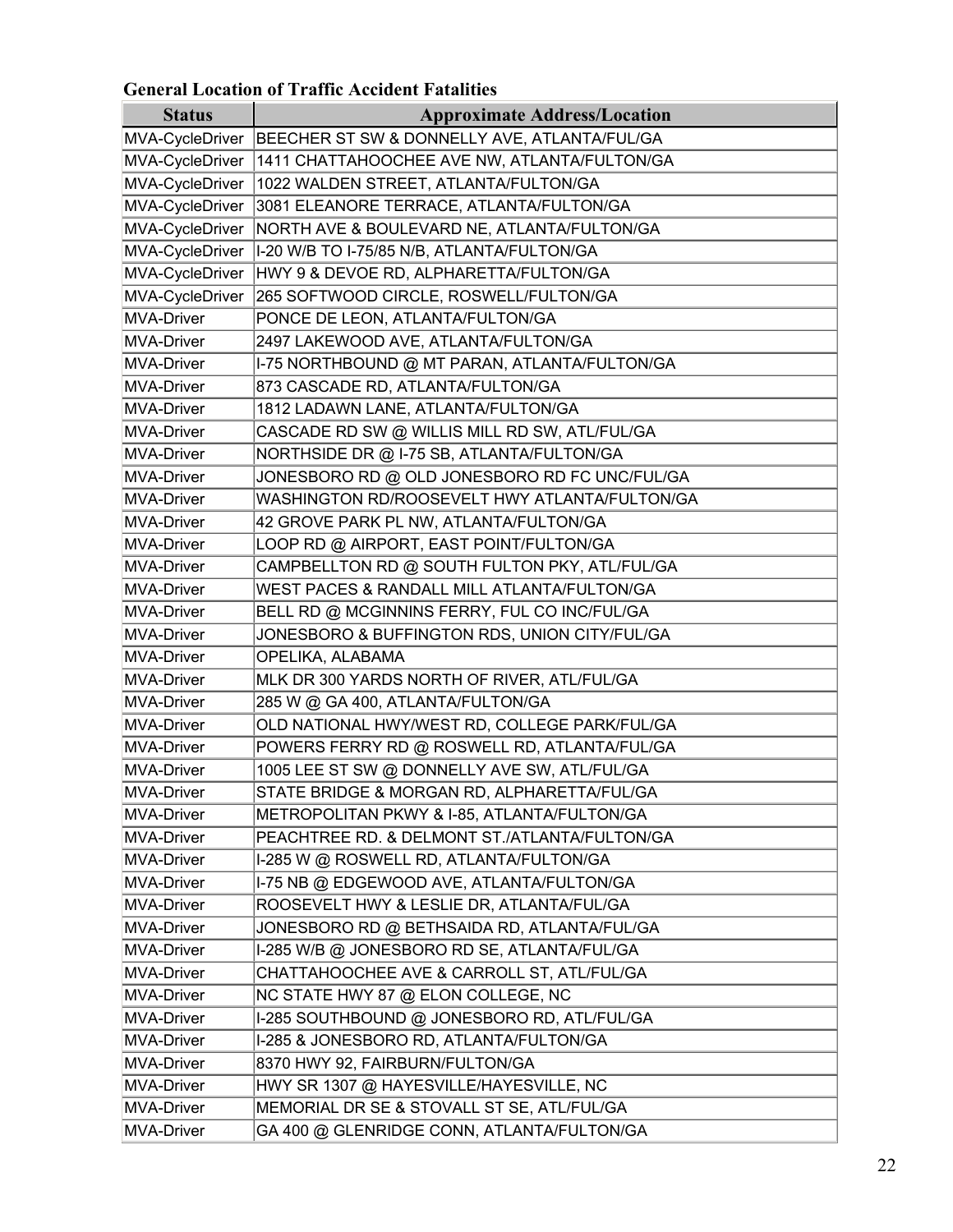**General Location of Traffic Accident Fatalities**

| Status | Approximate Address/Location |
|---|---|
| MVA-CycleDriver | BEECHER ST SW & DONNELLY AVE, ATLANTA/FUL/GA |
| MVA-CycleDriver | 1411 CHATTAHOOCHEE AVE NW, ATLANTA/FULTON/GA |
| MVA-CycleDriver | 1022 WALDEN STREET, ATLANTA/FULTON/GA |
| MVA-CycleDriver | 3081 ELEANORE TERRACE, ATLANTA/FULTON/GA |
| MVA-CycleDriver | NORTH AVE & BOULEVARD NE, ATLANTA/FULTON/GA |
| MVA-CycleDriver | I-20 W/B TO I-75/85 N/B, ATLANTA/FULTON/GA |
| MVA-CycleDriver | HWY 9 & DEVOE RD, ALPHARETTA/FULTON/GA |
| MVA-CycleDriver | 265 SOFTWOOD CIRCLE, ROSWELL/FULTON/GA |
| MVA-Driver | PONCE DE LEON, ATLANTA/FULTON/GA |
| MVA-Driver | 2497 LAKEWOOD AVE, ATLANTA/FULTON/GA |
| MVA-Driver | I-75 NORTHBOUND @ MT PARAN, ATLANTA/FULTON/GA |
| MVA-Driver | 873 CASCADE RD, ATLANTA/FULTON/GA |
| MVA-Driver | 1812 LADAWN LANE, ATLANTA/FULTON/GA |
| MVA-Driver | CASCADE RD SW @ WILLIS MILL RD SW, ATL/FUL/GA |
| MVA-Driver | NORTHSIDE DR @ I-75 SB, ATLANTA/FULTON/GA |
| MVA-Driver | JONESBORO RD @ OLD JONESBORO RD FC UNC/FUL/GA |
| MVA-Driver | WASHINGTON RD/ROOSEVELT HWY ATLANTA/FULTON/GA |
| MVA-Driver | 42 GROVE PARK PL NW, ATLANTA/FULTON/GA |
| MVA-Driver | LOOP RD @ AIRPORT, EAST POINT/FULTON/GA |
| MVA-Driver | CAMPBELLTON RD @ SOUTH FULTON PKY, ATL/FUL/GA |
| MVA-Driver | WEST PACES & RANDALL MILL ATLANTA/FULTON/GA |
| MVA-Driver | BELL RD @ MCGINNINS FERRY, FUL CO INC/FUL/GA |
| MVA-Driver | JONESBORO & BUFFINGTON RDS, UNION CITY/FUL/GA |
| MVA-Driver | OPELIKA, ALABAMA |
| MVA-Driver | MLK DR 300 YARDS NORTH OF RIVER, ATL/FUL/GA |
| MVA-Driver | 285 W @ GA 400, ATLANTA/FULTON/GA |
| MVA-Driver | OLD NATIONAL HWY/WEST RD, COLLEGE PARK/FUL/GA |
| MVA-Driver | POWERS FERRY RD @ ROSWELL RD, ATLANTA/FUL/GA |
| MVA-Driver | 1005 LEE ST SW @ DONNELLY AVE SW, ATL/FUL/GA |
| MVA-Driver | STATE BRIDGE & MORGAN RD, ALPHARETTA/FUL/GA |
| MVA-Driver | METROPOLITAN PKWY & I-85, ATLANTA/FULTON/GA |
| MVA-Driver | PEACHTREE RD. & DELMONT ST./ATLANTA/FULTON/GA |
| MVA-Driver | I-285 W @ ROSWELL RD, ATLANTA/FULTON/GA |
| MVA-Driver | I-75 NB @ EDGEWOOD AVE, ATLANTA/FULTON/GA |
| MVA-Driver | ROOSEVELT HWY & LESLIE DR, ATLANTA/FUL/GA |
| MVA-Driver | JONESBORO RD @ BETHSAIDA RD, ATLANTA/FUL/GA |
| MVA-Driver | I-285 W/B @ JONESBORO RD SE, ATLANTA/FUL/GA |
| MVA-Driver | CHATTAHOOCHEE AVE & CARROLL ST, ATL/FUL/GA |
| MVA-Driver | NC STATE HWY 87 @ ELON COLLEGE, NC |
| MVA-Driver | I-285 SOUTHBOUND @ JONESBORO RD, ATL/FUL/GA |
| MVA-Driver | I-285 & JONESBORO RD, ATLANTA/FULTON/GA |
| MVA-Driver | 8370 HWY 92, FAIRBURN/FULTON/GA |
| MVA-Driver | HWY SR 1307 @ HAYESVILLE/HAYESVILLE, NC |
| MVA-Driver | MEMORIAL DR SE & STOVALL ST SE, ATL/FUL/GA |
| MVA-Driver | GA 400 @ GLENRIDGE CONN, ATLANTA/FULTON/GA |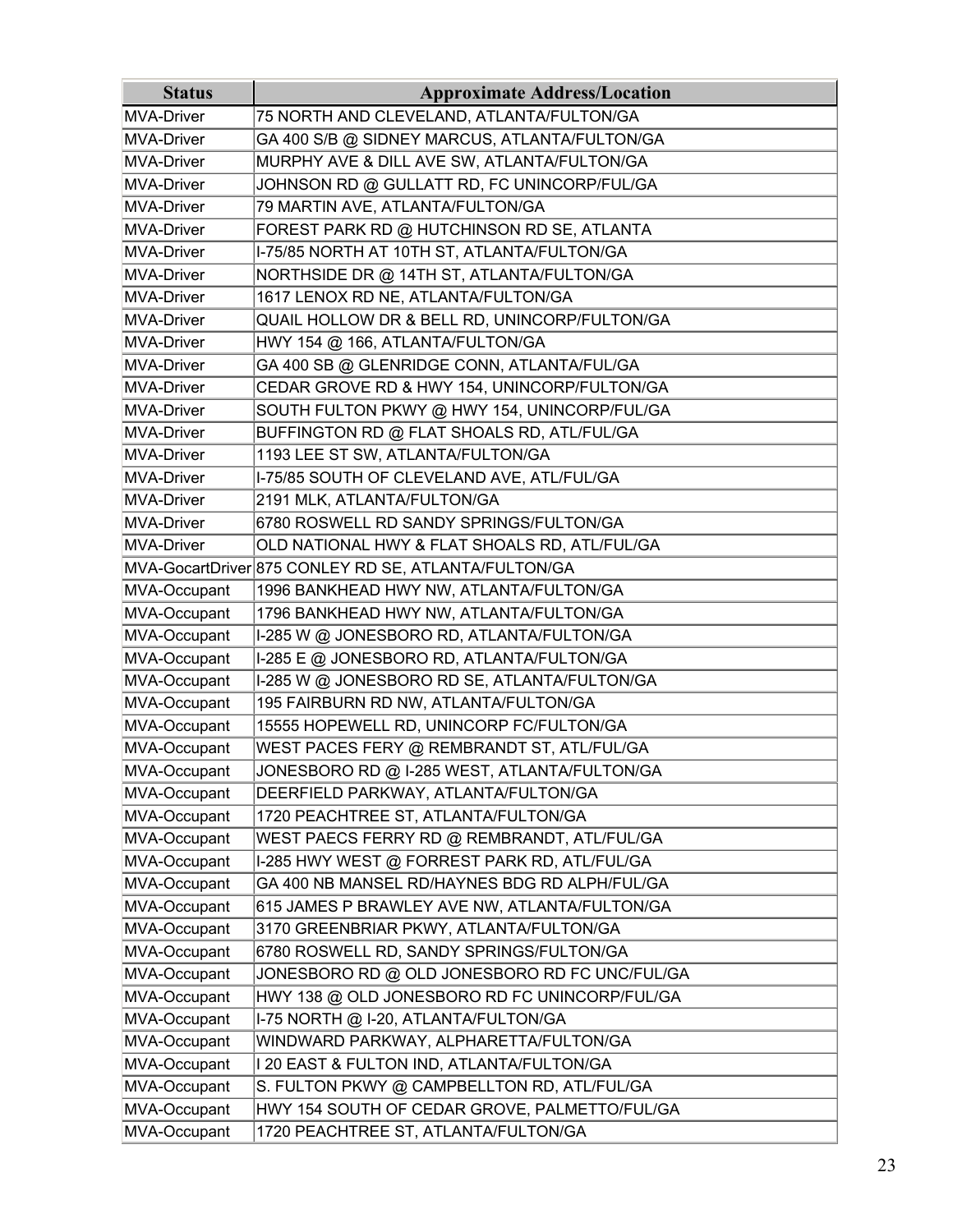| Status | Approximate Address/Location |
| --- | --- |
| MVA-Driver | 75 NORTH AND CLEVELAND, ATLANTA/FULTON/GA |
| MVA-Driver | GA 400 S/B @ SIDNEY MARCUS, ATLANTA/FULTON/GA |
| MVA-Driver | MURPHY AVE & DILL AVE SW, ATLANTA/FULTON/GA |
| MVA-Driver | JOHNSON RD @ GULLATT RD, FC UNINCORP/FUL/GA |
| MVA-Driver | 79 MARTIN AVE, ATLANTA/FULTON/GA |
| MVA-Driver | FOREST PARK RD @ HUTCHINSON RD SE, ATLANTA |
| MVA-Driver | I-75/85 NORTH AT 10TH ST, ATLANTA/FULTON/GA |
| MVA-Driver | NORTHSIDE DR @ 14TH ST, ATLANTA/FULTON/GA |
| MVA-Driver | 1617 LENOX RD NE, ATLANTA/FULTON/GA |
| MVA-Driver | QUAIL HOLLOW DR & BELL RD, UNINCORP/FULTON/GA |
| MVA-Driver | HWY 154 @ 166, ATLANTA/FULTON/GA |
| MVA-Driver | GA 400 SB @ GLENRIDGE CONN, ATLANTA/FUL/GA |
| MVA-Driver | CEDAR GROVE RD & HWY 154, UNINCORP/FULTON/GA |
| MVA-Driver | SOUTH FULTON PKWY @ HWY 154, UNINCORP/FUL/GA |
| MVA-Driver | BUFFINGTON RD @ FLAT SHOALS RD, ATL/FUL/GA |
| MVA-Driver | 1193 LEE ST SW, ATLANTA/FULTON/GA |
| MVA-Driver | I-75/85 SOUTH OF CLEVELAND AVE, ATL/FUL/GA |
| MVA-Driver | 2191 MLK, ATLANTA/FULTON/GA |
| MVA-Driver | 6780 ROSWELL RD SANDY SPRINGS/FULTON/GA |
| MVA-Driver | OLD NATIONAL HWY & FLAT SHOALS RD, ATL/FUL/GA |
| MVA-GocartDriver | 875 CONLEY RD SE, ATLANTA/FULTON/GA |
| MVA-Occupant | 1996 BANKHEAD HWY NW, ATLANTA/FULTON/GA |
| MVA-Occupant | 1796 BANKHEAD HWY NW, ATLANTA/FULTON/GA |
| MVA-Occupant | I-285 W @ JONESBORO RD, ATLANTA/FULTON/GA |
| MVA-Occupant | I-285 E @ JONESBORO RD, ATLANTA/FULTON/GA |
| MVA-Occupant | I-285 W @ JONESBORO RD SE, ATLANTA/FULTON/GA |
| MVA-Occupant | 195 FAIRBURN RD NW, ATLANTA/FULTON/GA |
| MVA-Occupant | 15555 HOPEWELL RD, UNINCORP FC/FULTON/GA |
| MVA-Occupant | WEST PACES FERY @ REMBRANDT ST, ATL/FUL/GA |
| MVA-Occupant | JONESBORO RD @ I-285 WEST, ATLANTA/FULTON/GA |
| MVA-Occupant | DEERFIELD PARKWAY, ATLANTA/FULTON/GA |
| MVA-Occupant | 1720 PEACHTREE ST, ATLANTA/FULTON/GA |
| MVA-Occupant | WEST PAECS FERRY RD @ REMBRANDT, ATL/FUL/GA |
| MVA-Occupant | I-285 HWY WEST @ FORREST PARK RD, ATL/FUL/GA |
| MVA-Occupant | GA 400 NB MANSEL RD/HAYNES BDG RD ALPH/FUL/GA |
| MVA-Occupant | 615 JAMES P BRAWLEY AVE NW, ATLANTA/FULTON/GA |
| MVA-Occupant | 3170 GREENBRIAR PKWY, ATLANTA/FULTON/GA |
| MVA-Occupant | 6780 ROSWELL RD, SANDY SPRINGS/FULTON/GA |
| MVA-Occupant | JONESBORO RD @ OLD JONESBORO RD FC UNC/FUL/GA |
| MVA-Occupant | HWY 138 @ OLD JONESBORO RD FC UNINCORP/FUL/GA |
| MVA-Occupant | I-75 NORTH @ I-20, ATLANTA/FULTON/GA |
| MVA-Occupant | WINDWARD PARKWAY, ALPHARETTA/FULTON/GA |
| MVA-Occupant | I 20 EAST & FULTON IND, ATLANTA/FULTON/GA |
| MVA-Occupant | S. FULTON PKWY @ CAMPBELLTON RD, ATL/FUL/GA |
| MVA-Occupant | HWY 154 SOUTH OF CEDAR GROVE, PALMETTO/FUL/GA |
| MVA-Occupant | 1720 PEACHTREE ST, ATLANTA/FULTON/GA |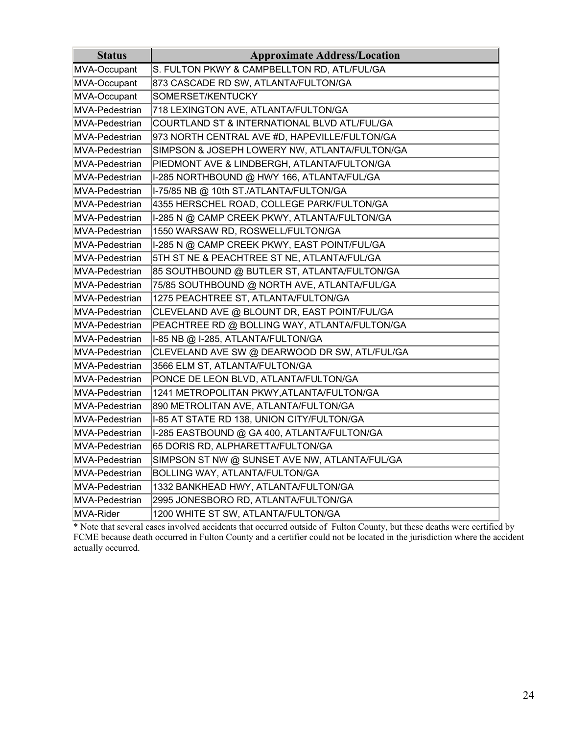| Status | Approximate Address/Location |
|---|---|
| MVA-Occupant | S. FULTON PKWY & CAMPBELLTON RD, ATL/FUL/GA |
| MVA-Occupant | 873 CASCADE RD SW, ATLANTA/FULTON/GA |
| MVA-Occupant | SOMERSET/KENTUCKY |
| MVA-Pedestrian | 718 LEXINGTON AVE, ATLANTA/FULTON/GA |
| MVA-Pedestrian | COURTLAND ST & INTERNATIONAL BLVD ATL/FUL/GA |
| MVA-Pedestrian | 973 NORTH CENTRAL AVE #D, HAPEVILLE/FULTON/GA |
| MVA-Pedestrian | SIMPSON & JOSEPH LOWERY NW, ATLANTA/FULTON/GA |
| MVA-Pedestrian | PIEDMONT AVE & LINDBERGH, ATLANTA/FULTON/GA |
| MVA-Pedestrian | I-285 NORTHBOUND @ HWY 166, ATLANTA/FUL/GA |
| MVA-Pedestrian | I-75/85 NB @ 10th ST./ATLANTA/FULTON/GA |
| MVA-Pedestrian | 4355 HERSCHEL ROAD, COLLEGE PARK/FULTON/GA |
| MVA-Pedestrian | I-285 N @ CAMP CREEK PKWY, ATLANTA/FULTON/GA |
| MVA-Pedestrian | 1550 WARSAW RD, ROSWELL/FULTON/GA |
| MVA-Pedestrian | I-285 N @ CAMP CREEK PKWY, EAST POINT/FUL/GA |
| MVA-Pedestrian | 5TH ST NE & PEACHTREE ST NE, ATLANTA/FUL/GA |
| MVA-Pedestrian | 85 SOUTHBOUND @ BUTLER ST, ATLANTA/FULTON/GA |
| MVA-Pedestrian | 75/85 SOUTHBOUND @ NORTH AVE, ATLANTA/FUL/GA |
| MVA-Pedestrian | 1275 PEACHTREE ST, ATLANTA/FULTON/GA |
| MVA-Pedestrian | CLEVELAND AVE @ BLOUNT DR, EAST POINT/FUL/GA |
| MVA-Pedestrian | PEACHTREE RD @ BOLLING WAY, ATLANTA/FULTON/GA |
| MVA-Pedestrian | I-85 NB @ I-285, ATLANTA/FULTON/GA |
| MVA-Pedestrian | CLEVELAND AVE SW @ DEARWOOD DR SW, ATL/FUL/GA |
| MVA-Pedestrian | 3566 ELM ST, ATLANTA/FULTON/GA |
| MVA-Pedestrian | PONCE DE LEON BLVD, ATLANTA/FULTON/GA |
| MVA-Pedestrian | 1241 METROPOLITAN PKWY,ATLANTA/FULTON/GA |
| MVA-Pedestrian | 890 METROLITAN AVE, ATLANTA/FULTON/GA |
| MVA-Pedestrian | I-85 AT STATE RD 138, UNION CITY/FULTON/GA |
| MVA-Pedestrian | I-285 EASTBOUND @ GA 400, ATLANTA/FULTON/GA |
| MVA-Pedestrian | 65 DORIS RD, ALPHARETTA/FULTON/GA |
| MVA-Pedestrian | SIMPSON ST NW @ SUNSET AVE NW, ATLANTA/FUL/GA |
| MVA-Pedestrian | BOLLING WAY, ATLANTA/FULTON/GA |
| MVA-Pedestrian | 1332 BANKHEAD HWY, ATLANTA/FULTON/GA |
| MVA-Pedestrian | 2995 JONESBORO RD, ATLANTA/FULTON/GA |
| MVA-Rider | 1200 WHITE ST SW, ATLANTA/FULTON/GA |

* Note that several cases involved accidents that occurred outside of Fulton County, but these deaths were certified by FCME because death occurred in Fulton County and a certifier could not be located in the jurisdiction where the accident actually occurred.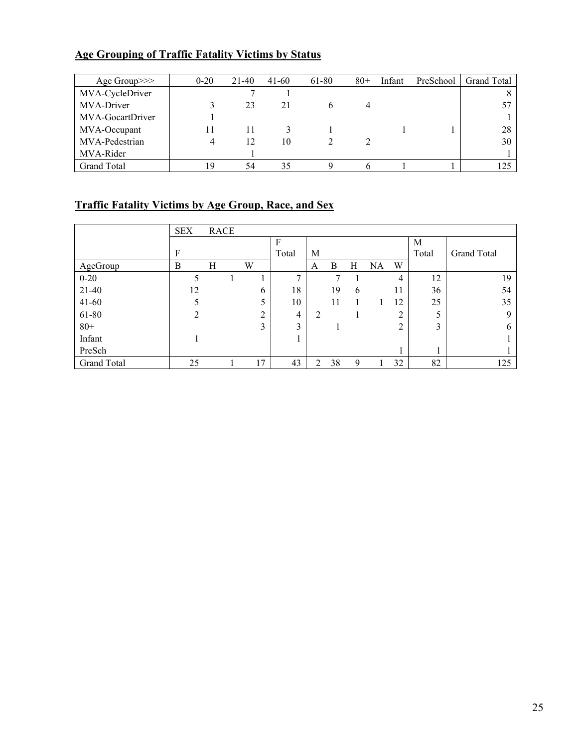## Age Grouping of Traffic Fatality Victims by Status

| Age Group>>> | 0-20 | 21-40 | 41-60 | 61-80 | 80+ | Infant | PreSchool | Grand Total |
|---|---|---|---|---|---|---|---|---|
| MVA-CycleDriver | | 7 | 1 | | | | | 8 |
| MVA-Driver | 3 | 23 | 21 | 6 | 4 | | | 57 |
| MVA-GocartDriver | 1 | | | | | | | 1 |
| MVA-Occupant | 11 | 11 | 3 | 1 | | 1 | 1 | 28 |
| MVA-Pedestrian | 4 | 12 | 10 | 2 | 2 | | | 30 |
| MVA-Rider | | 1 | | | | | | 1 |
| Grand Total | 19 | 54 | 35 | 9 | 6 | 1 | 1 | 125 |

## Traffic Fatality Victims by Age Group, Race, and Sex

| | SEX RACE | | | | | | | | | | |
|---|---|---|---|---|---|---|---|---|---|---|---|
| | F | | | F Total | M | | | | | M Total | Grand Total |
| AgeGroup | B | H | W | | A | B | H | NA | W | | |
| 0-20 | 5 | 1 | 1 | 7 | | 7 | 1 | | 4 | 12 | 19 |
| 21-40 | 12 | | 6 | 18 | | 19 | 6 | | 11 | 36 | 54 |
| 41-60 | 5 | | 5 | 10 | | 11 | 1 | 1 | 12 | 25 | 35 |
| 61-80 | 2 | | 2 | 4 | 2 | | 1 | | 2 | 5 | 9 |
| 80+ | | | 3 | 3 | | 1 | | | 2 | 3 | 6 |
| Infant | 1 | | | 1 | | | | | | | 1 |
| PreSch | | | | | | | | | 1 | 1 | 1 |
| Grand Total | 25 | 1 | 17 | 43 | 2 | 38 | 9 | 1 | 32 | 82 | 125 |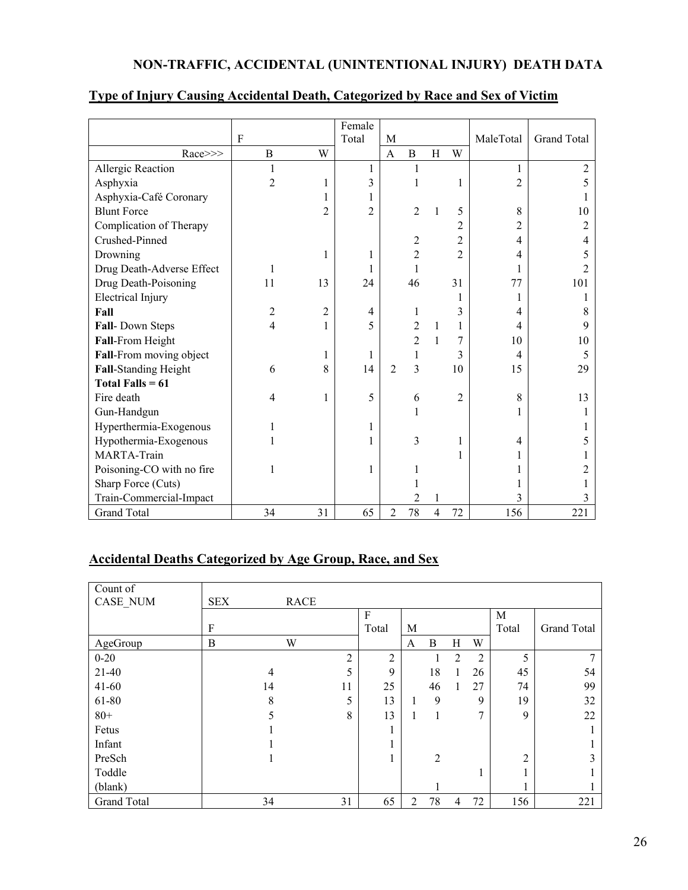## NON-TRAFFIC, ACCIDENTAL (UNINTENTIONAL INJURY) DEATH DATA

### Type of Injury Causing Accidental Death, Categorized by Race and Sex of Victim

| | F | | Female Total | M | | | | MaleTotal | Grand Total |
|---|---|---|---|---|---|---|---|---|---|
| Race>>> | B | W | | A | B | H | W | | |
| Allergic Reaction | 1 | | 1 | | 1 | | | 1 | 2 |
| Asphyxia | 2 | 1 | 3 | | 1 | | 1 | 2 | 5 |
| Asphyxia-Café Coronary | | 1 | 1 | | | | | | 1 |
| Blunt Force | | 2 | 2 | | 2 | 1 | 5 | 8 | 10 |
| Complication of Therapy | | | | | | | 2 | 2 | 2 |
| Crushed-Pinned | | | | | 2 | | 2 | 4 | 4 |
| Drowning | | 1 | 1 | | 2 | | 2 | 4 | 5 |
| Drug Death-Adverse Effect | 1 | | 1 | | 1 | | | 1 | 2 |
| Drug Death-Poisoning | 11 | 13 | 24 | | 46 | | 31 | 77 | 101 |
| Electrical Injury | | | | | | | 1 | 1 | 1 |
| **Fall** | 2 | 2 | 4 | | 1 | | 3 | 4 | 8 |
| **Fall**- Down Steps | 4 | 1 | 5 | | 2 | 1 | 1 | 4 | 9 |
| **Fall**-From Height | | | | | 2 | 1 | 7 | 10 | 10 |
| **Fall**-From moving object | | 1 | 1 | | 1 | | 3 | 4 | 5 |
| **Fall**-Standing Height | 6 | 8 | 14 | 2 | 3 | | 10 | 15 | 29 |
| **Total Falls = 61** | | | | | | | | | |
| Fire death | 4 | 1 | 5 | | 6 | | 2 | 8 | 13 |
| Gun-Handgun | | | | | 1 | | | 1 | 1 |
| Hyperthermia-Exogenous | 1 | | 1 | | | | | | 1 |
| Hypothermia-Exogenous | 1 | | 1 | | 3 | | 1 | 4 | 5 |
| MARTA-Train | | | | | | | 1 | 1 | 1 |
| Poisoning-CO with no fire | 1 | | 1 | | 1 | | | 1 | 2 |
| Sharp Force (Cuts) | | | | | 1 | | | 1 | 1 |
| Train-Commercial-Impact | | | | | 2 | 1 | | 3 | 3 |
| Grand Total | 34 | 31 | 65 | 2 | 78 | 4 | 72 | 156 | 221 |

### Accidental Deaths Categorized by Age Group, Race, and Sex

| Count of CASE_NUM | SEX | RACE | | | | | | | |
|---|---|---|---|---|---|---|---|---|---|
| | F | | F Total | M | | | | M Total | Grand Total |
| AgeGroup | B | W | | A | B | H | W | | |
| 0-20 | | 2 | 2 | | 1 | 2 | 2 | 5 | 7 |
| 21-40 | 4 | 5 | 9 | | 18 | 1 | 26 | 45 | 54 |
| 41-60 | 14 | 11 | 25 | | 46 | 1 | 27 | 74 | 99 |
| 61-80 | 8 | 5 | 13 | 1 | 9 | | 9 | 19 | 32 |
| 80+ | 5 | 8 | 13 | 1 | 1 | | 7 | 9 | 22 |
| Fetus | 1 | | 1 | | | | | | 1 |
| Infant | 1 | | 1 | | | | | | 1 |
| PreSch | 1 | | 1 | | 2 | | | 2 | 3 |
| Toddler | | | | | | | 1 | 1 | 1 |
| (blank) | | | | | 1 | | | 1 | 1 |
| Grand Total | 34 | 31 | 65 | 2 | 78 | 4 | 72 | 156 | 221 |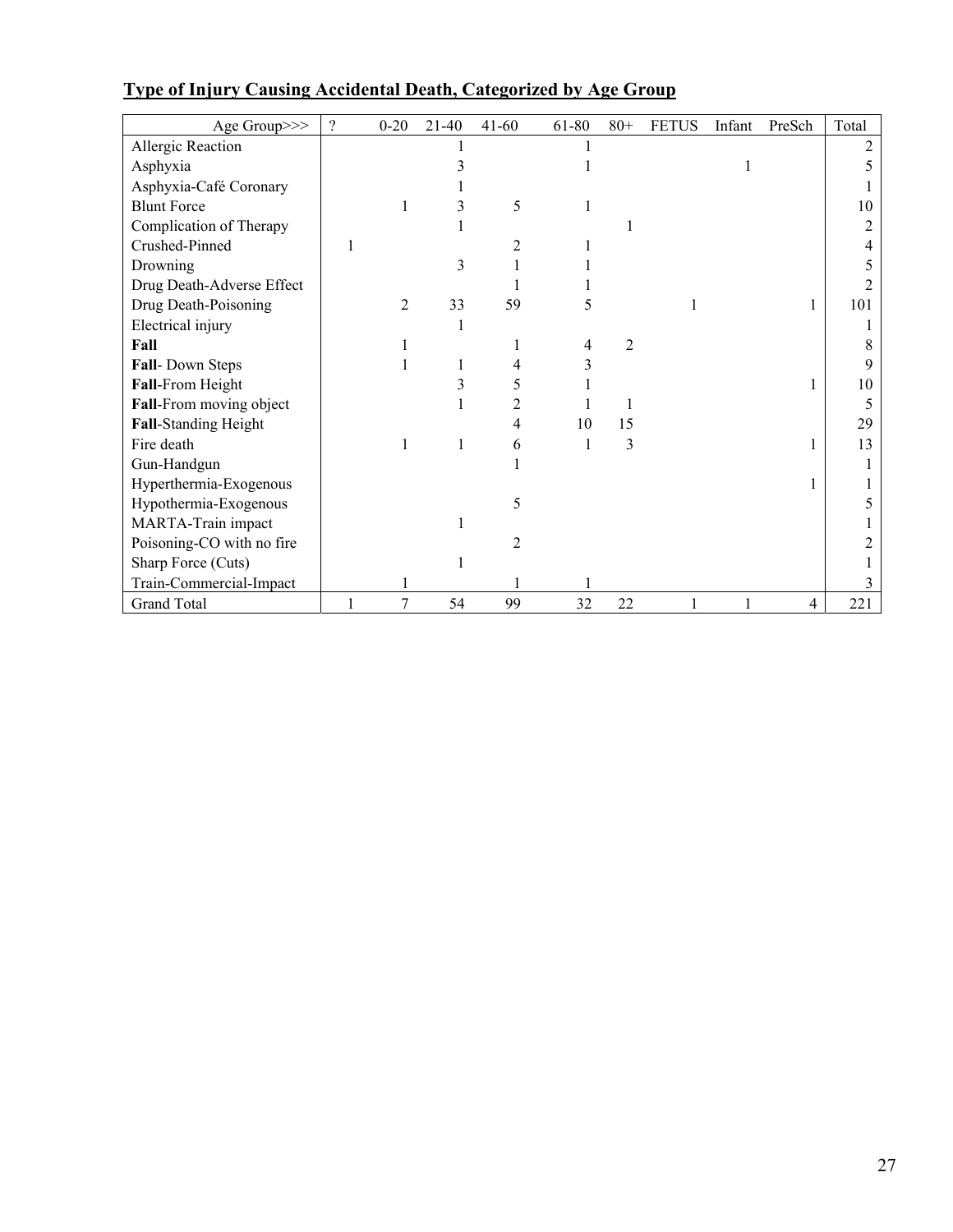## Type of Injury Causing Accidental Death, Categorized by Age Group

| Age Group>>> | ? | 0-20 | 21-40 | 41-60 | 61-80 | 80+ | FETUS | Infant | PreSch | Total |
|---|---|---|---|---|---|---|---|---|---|---|
| Allergic Reaction | | | 1 | | 1 | | | | | 2 |
| Asphyxia | | | 3 | | 1 | | | 1 | | 5 |
| Asphyxia-Café Coronary | | | 1 | | | | | | | 1 |
| Blunt Force | | 1 | 3 | 5 | 1 | | | | | 10 |
| Complication of Therapy | | | 1 | | | 1 | | | | 2 |
| Crushed-Pinned | 1 | | | 2 | 1 | | | | | 4 |
| Drowning | | | 3 | 1 | 1 | | | | | 5 |
| Drug Death-Adverse Effect | | | | 1 | 1 | | | | | 2 |
| Drug Death-Poisoning | | 2 | 33 | 59 | 5 | | 1 | | 1 | 101 |
| Electrical injury | | | 1 | | | | | | | 1 |
| **Fall** | | 1 | | 1 | 4 | 2 | | | | 8 |
| **Fall**- Down Steps | | 1 | 1 | 4 | 3 | | | | | 9 |
| **Fall**-From Height | | | 3 | 5 | 1 | | | | 1 | 10 |
| **Fall**-From moving object | | | 1 | 2 | 1 | 1 | | | | 5 |
| **Fall**-Standing Height | | | | 4 | 10 | 15 | | | | 29 |
| Fire death | | 1 | 1 | 6 | 1 | 3 | | | 1 | 13 |
| Gun-Handgun | | | | 1 | | | | | | 1 |
| Hyperthermia-Exogenous | | | | | | | | | 1 | 1 |
| Hypothermia-Exogenous | | | | 5 | | | | | | 5 |
| MARTA-Train impact | | | 1 | | | | | | | 1 |
| Poisoning-CO with no fire | | | | 2 | | | | | | 2 |
| Sharp Force (Cuts) | | | 1 | | | | | | | 1 |
| Train-Commercial-Impact | | 1 | | 1 | 1 | | | | | 3 |
| Grand Total | 1 | 7 | 54 | 99 | 32 | 22 | 1 | 1 | 4 | 221 |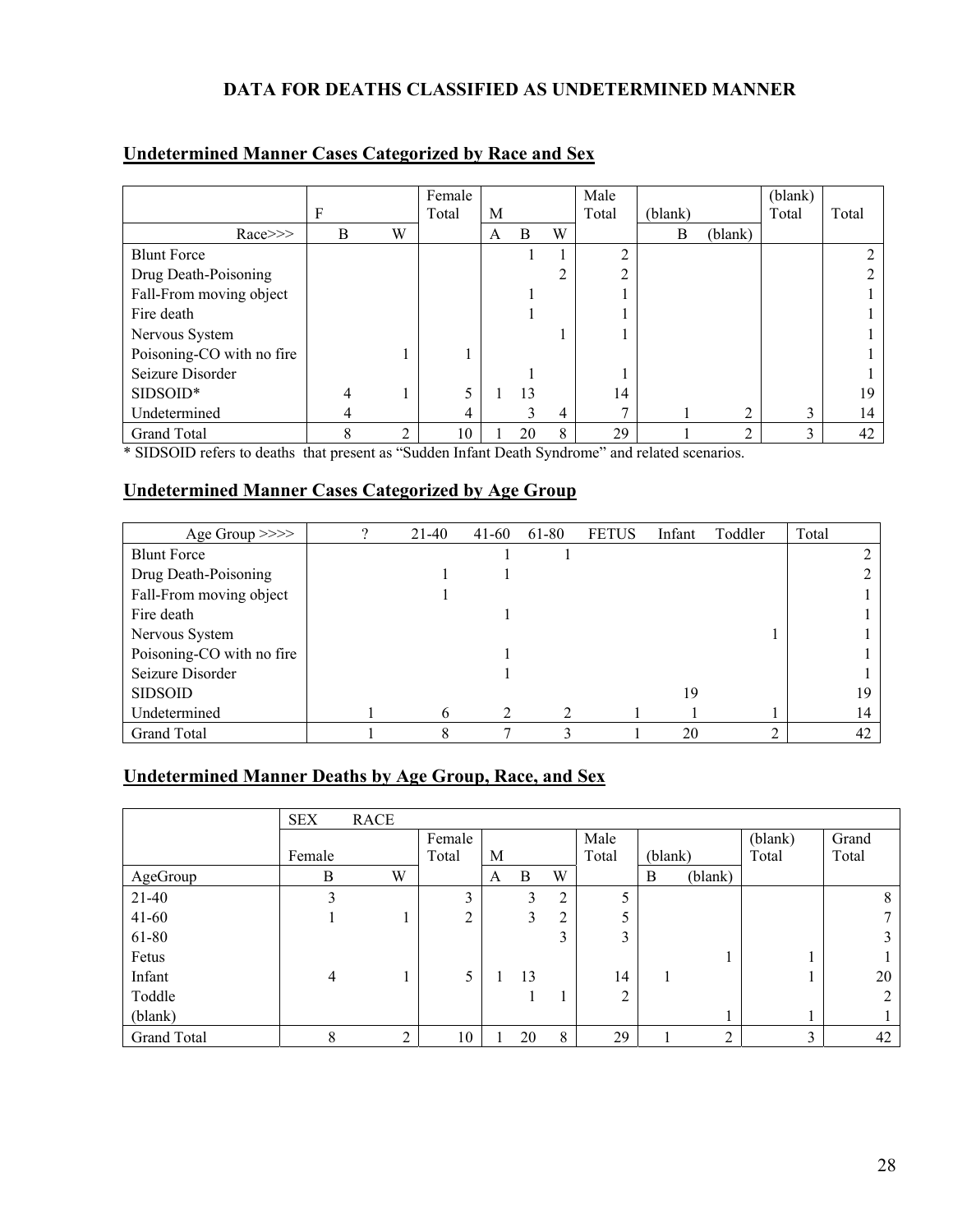## DATA FOR DEATHS CLASSIFIED AS UNDETERMINED MANNER

### Undetermined Manner Cases Categorized by Race and Sex

| | F | | Female Total | M | | | Male Total | (blank) | | (blank) Total | Total |
|---|---|---|---|---|---|---|---|---|---|---|---|
| Race>>> | B | W | | A | B | W | | B | (blank) | | |
| Blunt Force | | | | | 1 | 1 | 2 | | | | 2 |
| Drug Death-Poisoning | | | | | | 2 | 2 | | | | 2 |
| Fall-From moving object | | | | | 1 | | 1 | | | | 1 |
| Fire death | | | | | 1 | | 1 | | | | 1 |
| Nervous System | | | | | | 1 | 1 | | | | 1 |
| Poisoning-CO with no fire | | 1 | 1 | | | | | | | | 1 |
| Seizure Disorder | | | | | 1 | | 1 | | | | 1 |
| SIDSOID* | 4 | 1 | 5 | 1 | 13 | | 14 | | | | 19 |
| Undetermined | 4 | | 4 | | 3 | 4 | 7 | 1 | 2 | 3 | 14 |
| Grand Total | 8 | 2 | 10 | 1 | 20 | 8 | 29 | 1 | 2 | 3 | 42 |

* SIDSOID refers to deaths that present as "Sudden Infant Death Syndrome" and related scenarios.

### Undetermined Manner Cases Categorized by Age Group

| Age Group >>>> | ? | 21-40 | 41-60 | 61-80 | FETUS | Infant | Toddler | Total |
|---|---|---|---|---|---|---|---|---|
| Blunt Force | | | 1 | 1 | | | | 2 |
| Drug Death-Poisoning | | 1 | 1 | | | | | 2 |
| Fall-From moving object | | 1 | | | | | | 1 |
| Fire death | | | 1 | | | | | 1 |
| Nervous System | | | | | | | 1 | 1 |
| Poisoning-CO with no fire | | | 1 | | | | | 1 |
| Seizure Disorder | | | 1 | | | | | 1 |
| SIDSOID | | | | | | 19 | | 19 |
| Undetermined | 1 | 6 | 2 | 2 | 1 | 1 | 1 | 14 |
| Grand Total | 1 | 8 | 7 | 3 | 1 | 20 | 2 | 42 |

### Undetermined Manner Deaths by Age Group, Race, and Sex

| | SEX RACE | | | | | | | | | | |
|---|---|---|---|---|---|---|---|---|---|---|---|
| | Female | | Female Total | M | | | Male Total | (blank) | | (blank) Total | Grand Total |
| AgeGroup | B | W | | A | B | W | | B | (blank) | | |
| 21-40 | 3 | | 3 | | 3 | 2 | 5 | | | | 8 |
| 41-60 | 1 | 1 | 2 | | 3 | 2 | 5 | | | | 7 |
| 61-80 | | | | | | 3 | 3 | | | | 3 |
| Fetus | | | | | | | | | 1 | 1 | 1 |
| Infant | 4 | 1 | 5 | 1 | 13 | | 14 | 1 | | 1 | 20 |
| Toddle | | | | | 1 | 1 | 2 | | | | 2 |
| (blank) | | | | | | | | | 1 | 1 | 1 |
| Grand Total | 8 | 2 | 10 | 1 | 20 | 8 | 29 | 1 | 2 | 3 | 42 |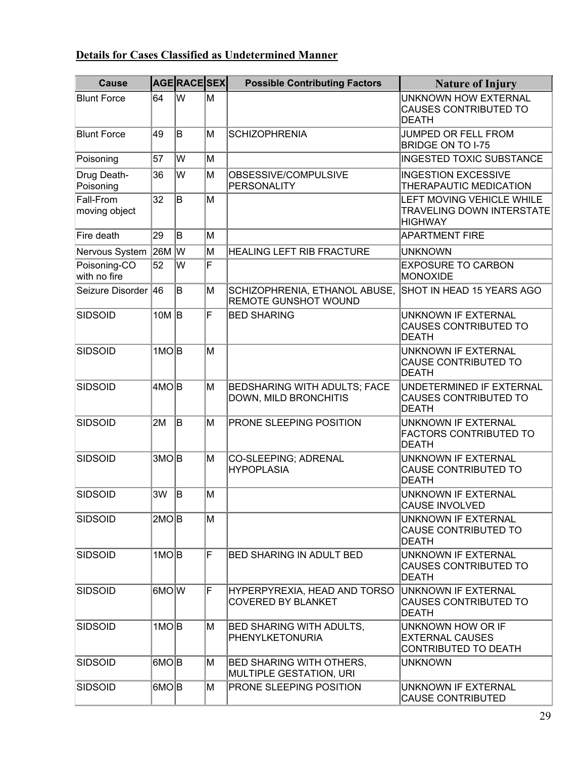## Details for Cases Classified as Undetermined Manner

| Cause | AGE | RACE | SEX | Possible Contributing Factors | Nature of Injury |
|---|---|---|---|---|---|
| Blunt Force | 64 | W | M | | UNKNOWN HOW EXTERNAL CAUSES CONTRIBUTED TO DEATH |
| Blunt Force | 49 | B | M | SCHIZOPHRENIA | JUMPED OR FELL FROM BRIDGE ON TO I-75 |
| Poisoning | 57 | W | M | | INGESTED TOXIC SUBSTANCE |
| Drug Death-Poisoning | 36 | W | M | OBSESSIVE/COMPULSIVE PERSONALITY | INGESTION EXCESSIVE THERAPAUTIC MEDICATION |
| Fall-From moving object | 32 | B | M | | LEFT MOVING VEHICLE WHILE TRAVELING DOWN INTERSTATE HIGHWAY |
| Fire death | 29 | B | M | | APARTMENT FIRE |
| Nervous System | 26M | W | M | HEALING LEFT RIB FRACTURE | UNKNOWN |
| Poisoning-CO with no fire | 52 | W | F | | EXPOSURE TO CARBON MONOXIDE |
| Seizure Disorder | 46 | B | M | SCHIZOPHRENIA, ETHANOL ABUSE, REMOTE GUNSHOT WOUND | SHOT IN HEAD 15 YEARS AGO |
| SIDSOID | 10M | B | F | BED SHARING | UNKNOWN IF EXTERNAL CAUSES CONTRIBUTED TO DEATH |
| SIDSOID | 1MO | B | M | | UNKNOWN IF EXTERNAL CAUSE CONTRIBUTED TO DEATH |
| SIDSOID | 4MO | B | M | BEDSHARING WITH ADULTS; FACE DOWN, MILD BRONCHITIS | UNDETERMINED IF EXTERNAL CAUSES CONTRIBUTED TO DEATH |
| SIDSOID | 2M | B | M | PRONE SLEEPING POSITION | UNKNOWN IF EXTERNAL FACTORS CONTRIBUTED TO DEATH |
| SIDSOID | 3MO | B | M | CO-SLEEPING; ADRENAL HYPOPLASIA | UNKNOWN IF EXTERNAL CAUSE CONTRIBUTED TO DEATH |
| SIDSOID | 3W | B | M | | UNKNOWN IF EXTERNAL CAUSE INVOLVED |
| SIDSOID | 2MO | B | M | | UNKNOWN IF EXTERNAL CAUSE CONTRIBUTED TO DEATH |
| SIDSOID | 1MO | B | F | BED SHARING IN ADULT BED | UNKNOWN IF EXTERNAL CAUSES CONTRIBUTED TO DEATH |
| SIDSOID | 6MO | W | F | HYPERPYREXIA, HEAD AND TORSO COVERED BY BLANKET | UNKNOWN IF EXTERNAL CAUSES CONTRIBUTED TO DEATH |
| SIDSOID | 1MO | B | M | BED SHARING WITH ADULTS, PHENYLKETONURIA | UNKNOWN HOW OR IF EXTERNAL CAUSES CONTRIBUTED TO DEATH |
| SIDSOID | 6MO | B | M | BED SHARING WITH OTHERS, MULTIPLE GESTATION, URI | UNKNOWN |
| SIDSOID | 6MO | B | M | PRONE SLEEPING POSITION | UNKNOWN IF EXTERNAL CAUSE CONTRIBUTED |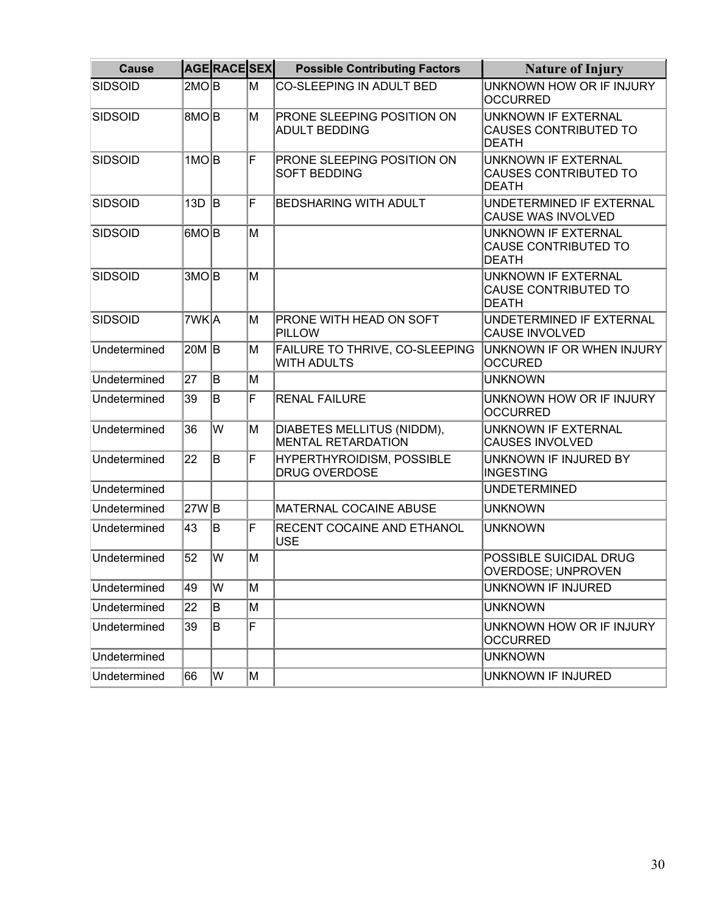| Cause | AGE | RACE | SEX | Possible Contributing Factors | Nature of Injury |
|---|---|---|---|---|---|
| SIDSOID | 2MO | B | M | CO-SLEEPING IN ADULT BED | UNKNOWN HOW OR IF INJURY OCCURRED |
| SIDSOID | 8MO | B | M | PRONE SLEEPING POSITION ON ADULT BEDDING | UNKNOWN IF EXTERNAL CAUSES CONTRIBUTED TO DEATH |
| SIDSOID | 1MO | B | F | PRONE SLEEPING POSITION ON SOFT BEDDING | UNKNOWN IF EXTERNAL CAUSES CONTRIBUTED TO DEATH |
| SIDSOID | 13D | B | F | BEDSHARING WITH ADULT | UNDETERMINED IF EXTERNAL CAUSE WAS INVOLVED |
| SIDSOID | 6MO | B | M | | UNKNOWN IF EXTERNAL CAUSE CONTRIBUTED TO DEATH |
| SIDSOID | 3MO | B | M | | UNKNOWN IF EXTERNAL CAUSE CONTRIBUTED TO DEATH |
| SIDSOID | 7WK | A | M | PRONE WITH HEAD ON SOFT PILLOW | UNDETERMINED IF EXTERNAL CAUSE INVOLVED |
| Undetermined | 20M | B | M | FAILURE TO THRIVE, CO-SLEEPING WITH ADULTS | UNKNOWN IF OR WHEN INJURY OCCURED |
| Undetermined | 27 | B | M | | UNKNOWN |
| Undetermined | 39 | B | F | RENAL FAILURE | UNKNOWN HOW OR IF INJURY OCCURRED |
| Undetermined | 36 | W | M | DIABETES MELLITUS (NIDDM), MENTAL RETARDATION | UNKNOWN IF EXTERNAL CAUSES INVOLVED |
| Undetermined | 22 | B | F | HYPERTHYROIDISM, POSSIBLE DRUG OVERDOSE | UNKNOWN IF INJURED BY INGESTING |
| Undetermined | | | | | UNDETERMINED |
| Undetermined | 27W | B | | MATERNAL COCAINE ABUSE | UNKNOWN |
| Undetermined | 43 | B | F | RECENT COCAINE AND ETHANOL USE | UNKNOWN |
| Undetermined | 52 | W | M | | POSSIBLE SUICIDAL DRUG OVERDOSE; UNPROVEN |
| Undetermined | 49 | W | M | | UNKNOWN IF INJURED |
| Undetermined | 22 | B | M | | UNKNOWN |
| Undetermined | 39 | B | F | | UNKNOWN HOW OR IF INJURY OCCURRED |
| Undetermined | | | | | UNKNOWN |
| Undetermined | 66 | W | M | | UNKNOWN IF INJURED |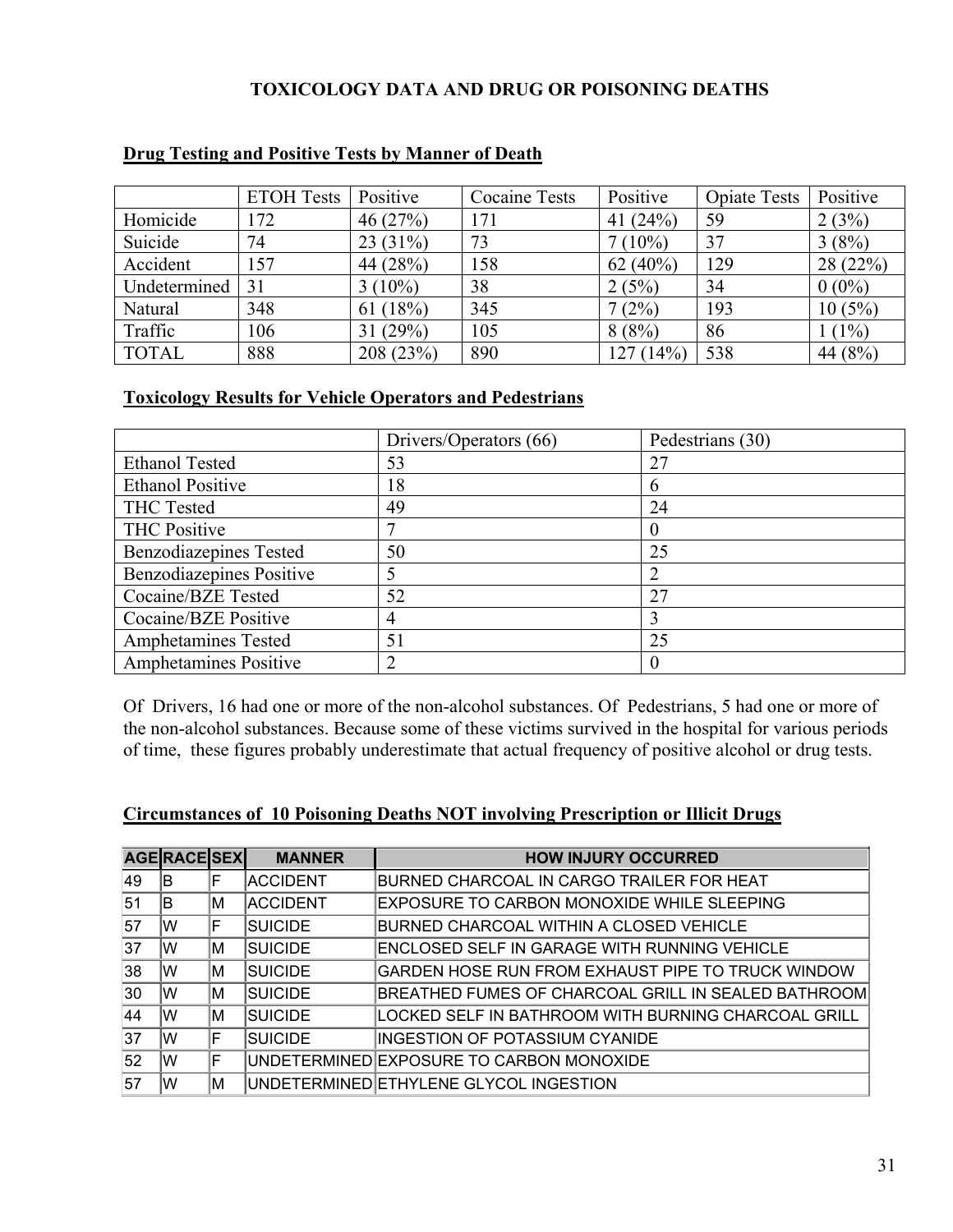# TOXICOLOGY DATA AND DRUG OR POISONING DEATHS

## Drug Testing and Positive Tests by Manner of Death

| | ETOH Tests | Positive | Cocaine Tests | Positive | Opiate Tests | Positive |
|---|---|---|---|---|---|---|
| Homicide | 172 | 46 (27%) | 171 | 41 (24%) | 59 | 2 (3%) |
| Suicide | 74 | 23 (31%) | 73 | 7 (10%) | 37 | 3 (8%) |
| Accident | 157 | 44 (28%) | 158 | 62 (40%) | 129 | 28 (22%) |
| Undetermined | 31 | 3 (10%) | 38 | 2 (5%) | 34 | 0 (0%) |
| Natural | 348 | 61 (18%) | 345 | 7 (2%) | 193 | 10 (5%) |
| Traffic | 106 | 31 (29%) | 105 | 8 (8%) | 86 | 1 (1%) |
| TOTAL | 888 | 208 (23%) | 890 | 127 (14%) | 538 | 44 (8%) |

## Toxicology Results for Vehicle Operators and Pedestrians

| | Drivers/Operators (66) | Pedestrians (30) |
|---|---|---|
| Ethanol Tested | 53 | 27 |
| Ethanol Positive | 18 | 6 |
| THC Tested | 49 | 24 |
| THC Positive | 7 | 0 |
| Benzodiazepines Tested | 50 | 25 |
| Benzodiazepines Positive | 5 | 2 |
| Cocaine/BZE Tested | 52 | 27 |
| Cocaine/BZE Positive | 4 | 3 |
| Amphetamines Tested | 51 | 25 |
| Amphetamines Positive | 2 | 0 |

Of Drivers, 16 had one or more of the non-alcohol substances. Of Pedestrians, 5 had one or more of the non-alcohol substances. Because some of these victims survived in the hospital for various periods of time, these figures probably underestimate that actual frequency of positive alcohol or drug tests.

## Circumstances of 10 Poisoning Deaths NOT involving Prescription or Illicit Drugs

| AGE | RACE | SEX | MANNER | HOW INJURY OCCURRED |
|---|---|---|---|---|
| 49 | B | F | ACCIDENT | BURNED CHARCOAL IN CARGO TRAILER FOR HEAT |
| 51 | B | M | ACCIDENT | EXPOSURE TO CARBON MONOXIDE WHILE SLEEPING |
| 57 | W | F | SUICIDE | BURNED CHARCOAL WITHIN A CLOSED VEHICLE |
| 37 | W | M | SUICIDE | ENCLOSED SELF IN GARAGE WITH RUNNING VEHICLE |
| 38 | W | M | SUICIDE | GARDEN HOSE RUN FROM EXHAUST PIPE TO TRUCK WINDOW |
| 30 | W | M | SUICIDE | BREATHED FUMES OF CHARCOAL GRILL IN SEALED BATHROOM |
| 44 | W | M | SUICIDE | LOCKED SELF IN BATHROOM WITH BURNING CHARCOAL GRILL |
| 37 | W | F | SUICIDE | INGESTION OF POTASSIUM CYANIDE |
| 52 | W | F | UNDETERMINED | EXPOSURE TO CARBON MONOXIDE |
| 57 | W | M | UNDETERMINED | ETHYLENE GLYCOL INGESTION |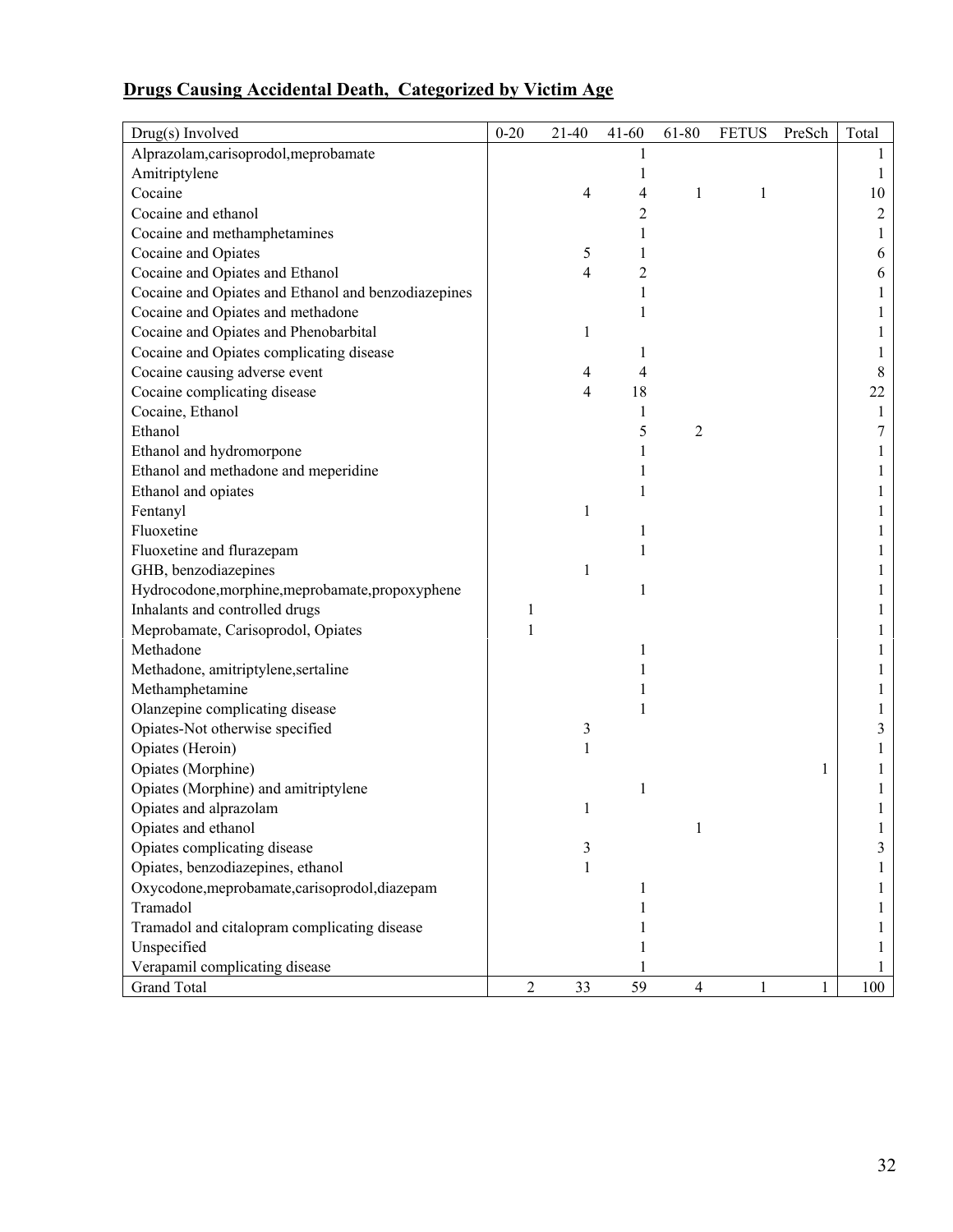## **Drugs Causing Accidental Death, Categorized by Victim Age**

| Drug(s) Involved | 0-20 | 21-40 | 41-60 | 61-80 | FETUS | PreSch | Total |
|---|---|---|---|---|---|---|---|
| Alprazolam,carisoprodol,meprobamate | | | 1 | | | | 1 |
| Amitriptylene | | | 1 | | | | 1 |
| Cocaine | | 4 | 4 | 1 | 1 | | 10 |
| Cocaine and ethanol | | | 2 | | | | 2 |
| Cocaine and methamphetamines | | | 1 | | | | 1 |
| Cocaine and Opiates | | 5 | 1 | | | | 6 |
| Cocaine and Opiates and Ethanol | | 4 | 2 | | | | 6 |
| Cocaine and Opiates and Ethanol and benzodiazepines | | | 1 | | | | 1 |
| Cocaine and Opiates and methadone | | | 1 | | | | 1 |
| Cocaine and Opiates and Phenobarbital | | 1 | | | | | 1 |
| Cocaine and Opiates complicating disease | | | 1 | | | | 1 |
| Cocaine causing adverse event | | 4 | 4 | | | | 8 |
| Cocaine complicating disease | | 4 | 18 | | | | 22 |
| Cocaine, Ethanol | | | 1 | | | | 1 |
| Ethanol | | | 5 | 2 | | | 7 |
| Ethanol and hydromorpone | | | 1 | | | | 1 |
| Ethanol and methadone and meperidine | | | 1 | | | | 1 |
| Ethanol and opiates | | | 1 | | | | 1 |
| Fentanyl | | 1 | | | | | 1 |
| Fluoxetine | | | 1 | | | | 1 |
| Fluoxetine and flurazepam | | | 1 | | | | 1 |
| GHB, benzodiazepines | | 1 | | | | | 1 |
| Hydrocodone,morphine,meprobamate,propoxyphene | | | 1 | | | | 1 |
| Inhalants and controlled drugs | 1 | | | | | | 1 |
| Meprobamate, Carisoprodol, Opiates | 1 | | | | | | 1 |
| Methadone | | | 1 | | | | 1 |
| Methadone, amitriptylene,sertaline | | | 1 | | | | 1 |
| Methamphetamine | | | 1 | | | | 1 |
| Olanzepine complicating disease | | | 1 | | | | 1 |
| Opiates-Not otherwise specified | | 3 | | | | | 3 |
| Opiates (Heroin) | | 1 | | | | | 1 |
| Opiates (Morphine) | | | | | | 1 | 1 |
| Opiates (Morphine) and amitriptylene | | | 1 | | | | 1 |
| Opiates and alprazolam | | 1 | | | | | 1 |
| Opiates and ethanol | | | | 1 | | | 1 |
| Opiates complicating disease | | 3 | | | | | 3 |
| Opiates, benzodiazepines, ethanol | | 1 | | | | | 1 |
| Oxycodone,meprobamate,carisoprodol,diazepam | | | 1 | | | | 1 |
| Tramadol | | | 1 | | | | 1 |
| Tramadol and citalopram complicating disease | | | 1 | | | | 1 |
| Unspecified | | | 1 | | | | 1 |
| Verapamil complicating disease | | | 1 | | | | 1 |
| Grand Total | 2 | 33 | 59 | 4 | 1 | 1 | 100 |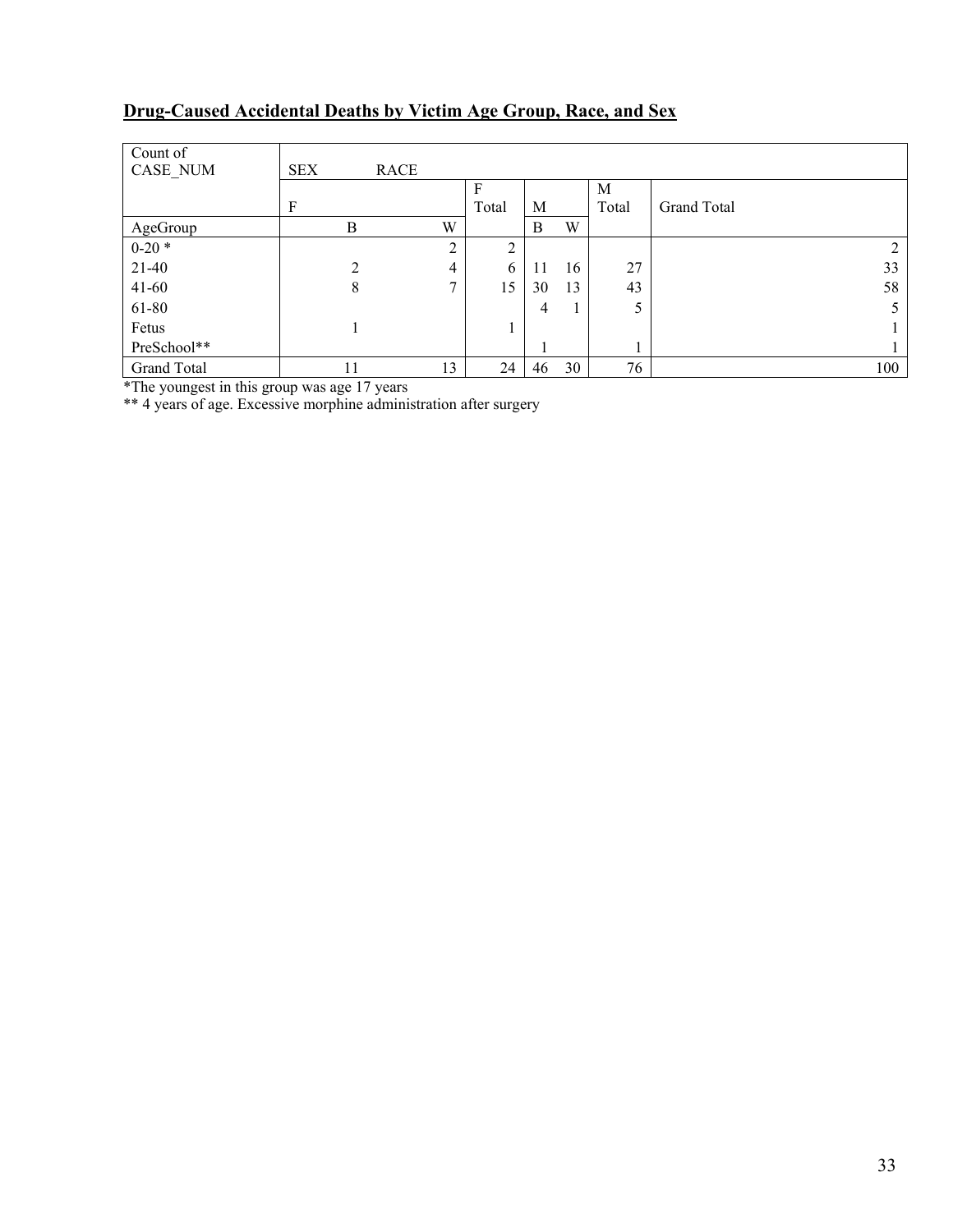## Drug-Caused Accidental Deaths by Victim Age Group, Race, and Sex

| Count of CASE_NUM | SEX | RACE | | | | | |
|---|---|---|---|---|---|---|---|
| | F | | F Total | M | | M Total | Grand Total |
| AgeGroup | B | W | | B | W | | |
| 0-20 * | | 2 | 2 | | | | 2 |
| 21-40 | 2 | 4 | 6 | 11 | 16 | 27 | 33 |
| 41-60 | 8 | 7 | 15 | 30 | 13 | 43 | 58 |
| 61-80 | | | | 4 | 1 | 5 | 5 |
| Fetus | 1 | | 1 | | | | 1 |
| PreSchool** | | | | 1 | | 1 | 1 |
| Grand Total | 11 | 13 | 24 | 46 | 30 | 76 | 100 |

*The youngest in this group was age 17 years

** 4 years of age. Excessive morphine administration after surgery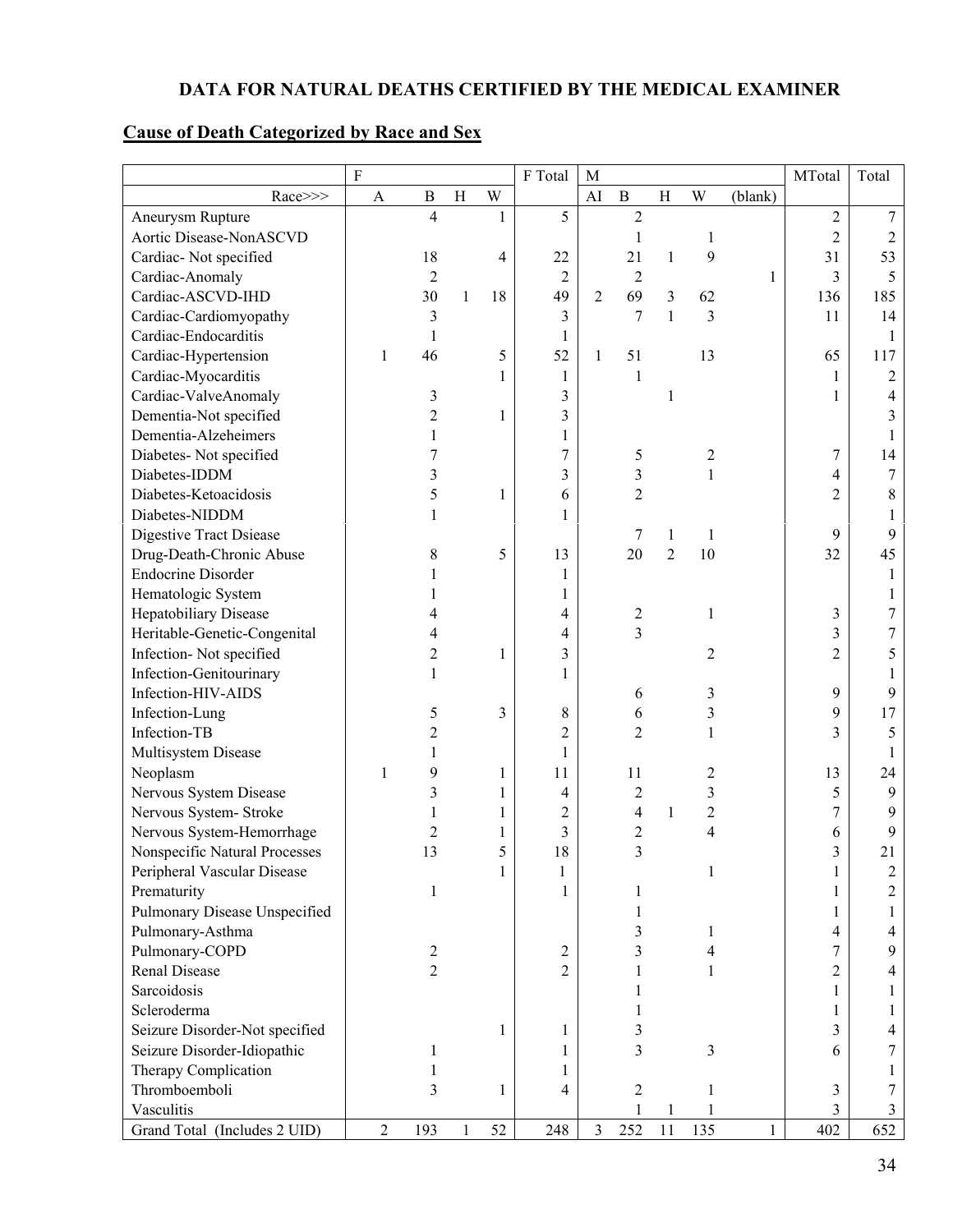## DATA FOR NATURAL DEATHS CERTIFIED BY THE MEDICAL EXAMINER

### Cause of Death Categorized by Race and Sex

| | F | | | | F Total | M | | | | | MTotal | Total |
|---|---|---|---|---|---|---|---|---|---|---|---|---|
| Race>>> | A | B | H | W | | AI | B | H | W | (blank) | | |
| Aneurysm Rupture | | 4 | | 1 | 5 | | 2 | | | | 2 | 7 |
| Aortic Disease-NonASCVD | | | | | | | 1 | | 1 | | 2 | 2 |
| Cardiac- Not specified | | 18 | | 4 | 22 | | 21 | 1 | 9 | | 31 | 53 |
| Cardiac-Anomaly | | 2 | | | 2 | | 2 | | | 1 | 3 | 5 |
| Cardiac-ASCVD-IHD | | 30 | 1 | 18 | 49 | 2 | 69 | 3 | 62 | | 136 | 185 |
| Cardiac-Cardiomyopathy | | 3 | | | 3 | | 7 | 1 | 3 | | 11 | 14 |
| Cardiac-Endocarditis | | 1 | | | 1 | | | | | | | 1 |
| Cardiac-Hypertension | 1 | 46 | | 5 | 52 | 1 | 51 | | 13 | | 65 | 117 |
| Cardiac-Myocarditis | | | | 1 | 1 | | 1 | | | | 1 | 2 |
| Cardiac-ValveAnomaly | | 3 | | | 3 | | | 1 | | | 1 | 4 |
| Dementia-Not specified | | 2 | | 1 | 3 | | | | | | | 3 |
| Dementia-Alzeheimers | | 1 | | | 1 | | | | | | | 1 |
| Diabetes- Not specified | | 7 | | | 7 | | 5 | | 2 | | 7 | 14 |
| Diabetes-IDDM | | 3 | | | 3 | | 3 | | 1 | | 4 | 7 |
| Diabetes-Ketoacidosis | | 5 | | 1 | 6 | | 2 | | | | 2 | 8 |
| Diabetes-NIDDM | | 1 | | | 1 | | | | | | | 1 |
| Digestive Tract Dsiease | | | | | | | 7 | 1 | 1 | | 9 | 9 |
| Drug-Death-Chronic Abuse | | 8 | | 5 | 13 | | 20 | 2 | 10 | | 32 | 45 |
| Endocrine Disorder | | 1 | | | 1 | | | | | | | 1 |
| Hematologic System | | 1 | | | 1 | | | | | | | 1 |
| Hepatobiliary Disease | | 4 | | | 4 | | 2 | | 1 | | 3 | 7 |
| Heritable-Genetic-Congenital | | 4 | | | 4 | | 3 | | | | 3 | 7 |
| Infection- Not specified | | 2 | | 1 | 3 | | | | 2 | | 2 | 5 |
| Infection-Genitourinary | | 1 | | | 1 | | | | | | | 1 |
| Infection-HIV-AIDS | | | | | | | 6 | | 3 | | 9 | 9 |
| Infection-Lung | | 5 | | 3 | 8 | | 6 | | 3 | | 9 | 17 |
| Infection-TB | | 2 | | | 2 | | 2 | | 1 | | 3 | 5 |
| Multisystem Disease | | 1 | | | 1 | | | | | | | 1 |
| Neoplasm | 1 | 9 | | 1 | 11 | | 11 | | 2 | | 13 | 24 |
| Nervous System Disease | | 3 | | 1 | 4 | | 2 | | 3 | | 5 | 9 |
| Nervous System- Stroke | | 1 | | 1 | 2 | | 4 | 1 | 2 | | 7 | 9 |
| Nervous System-Hemorrhage | | 2 | | 1 | 3 | | 2 | | 4 | | 6 | 9 |
| Nonspecific Natural Processes | | 13 | | 5 | 18 | | 3 | | | | 3 | 21 |
| Peripheral Vascular Disease | | | | 1 | 1 | | | | 1 | | 1 | 2 |
| Prematurity | | 1 | | | 1 | | 1 | | | | 1 | 2 |
| Pulmonary Disease Unspecified | | | | | | | 1 | | | | 1 | 1 |
| Pulmonary-Asthma | | | | | | | 3 | | 1 | | 4 | 4 |
| Pulmonary-COPD | | 2 | | | 2 | | 3 | | 4 | | 7 | 9 |
| Renal Disease | | 2 | | | 2 | | 1 | | 1 | | 2 | 4 |
| Sarcoidosis | | | | | | | 1 | | | | 1 | 1 |
| Scleroderma | | | | | | | 1 | | | | 1 | 1 |
| Seizure Disorder-Not specified | | | | 1 | 1 | | 3 | | | | 3 | 4 |
| Seizure Disorder-Idiopathic | | 1 | | | 1 | | 3 | | 3 | | 6 | 7 |
| Therapy Complication | | 1 | | | 1 | | | | | | | 1 |
| Thromboemboli | | 3 | | 1 | 4 | | 2 | | 1 | | 3 | 7 |
| Vasculitis | | | | | | | 1 | 1 | 1 | | 3 | 3 |
| Grand Total (Includes 2 UID) | 2 | 193 | 1 | 52 | 248 | 3 | 252 | 11 | 135 | 1 | 402 | 652 |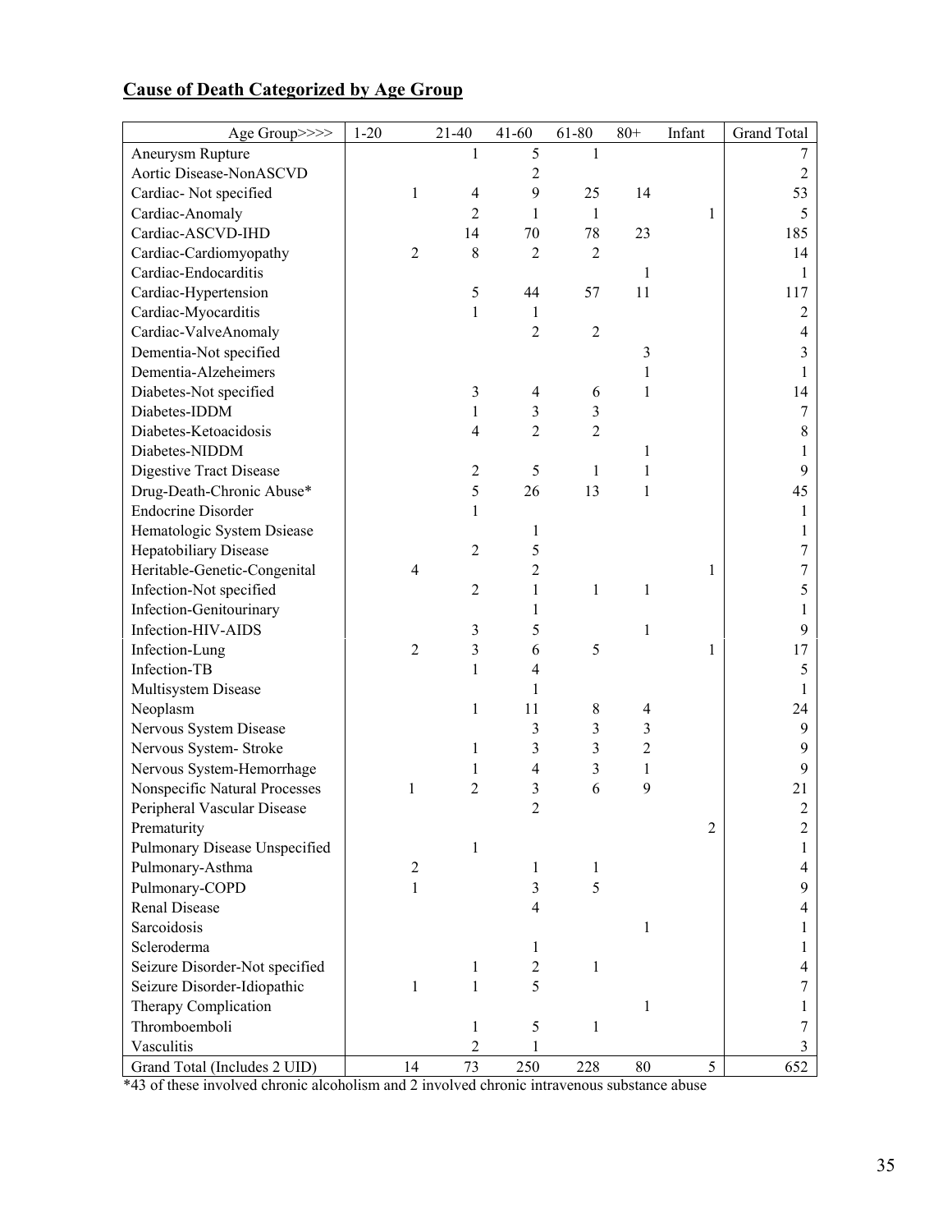## Cause of Death Categorized by Age Group

| Age Group>>>> | 1-20 | 21-40 | 41-60 | 61-80 | 80+ | Infant | Grand Total |
|---|---|---|---|---|---|---|---|
| Aneurysm Rupture | | 1 | 5 | 1 | | | 7 |
| Aortic Disease-NonASCVD | | | 2 | | | | 2 |
| Cardiac- Not specified | 1 | 4 | 9 | 25 | 14 | | 53 |
| Cardiac-Anomaly | | 2 | 1 | 1 | | 1 | 5 |
| Cardiac-ASCVD-IHD | | 14 | 70 | 78 | 23 | | 185 |
| Cardiac-Cardiomyopathy | 2 | 8 | 2 | 2 | | | 14 |
| Cardiac-Endocarditis | | | | | 1 | | 1 |
| Cardiac-Hypertension | | 5 | 44 | 57 | 11 | | 117 |
| Cardiac-Myocarditis | | 1 | 1 | | | | 2 |
| Cardiac-ValveAnomaly | | | 2 | 2 | | | 4 |
| Dementia-Not specified | | | | | 3 | | 3 |
| Dementia-Alzeheimers | | | | | 1 | | 1 |
| Diabetes-Not specified | | 3 | 4 | 6 | 1 | | 14 |
| Diabetes-IDDM | | 1 | 3 | 3 | | | 7 |
| Diabetes-Ketoacidosis | | 4 | 2 | 2 | | | 8 |
| Diabetes-NIDDM | | | | | 1 | | 1 |
| Digestive Tract Disease | | 2 | 5 | 1 | 1 | | 9 |
| Drug-Death-Chronic Abuse* | | 5 | 26 | 13 | 1 | | 45 |
| Endocrine Disorder | | 1 | | | | | 1 |
| Hematologic System Dsiease | | | 1 | | | | 1 |
| Hepatobiliary Disease | | 2 | 5 | | | | 7 |
| Heritable-Genetic-Congenital | 4 | | 2 | | | 1 | 7 |
| Infection-Not specified | | 2 | 1 | 1 | 1 | | 5 |
| Infection-Genitourinary | | | 1 | | | | 1 |
| Infection-HIV-AIDS | | 3 | 5 | | 1 | | 9 |
| Infection-Lung | 2 | 3 | 6 | 5 | | 1 | 17 |
| Infection-TB | | 1 | 4 | | | | 5 |
| Multisystem Disease | | | 1 | | | | 1 |
| Neoplasm | | 1 | 11 | 8 | 4 | | 24 |
| Nervous System Disease | | | 3 | 3 | 3 | | 9 |
| Nervous System- Stroke | | 1 | 3 | 3 | 2 | | 9 |
| Nervous System-Hemorrhage | | 1 | 4 | 3 | 1 | | 9 |
| Nonspecific Natural Processes | 1 | 2 | 3 | 6 | 9 | | 21 |
| Peripheral Vascular Disease | | | 2 | | | | 2 |
| Prematurity | | | | | | 2 | 2 |
| Pulmonary Disease Unspecified | | 1 | | | | | 1 |
| Pulmonary-Asthma | 2 | | 1 | 1 | | | 4 |
| Pulmonary-COPD | 1 | | 3 | 5 | | | 9 |
| Renal Disease | | | 4 | | | | 4 |
| Sarcoidosis | | | | | 1 | | 1 |
| Scleroderma | | | 1 | | | | 1 |
| Seizure Disorder-Not specified | | 1 | 2 | 1 | | | 4 |
| Seizure Disorder-Idiopathic | 1 | 1 | 5 | | | | 7 |
| Therapy Complication | | | | | 1 | | 1 |
| Thromboemboli | | 1 | 5 | 1 | | | 7 |
| Vasculitis | | 2 | 1 | | | | 3 |
| Grand Total (Includes 2 UID) | 14 | 73 | 250 | 228 | 80 | 5 | 652 |

*43 of these involved chronic alcoholism and 2 involved chronic intravenous substance abuse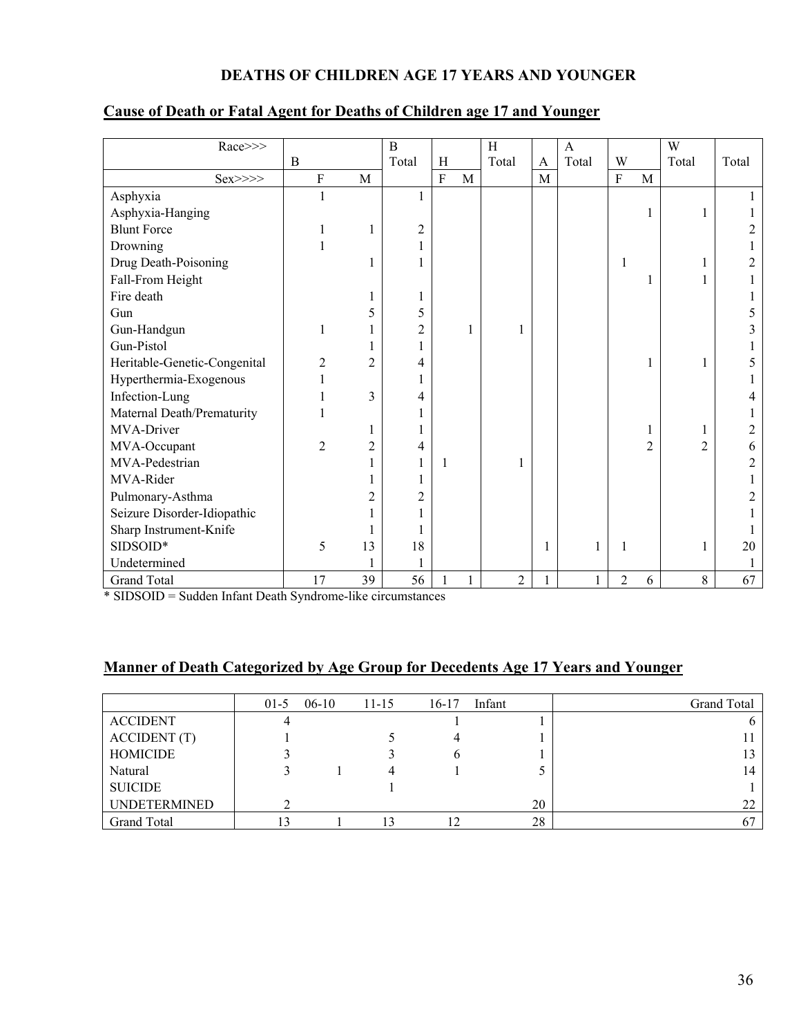# DEATHS OF CHILDREN AGE 17 YEARS AND YOUNGER

## Cause of Death or Fatal Agent for Deaths of Children age 17 and Younger

| Race>>> | B | | B Total | H | | H Total | A | A Total | W | | W Total | Total |
|---|---|---|---|---|---|---|---|---|---|---|---|---|
| Sex>>>> | F | M | | F | M | | M | | F | M | | |
| Asphyxia | 1 | | 1 | | | | | | | | | 1 |
| Asphyxia-Hanging | | | | | | | | | | 1 | 1 | 1 |
| Blunt Force | 1 | 1 | 2 | | | | | | | | | 2 |
| Drowning | 1 | | 1 | | | | | | | | | 1 |
| Drug Death-Poisoning | | 1 | 1 | | | | | | 1 | | 1 | 2 |
| Fall-From Height | | | | | | | | | | 1 | 1 | 1 |
| Fire death | | 1 | 1 | | | | | | | | | 1 |
| Gun | | 5 | 5 | | | | | | | | | 5 |
| Gun-Handgun | 1 | 1 | 2 | | 1 | 1 | | | | | | 3 |
| Gun-Pistol | | 1 | 1 | | | | | | | | | 1 |
| Heritable-Genetic-Congenital | 2 | 2 | 4 | | | | | | | 1 | 1 | 5 |
| Hyperthermia-Exogenous | 1 | | 1 | | | | | | | | | 1 |
| Infection-Lung | 1 | 3 | 4 | | | | | | | | | 4 |
| Maternal Death/Prematurity | 1 | | 1 | | | | | | | | | 1 |
| MVA-Driver | | 1 | 1 | | | | | | | 1 | 1 | 2 |
| MVA-Occupant | 2 | 2 | 4 | | | | | | | 2 | 2 | 6 |
| MVA-Pedestrian | | 1 | 1 | 1 | | 1 | | | | | | 2 |
| MVA-Rider | | 1 | 1 | | | | | | | | | 1 |
| Pulmonary-Asthma | | 2 | 2 | | | | | | | | | 2 |
| Seizure Disorder-Idiopathic | | 1 | 1 | | | | | | | | | 1 |
| Sharp Instrument-Knife | | 1 | 1 | | | | | | | | | 1 |
| SIDSOID* | 5 | 13 | 18 | | | | 1 | 1 | 1 | | 1 | 20 |
| Undetermined | | 1 | 1 | | | | | | | | | 1 |
| Grand Total | 17 | 39 | 56 | 1 | 1 | 2 | 1 | 1 | 2 | 6 | 8 | 67 |

* SIDSOID = Sudden Infant Death Syndrome-like circumstances

## Manner of Death Categorized by Age Group for Decedents Age 17 Years and Younger

| | 01-5 | 06-10 | 11-15 | 16-17 | Infant | Grand Total |
|---|---|---|---|---|---|---|
| ACCIDENT | 4 | | | 1 | 1 | 6 |
| ACCIDENT (T) | 1 | | 5 | 4 | 1 | 11 |
| HOMICIDE | 3 | | 3 | 6 | 1 | 13 |
| Natural | 3 | 1 | 4 | 1 | 5 | 14 |
| SUICIDE | | | 1 | | | 1 |
| UNDETERMINED | 2 | | | | 20 | 22 |
| Grand Total | 13 | 1 | 13 | 12 | 28 | 67 |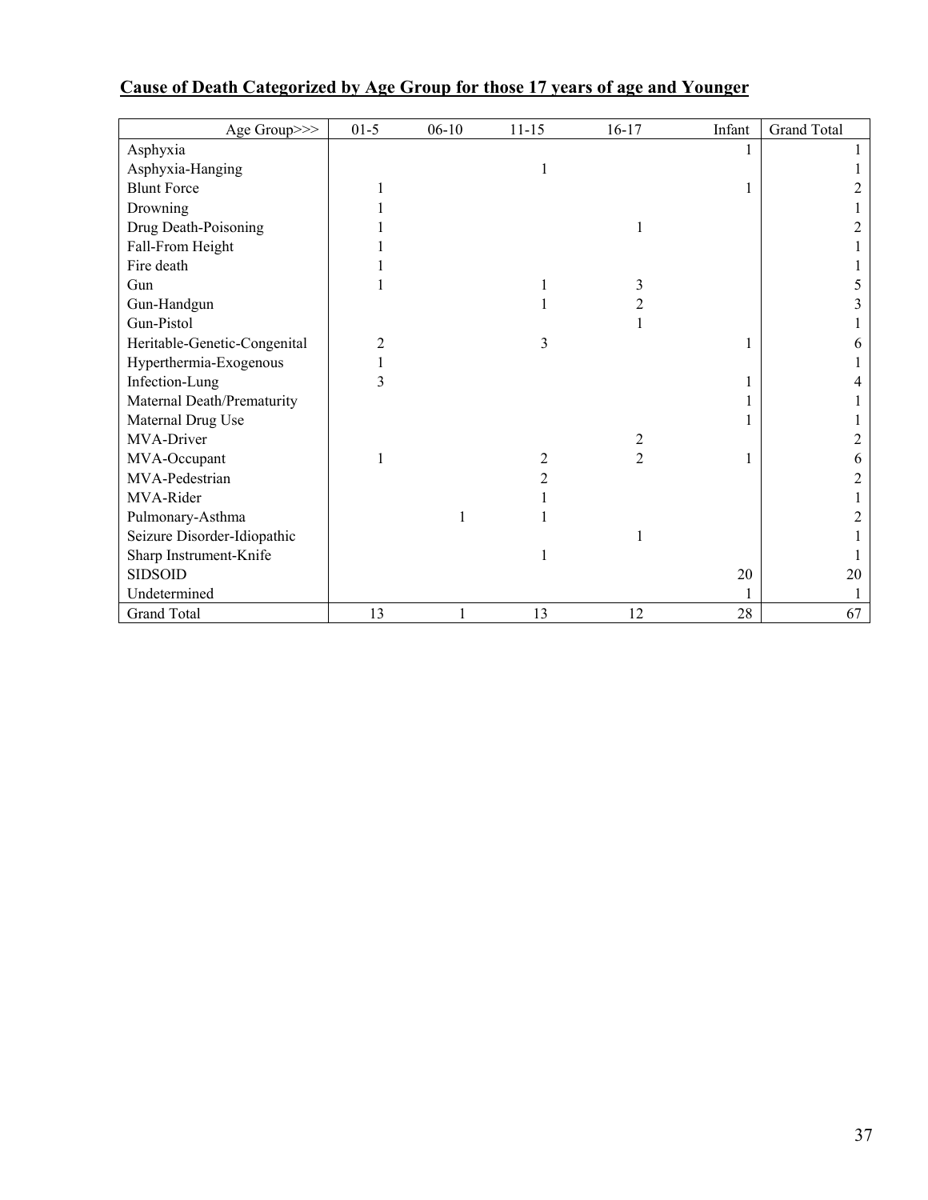**Cause of Death Categorized by Age Group for those 17 years of age and Younger**

| Age Group>>> | 01-5 | 06-10 | 11-15 | 16-17 | Infant | Grand Total |
|---|---|---|---|---|---|---|
| Asphyxia | | | | | 1 | 1 |
| Asphyxia-Hanging | | | 1 | | | 1 |
| Blunt Force | 1 | | | | 1 | 2 |
| Drowning | 1 | | | | | 1 |
| Drug Death-Poisoning | 1 | | | 1 | | 2 |
| Fall-From Height | 1 | | | | | 1 |
| Fire death | 1 | | | | | 1 |
| Gun | 1 | | 1 | 3 | | 5 |
| Gun-Handgun | | | 1 | 2 | | 3 |
| Gun-Pistol | | | | 1 | | 1 |
| Heritable-Genetic-Congenital | 2 | | 3 | | 1 | 6 |
| Hyperthermia-Exogenous | 1 | | | | | 1 |
| Infection-Lung | 3 | | | | 1 | 4 |
| Maternal Death/Prematurity | | | | | 1 | 1 |
| Maternal Drug Use | | | | | 1 | 1 |
| MVA-Driver | | | | 2 | | 2 |
| MVA-Occupant | 1 | | 2 | 2 | 1 | 6 |
| MVA-Pedestrian | | | 2 | | | 2 |
| MVA-Rider | | | 1 | | | 1 |
| Pulmonary-Asthma | | 1 | 1 | | | 2 |
| Seizure Disorder-Idiopathic | | | | 1 | | 1 |
| Sharp Instrument-Knife | | | 1 | | | 1 |
| SIDSOID | | | | | 20 | 20 |
| Undetermined | | | | | 1 | 1 |
| Grand Total | 13 | 1 | 13 | 12 | 28 | 67 |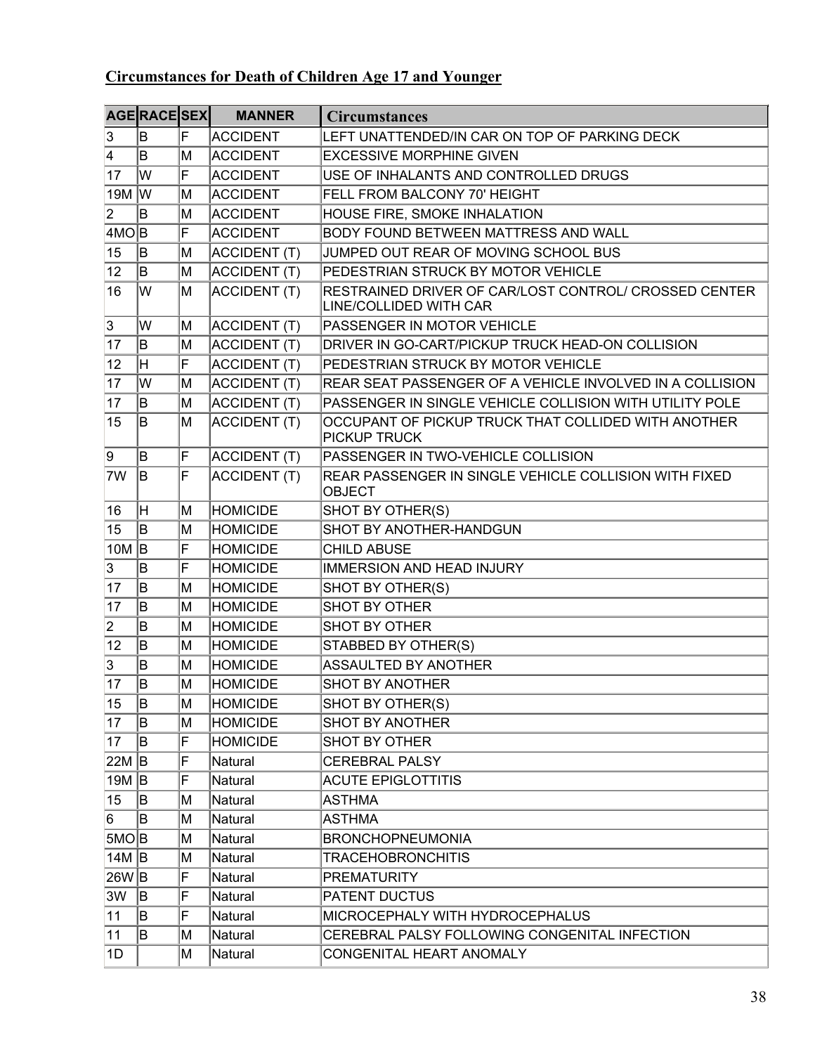**Circumstances for Death of Children Age 17 and Younger**

| AGE | RACE | SEX | MANNER | Circumstances |
|---|---|---|---|---|
| 3 | B | F | ACCIDENT | LEFT UNATTENDED/IN CAR ON TOP OF PARKING DECK |
| 4 | B | M | ACCIDENT | EXCESSIVE MORPHINE GIVEN |
| 17 | W | F | ACCIDENT | USE OF INHALANTS AND CONTROLLED DRUGS |
| 19M | W | M | ACCIDENT | FELL FROM BALCONY 70' HEIGHT |
| 2 | B | M | ACCIDENT | HOUSE FIRE, SMOKE INHALATION |
| 4MO | B | F | ACCIDENT | BODY FOUND BETWEEN MATTRESS AND WALL |
| 15 | B | M | ACCIDENT (T) | JUMPED OUT REAR OF MOVING SCHOOL BUS |
| 12 | B | M | ACCIDENT (T) | PEDESTRIAN STRUCK BY MOTOR VEHICLE |
| 16 | W | M | ACCIDENT (T) | RESTRAINED DRIVER OF CAR/LOST CONTROL/ CROSSED CENTER LINE/COLLIDED WITH CAR |
| 3 | W | M | ACCIDENT (T) | PASSENGER IN MOTOR VEHICLE |
| 17 | B | M | ACCIDENT (T) | DRIVER IN GO-CART/PICKUP TRUCK HEAD-ON COLLISION |
| 12 | H | F | ACCIDENT (T) | PEDESTRIAN STRUCK BY MOTOR VEHICLE |
| 17 | W | M | ACCIDENT (T) | REAR SEAT PASSENGER OF A VEHICLE INVOLVED IN A COLLISION |
| 17 | B | M | ACCIDENT (T) | PASSENGER IN SINGLE VEHICLE COLLISION WITH UTILITY POLE |
| 15 | B | M | ACCIDENT (T) | OCCUPANT OF PICKUP TRUCK THAT COLLIDED WITH ANOTHER PICKUP TRUCK |
| 9 | B | F | ACCIDENT (T) | PASSENGER IN TWO-VEHICLE COLLISION |
| 7W | B | F | ACCIDENT (T) | REAR PASSENGER IN SINGLE VEHICLE COLLISION WITH FIXED OBJECT |
| 16 | H | M | HOMICIDE | SHOT BY OTHER(S) |
| 15 | B | M | HOMICIDE | SHOT BY ANOTHER-HANDGUN |
| 10M | B | F | HOMICIDE | CHILD ABUSE |
| 3 | B | F | HOMICIDE | IMMERSION AND HEAD INJURY |
| 17 | B | M | HOMICIDE | SHOT BY OTHER(S) |
| 17 | B | M | HOMICIDE | SHOT BY OTHER |
| 2 | B | M | HOMICIDE | SHOT BY OTHER |
| 12 | B | M | HOMICIDE | STABBED BY OTHER(S) |
| 3 | B | M | HOMICIDE | ASSAULTED BY ANOTHER |
| 17 | B | M | HOMICIDE | SHOT BY ANOTHER |
| 15 | B | M | HOMICIDE | SHOT BY OTHER(S) |
| 17 | B | M | HOMICIDE | SHOT BY ANOTHER |
| 17 | B | F | HOMICIDE | SHOT BY OTHER |
| 22M | B | F | Natural | CEREBRAL PALSY |
| 19M | B | F | Natural | ACUTE EPIGLOTTITIS |
| 15 | B | M | Natural | ASTHMA |
| 6 | B | M | Natural | ASTHMA |
| 5MO | B | M | Natural | BRONCHOPNEUMONIA |
| 14M | B | M | Natural | TRACEHOBRONCHITIS |
| 26W | B | F | Natural | PREMATURITY |
| 3W | B | F | Natural | PATENT DUCTUS |
| 11 | B | F | Natural | MICROCEPHALY WITH HYDROCEPHALUS |
| 11 | B | M | Natural | CEREBRAL PALSY FOLLOWING CONGENITAL INFECTION |
| 1D | | M | Natural | CONGENITAL HEART ANOMALY |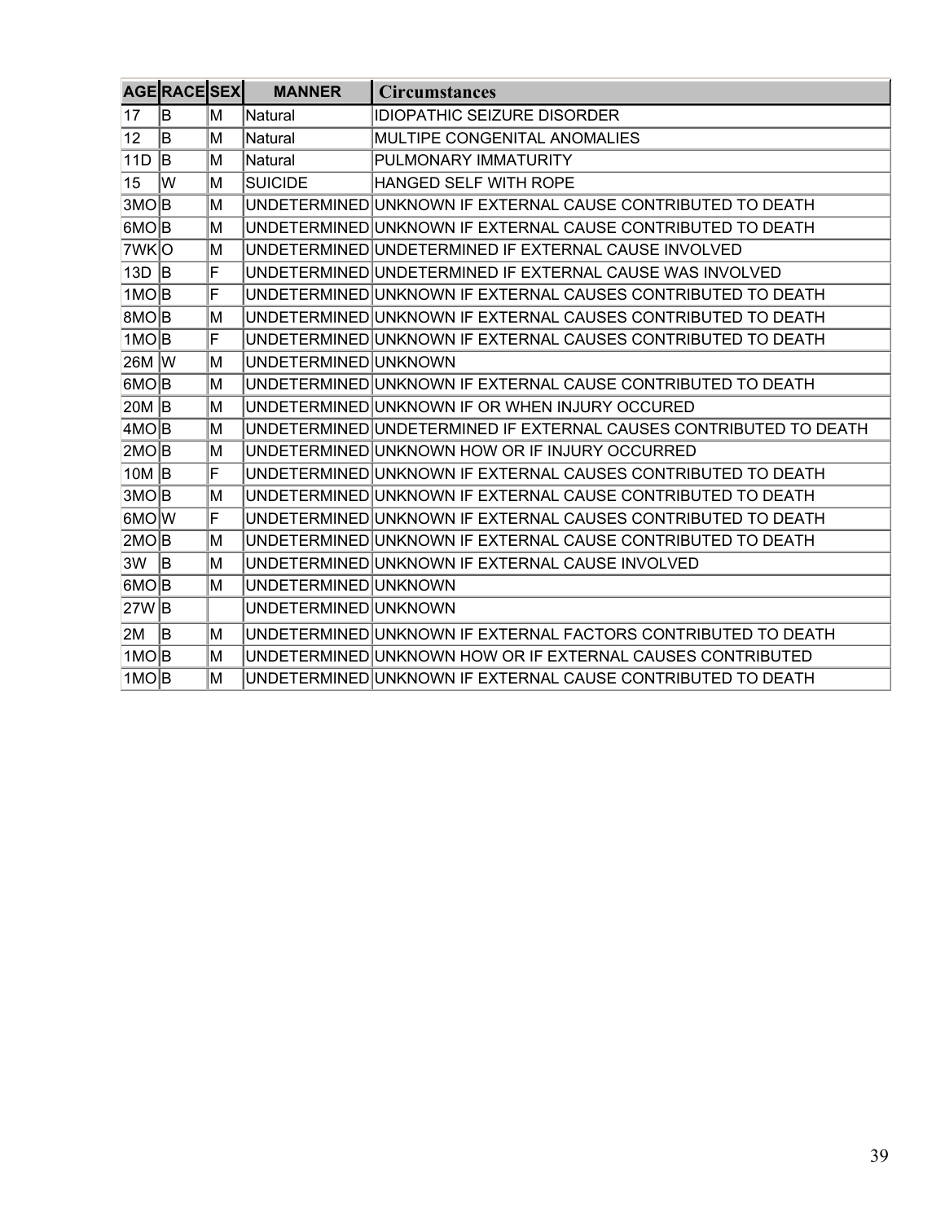| AGE | RACE | SEX | MANNER | Circumstances |
|---|---|---|---|---|
| 17 | B | M | Natural | IDIOPATHIC SEIZURE DISORDER |
| 12 | B | M | Natural | MULTIPE CONGENITAL ANOMALIES |
| 11D | B | M | Natural | PULMONARY IMMATURITY |
| 15 | W | M | SUICIDE | HANGED SELF WITH ROPE |
| 3MO | B | M | UNDETERMINED | UNKNOWN IF EXTERNAL CAUSE CONTRIBUTED TO DEATH |
| 6MO | B | M | UNDETERMINED | UNKNOWN IF EXTERNAL CAUSE CONTRIBUTED TO DEATH |
| 7WK | O | M | UNDETERMINED | UNDETERMINED IF EXTERNAL CAUSE INVOLVED |
| 13D | B | F | UNDETERMINED | UNDETERMINED IF EXTERNAL CAUSE WAS INVOLVED |
| 1MO | B | F | UNDETERMINED | UNKNOWN IF EXTERNAL CAUSES CONTRIBUTED TO DEATH |
| 8MO | B | M | UNDETERMINED | UNKNOWN IF EXTERNAL CAUSES CONTRIBUTED TO DEATH |
| 1MO | B | F | UNDETERMINED | UNKNOWN IF EXTERNAL CAUSES CONTRIBUTED TO DEATH |
| 26M | W | M | UNDETERMINED | UNKNOWN |
| 6MO | B | M | UNDETERMINED | UNKNOWN IF EXTERNAL CAUSE CONTRIBUTED TO DEATH |
| 20M | B | M | UNDETERMINED | UNKNOWN IF OR WHEN INJURY OCCURED |
| 4MO | B | M | UNDETERMINED | UNDETERMINED IF EXTERNAL CAUSES CONTRIBUTED TO DEATH |
| 2MO | B | M | UNDETERMINED | UNKNOWN HOW OR IF INJURY OCCURRED |
| 10M | B | F | UNDETERMINED | UNKNOWN IF EXTERNAL CAUSES CONTRIBUTED TO DEATH |
| 3MO | B | M | UNDETERMINED | UNKNOWN IF EXTERNAL CAUSE CONTRIBUTED TO DEATH |
| 6MO | W | F | UNDETERMINED | UNKNOWN IF EXTERNAL CAUSES CONTRIBUTED TO DEATH |
| 2MO | B | M | UNDETERMINED | UNKNOWN IF EXTERNAL CAUSE CONTRIBUTED TO DEATH |
| 3W | B | M | UNDETERMINED | UNKNOWN IF EXTERNAL CAUSE INVOLVED |
| 6MO | B | M | UNDETERMINED | UNKNOWN |
| 27W | B | | UNDETERMINED | UNKNOWN |
| 2M | B | M | UNDETERMINED | UNKNOWN IF EXTERNAL FACTORS CONTRIBUTED TO DEATH |
| 1MO | B | M | UNDETERMINED | UNKNOWN HOW OR IF EXTERNAL CAUSES CONTRIBUTED |
| 1MO | B | M | UNDETERMINED | UNKNOWN IF EXTERNAL CAUSE CONTRIBUTED TO DEATH |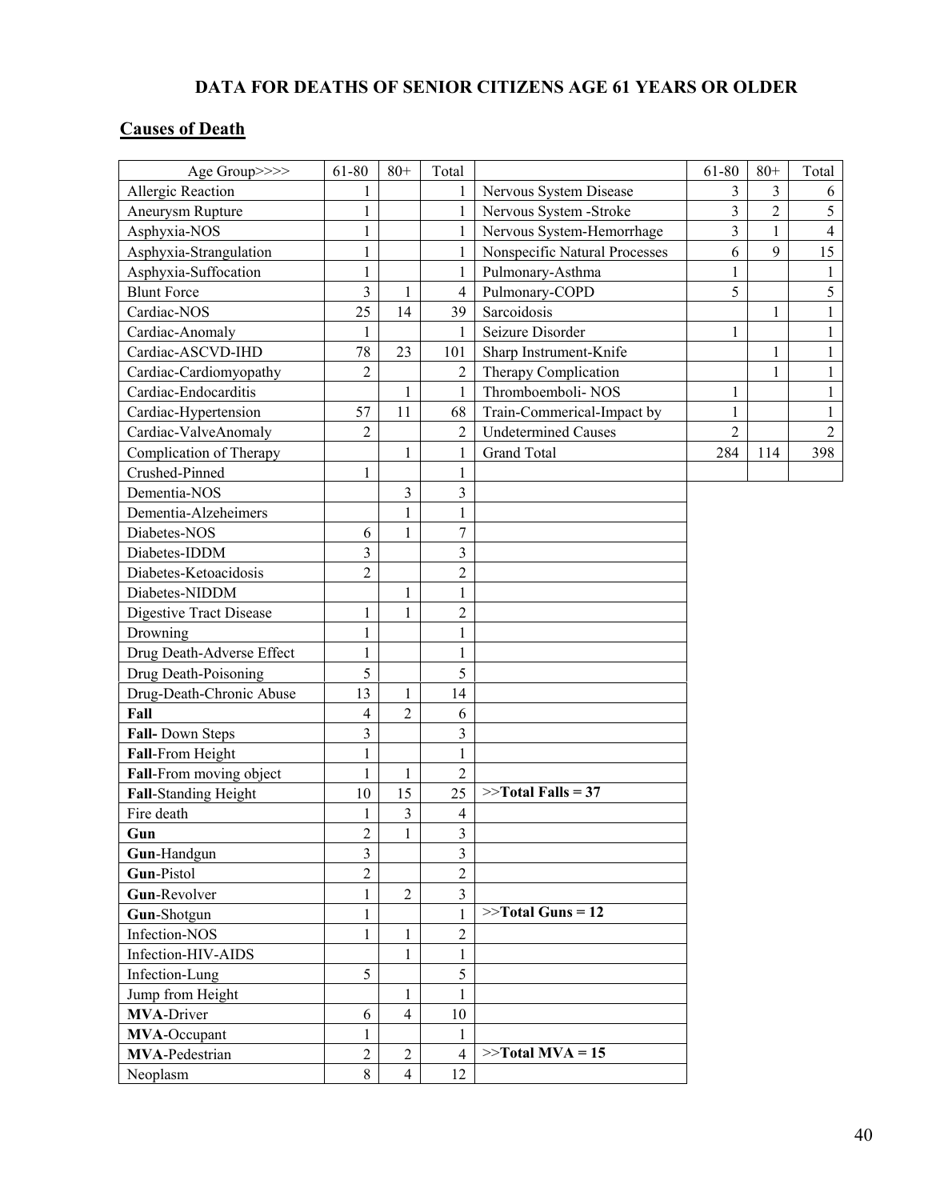## DATA FOR DEATHS OF SENIOR CITIZENS AGE 61 YEARS OR OLDER

### Causes of Death

| Age Group>>>> | 61-80 | 80+ | Total | | 61-80 | 80+ | Total |
|---|---|---|---|---|---|---|---|
| Allergic Reaction | 1 | | 1 | Nervous System Disease | 3 | 3 | 6 |
| Aneurysm Rupture | 1 | | 1 | Nervous System -Stroke | 3 | 2 | 5 |
| Asphyxia-NOS | 1 | | 1 | Nervous System-Hemorrhage | 3 | 1 | 4 |
| Asphyxia-Strangulation | 1 | | 1 | Nonspecific Natural Processes | 6 | 9 | 15 |
| Asphyxia-Suffocation | 1 | | 1 | Pulmonary-Asthma | 1 | | 1 |
| Blunt Force | 3 | 1 | 4 | Pulmonary-COPD | 5 | | 5 |
| Cardiac-NOS | 25 | 14 | 39 | Sarcoidosis | | 1 | 1 |
| Cardiac-Anomaly | 1 | | 1 | Seizure Disorder | 1 | | 1 |
| Cardiac-ASCVD-IHD | 78 | 23 | 101 | Sharp Instrument-Knife | | 1 | 1 |
| Cardiac-Cardiomyopathy | 2 | | 2 | Therapy Complication | | 1 | 1 |
| Cardiac-Endocarditis | | 1 | 1 | Thromboemboli- NOS | 1 | | 1 |
| Cardiac-Hypertension | 57 | 11 | 68 | Train-Commerical-Impact by | 1 | | 1 |
| Cardiac-ValveAnomaly | 2 | | 2 | Undetermined Causes | 2 | | 2 |
| Complication of Therapy | | 1 | 1 | Grand Total | 284 | 114 | 398 |
| Crushed-Pinned | 1 | | 1 | | | | |
| Dementia-NOS | | 3 | 3 | | | | |
| Dementia-Alzeheimers | | 1 | 1 | | | | |
| Diabetes-NOS | 6 | 1 | 7 | | | | |
| Diabetes-IDDM | 3 | | 3 | | | | |
| Diabetes-Ketoacidosis | 2 | | 2 | | | | |
| Diabetes-NIDDM | | 1 | 1 | | | | |
| Digestive Tract Disease | 1 | 1 | 2 | | | | |
| Drowning | 1 | | 1 | | | | |
| Drug Death-Adverse Effect | 1 | | 1 | | | | |
| Drug Death-Poisoning | 5 | | 5 | | | | |
| Drug-Death-Chronic Abuse | 13 | 1 | 14 | | | | |
| **Fall** | 4 | 2 | 6 | | | | |
| **Fall-** Down Steps | 3 | | 3 | | | | |
| **Fall**-From Height | 1 | | 1 | | | | |
| **Fall**-From moving object | 1 | 1 | 2 | | | | |
| **Fall**-Standing Height | 10 | 15 | 25 | >>**Total Falls = 37** | | | |
| Fire death | 1 | 3 | 4 | | | | |
| **Gun** | 2 | 1 | 3 | | | | |
| **Gun**-Handgun | 3 | | 3 | | | | |
| **Gun**-Pistol | 2 | | 2 | | | | |
| **Gun**-Revolver | 1 | 2 | 3 | | | | |
| **Gun**-Shotgun | 1 | | 1 | >>**Total Guns = 12** | | | |
| Infection-NOS | 1 | 1 | 2 | | | | |
| Infection-HIV-AIDS | | 1 | 1 | | | | |
| Infection-Lung | 5 | | 5 | | | | |
| Jump from Height | | 1 | 1 | | | | |
| **MVA**-Driver | 6 | 4 | 10 | | | | |
| **MVA**-Occupant | 1 | | 1 | | | | |
| **MVA**-Pedestrian | 2 | 2 | 4 | >>**Total MVA = 15** | | | |
| Neoplasm | 8 | 4 | 12 | | | | |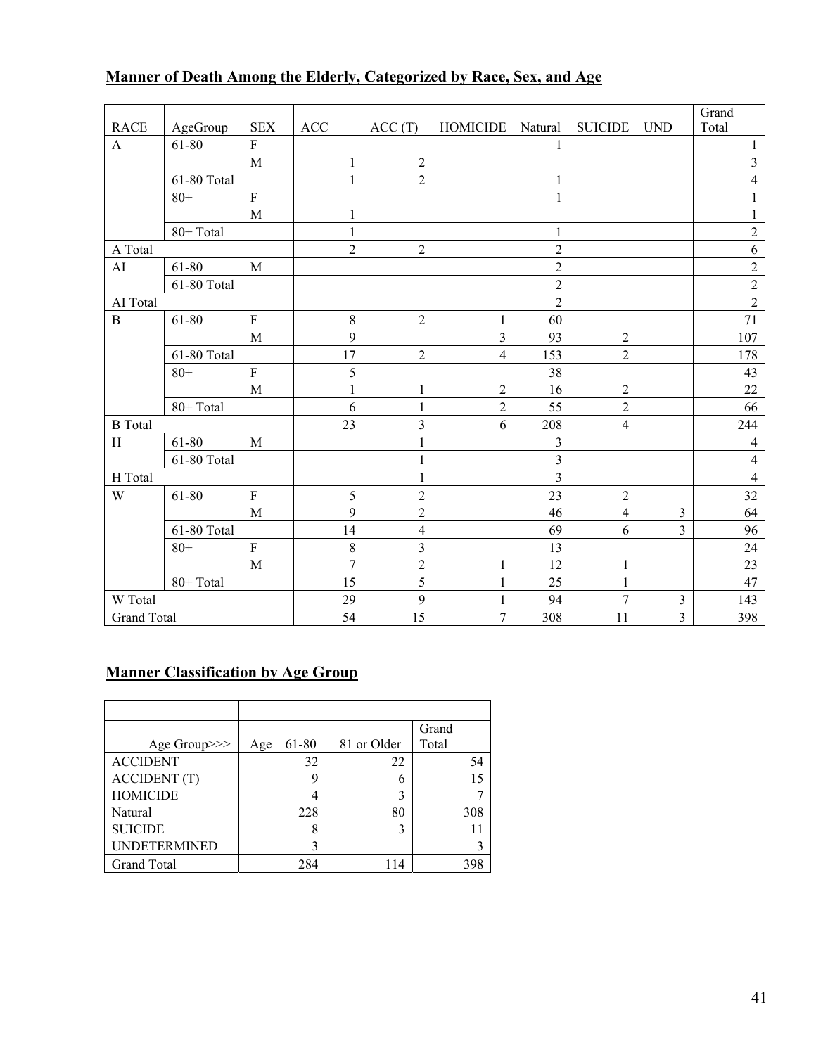## Manner of Death Among the Elderly, Categorized by Race, Sex, and Age

| RACE | AgeGroup | SEX | ACC | ACC (T) | HOMICIDE | Natural | SUICIDE | UND | Grand Total |
|---|---|---|---|---|---|---|---|---|---|
| A | 61-80 | F | | | | 1 | | | 1 |
| | | M | 1 | 2 | | | | | 3 |
| | 61-80 Total | | 1 | 2 | | 1 | | | 4 |
| | 80+ | F | | | | 1 | | | 1 |
| | | M | 1 | | | | | | 1 |
| | 80+ Total | | 1 | | | 1 | | | 2 |
| A Total | | | 2 | 2 | | 2 | | | 6 |
| AI | 61-80 | M | | | | 2 | | | 2 |
| | 61-80 Total | | | | | 2 | | | 2 |
| AI Total | | | | | | 2 | | | 2 |
| B | 61-80 | F | 8 | 2 | 1 | 60 | | | 71 |
| | | M | 9 | | 3 | 93 | 2 | | 107 |
| | 61-80 Total | | 17 | 2 | 4 | 153 | 2 | | 178 |
| | 80+ | F | 5 | | | 38 | | | 43 |
| | | M | 1 | 1 | 2 | 16 | 2 | | 22 |
| | 80+ Total | | 6 | 1 | 2 | 55 | 2 | | 66 |
| B Total | | | 23 | 3 | 6 | 208 | 4 | | 244 |
| H | 61-80 | M | | 1 | | 3 | | | 4 |
| | 61-80 Total | | | 1 | | 3 | | | 4 |
| H Total | | | | 1 | | 3 | | | 4 |
| W | 61-80 | F | 5 | 2 | | 23 | 2 | | 32 |
| | | M | 9 | 2 | | 46 | 4 | 3 | 64 |
| | 61-80 Total | | 14 | 4 | | 69 | 6 | 3 | 96 |
| | 80+ | F | 8 | 3 | | 13 | | | 24 |
| | | M | 7 | 2 | 1 | 12 | 1 | | 23 |
| | 80+ Total | | 15 | 5 | 1 | 25 | 1 | | 47 |
| W Total | | | 29 | 9 | 1 | 94 | 7 | 3 | 143 |
| Grand Total | | | 54 | 15 | 7 | 308 | 11 | 3 | 398 |

## Manner Classification by Age Group

| Age Group>>> | Age 61-80 | 81 or Older | Grand Total |
|---|---|---|---|
| ACCIDENT | 32 | 22 | 54 |
| ACCIDENT (T) | 9 | 6 | 15 |
| HOMICIDE | 4 | 3 | 7 |
| Natural | 228 | 80 | 308 |
| SUICIDE | 8 | 3 | 11 |
| UNDETERMINED | 3 | | 3 |
| Grand Total | 284 | 114 | 398 |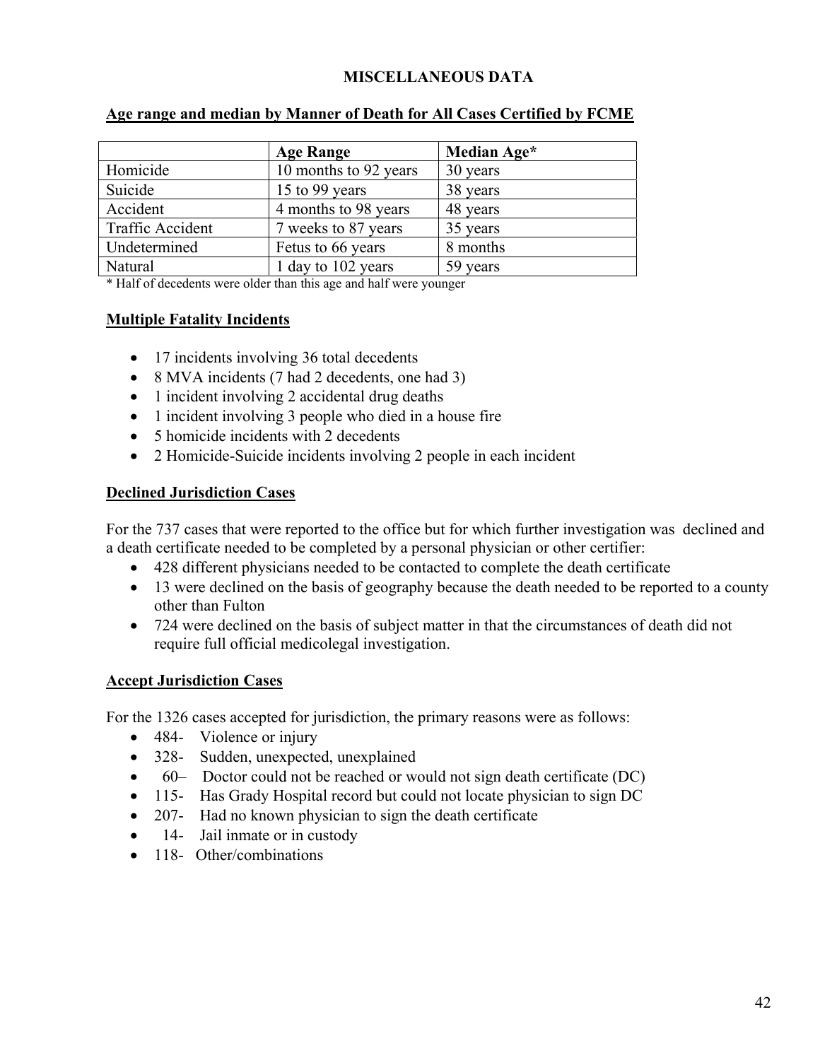# MISCELLANEOUS DATA

## Age range and median by Manner of Death for All Cases Certified by FCME

| | Age Range | Median Age* |
|---|---|---|
| Homicide | 10 months to 92 years | 30 years |
| Suicide | 15 to 99 years | 38 years |
| Accident | 4 months to 98 years | 48 years |
| Traffic Accident | 7 weeks to 87 years | 35 years |
| Undetermined | Fetus to 66 years | 8 months |
| Natural | 1 day to 102 years | 59 years |

* Half of decedents were older than this age and half were younger

## Multiple Fatality Incidents

- 17 incidents involving 36 total decedents
- 8 MVA incidents (7 had 2 decedents, one had 3)
- 1 incident involving 2 accidental drug deaths
- 1 incident involving 3 people who died in a house fire
- 5 homicide incidents with 2 decedents
- 2 Homicide-Suicide incidents involving 2 people in each incident

## Declined Jurisdiction Cases

For the 737 cases that were reported to the office but for which further investigation was declined and a death certificate needed to be completed by a personal physician or other certifier:

- 428 different physicians needed to be contacted to complete the death certificate
- 13 were declined on the basis of geography because the death needed to be reported to a county other than Fulton
- 724 were declined on the basis of subject matter in that the circumstances of death did not require full official medicolegal investigation.

## Accept Jurisdiction Cases

For the 1326 cases accepted for jurisdiction, the primary reasons were as follows:

- 484- Violence or injury
- 328- Sudden, unexpected, unexplained
- 60– Doctor could not be reached or would not sign death certificate (DC)
- 115- Has Grady Hospital record but could not locate physician to sign DC
- 207- Had no known physician to sign the death certificate
- 14- Jail inmate or in custody
- 118- Other/combinations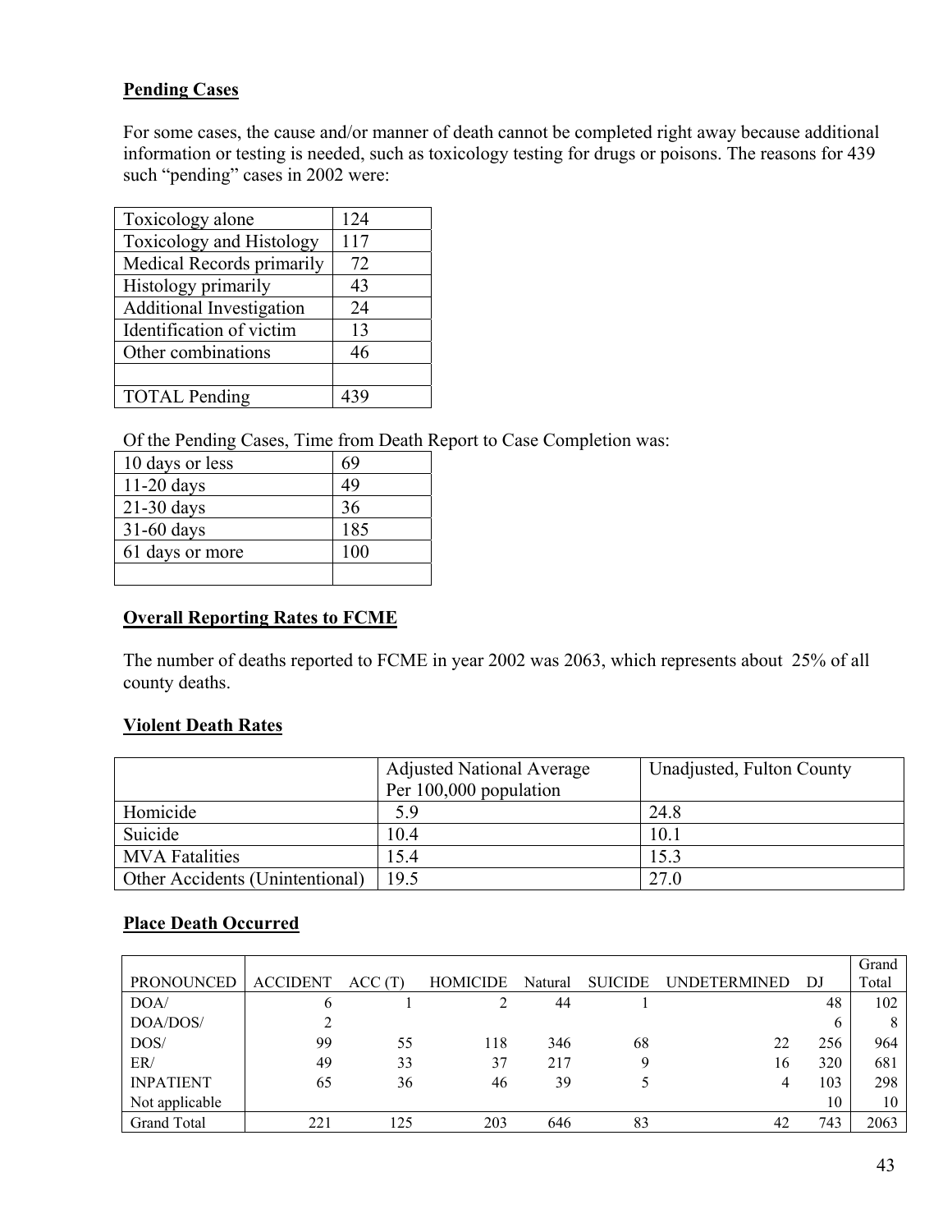**Pending Cases**

For some cases, the cause and/or manner of death cannot be completed right away because additional information or testing is needed, such as toxicology testing for drugs or poisons. The reasons for 439 such "pending" cases in 2002 were:

| Reason | Count |
|---|---|
| Toxicology alone | 124 |
| Toxicology and Histology | 117 |
| Medical Records primarily | 72 |
| Histology primarily | 43 |
| Additional Investigation | 24 |
| Identification of victim | 13 |
| Other combinations | 46 |
| | |
| TOTAL Pending | 439 |

Of the Pending Cases, Time from Death Report to Case Completion was:

| Time | Count |
|---|---|
| 10 days or less | 69 |
| 11-20 days | 49 |
| 21-30 days | 36 |
| 31-60 days | 185 |
| 61 days or more | 100 |
| | |

**Overall Reporting Rates to FCME**

The number of deaths reported to FCME in year 2002 was 2063, which represents about 25% of all county deaths.

**Violent Death Rates**

| | Adjusted National Average Per 100,000 population | Unadjusted, Fulton County |
|---|---|---|
| Homicide | 5.9 | 24.8 |
| Suicide | 10.4 | 10.1 |
| MVA Fatalities | 15.4 | 15.3 |
| Other Accidents (Unintentional) | 19.5 | 27.0 |

**Place Death Occurred**

| PRONOUNCED | ACCIDENT | ACC (T) | HOMICIDE | Natural | SUICIDE | UNDETERMINED | DJ | Grand Total |
|---|---|---|---|---|---|---|---|---|
| DOA/ | 6 | 1 | 2 | 44 | 1 | | 48 | 102 |
| DOA/DOS/ | 2 | | | | | | 6 | 8 |
| DOS/ | 99 | 55 | 118 | 346 | 68 | 22 | 256 | 964 |
| ER/ | 49 | 33 | 37 | 217 | 9 | 16 | 320 | 681 |
| INPATIENT | 65 | 36 | 46 | 39 | 5 | 4 | 103 | 298 |
| Not applicable | | | | | | | 10 | 10 |
| Grand Total | 221 | 125 | 203 | 646 | 83 | 42 | 743 | 2063 |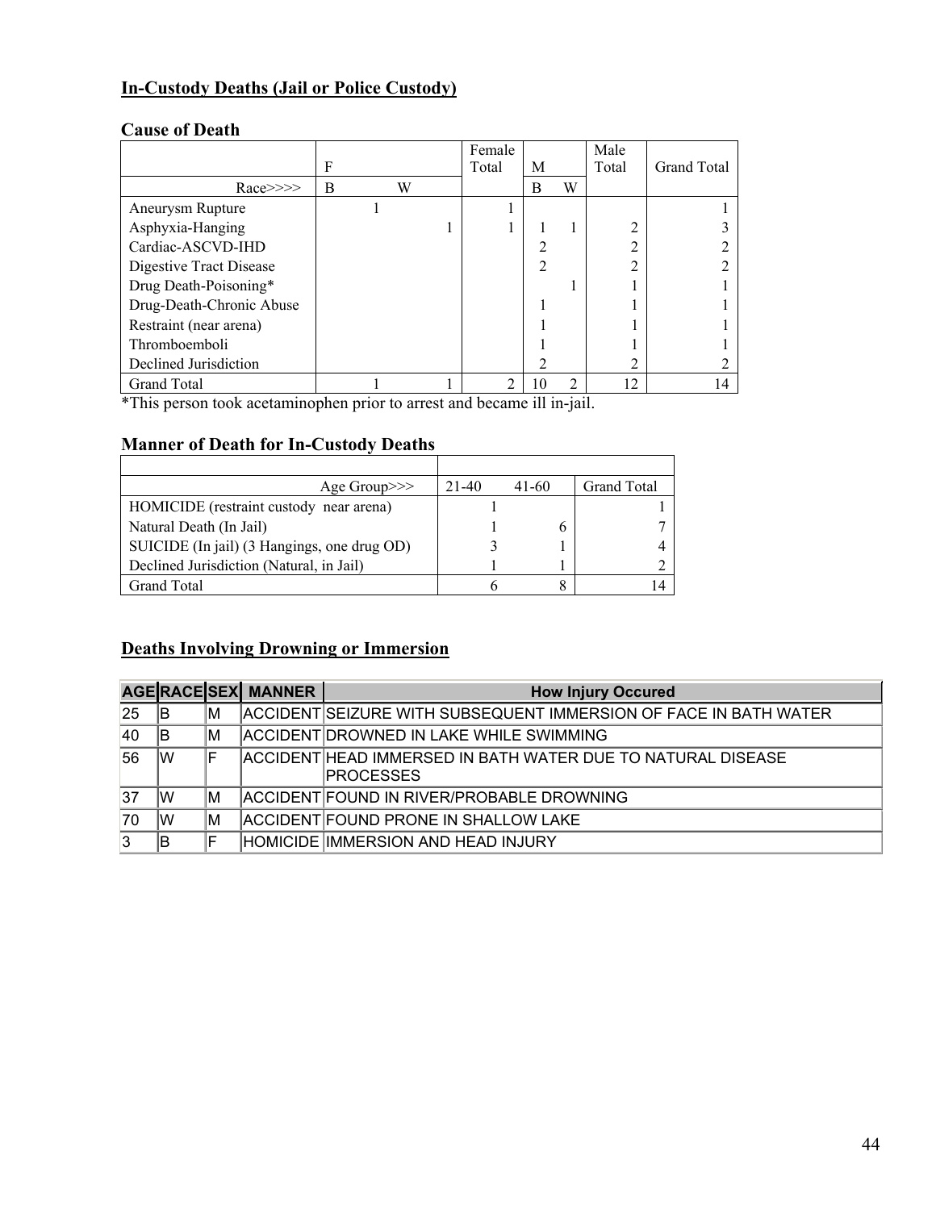## In-Custody Deaths (Jail or Police Custody)

### Cause of Death

| | F | | Female Total | M | | Male Total | Grand Total |
|---|---|---|---|---|---|---|---|
| Race>>>> | B | W | | B | W | | |
| Aneurysm Rupture | 1 | | 1 | | | | 1 |
| Asphyxia-Hanging | | 1 | 1 | 1 | 1 | 2 | 3 |
| Cardiac-ASCVD-IHD | | | | 2 | | 2 | 2 |
| Digestive Tract Disease | | | | 2 | | 2 | 2 |
| Drug Death-Poisoning* | | | | | 1 | 1 | 1 |
| Drug-Death-Chronic Abuse | | | | 1 | | 1 | 1 |
| Restraint (near arena) | | | | 1 | | 1 | 1 |
| Thromboemboli | | | | 1 | | 1 | 1 |
| Declined Jurisdiction | | | | 2 | | 2 | 2 |
| Grand Total | 1 | 1 | 2 | 10 | 2 | 12 | 14 |

*This person took acetaminophen prior to arrest and became ill in-jail.

### Manner of Death for In-Custody Deaths

| Age Group>>> | 21-40 | 41-60 | Grand Total |
|---|---|---|---|
| HOMICIDE (restraint custody near arena) | 1 | | 1 |
| Natural Death (In Jail) | 1 | 6 | 7 |
| SUICIDE (In jail) (3 Hangings, one drug OD) | 3 | 1 | 4 |
| Declined Jurisdiction (Natural, in Jail) | 1 | 1 | 2 |
| Grand Total | 6 | 8 | 14 |

## Deaths Involving Drowning or Immersion

| AGE | RACE | SEX | MANNER | How Injury Occured |
|---|---|---|---|---|
| 25 | B | M | ACCIDENT | SEIZURE WITH SUBSEQUENT IMMERSION OF FACE IN BATH WATER |
| 40 | B | M | ACCIDENT | DROWNED IN LAKE WHILE SWIMMING |
| 56 | W | F | ACCIDENT | HEAD IMMERSED IN BATH WATER DUE TO NATURAL DISEASE PROCESSES |
| 37 | W | M | ACCIDENT | FOUND IN RIVER/PROBABLE DROWNING |
| 70 | W | M | ACCIDENT | FOUND PRONE IN SHALLOW LAKE |
| 3 | B | F | HOMICIDE | IMMERSION AND HEAD INJURY |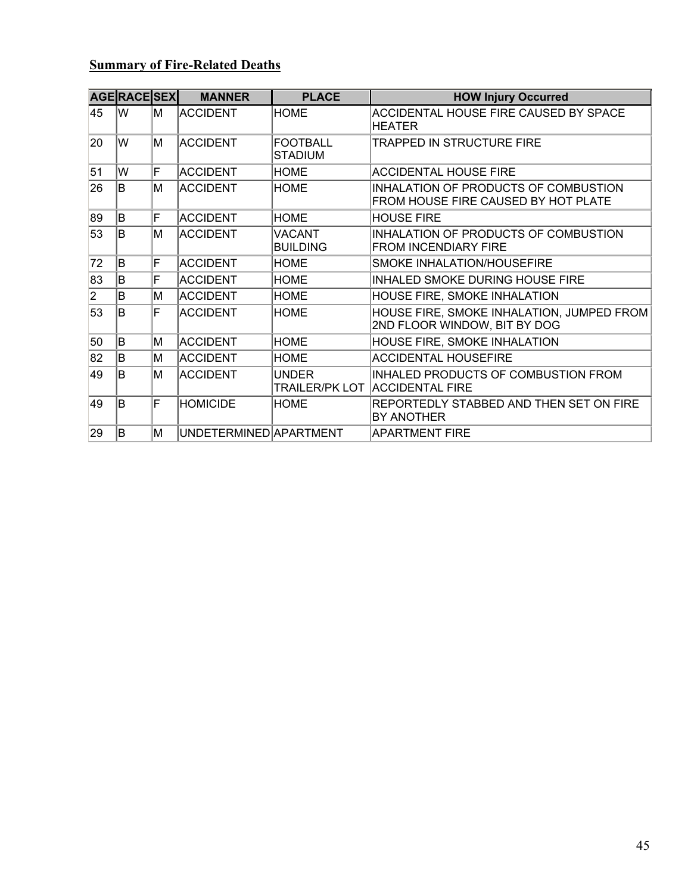**Summary of Fire-Related Deaths**

| AGE | RACE | SEX | MANNER | PLACE | HOW Injury Occurred |
|---|---|---|---|---|---|
| 45 | W | M | ACCIDENT | HOME | ACCIDENTAL HOUSE FIRE CAUSED BY SPACE HEATER |
| 20 | W | M | ACCIDENT | FOOTBALL STADIUM | TRAPPED IN STRUCTURE FIRE |
| 51 | W | F | ACCIDENT | HOME | ACCIDENTAL HOUSE FIRE |
| 26 | B | M | ACCIDENT | HOME | INHALATION OF PRODUCTS OF COMBUSTION FROM HOUSE FIRE CAUSED BY HOT PLATE |
| 89 | B | F | ACCIDENT | HOME | HOUSE FIRE |
| 53 | B | M | ACCIDENT | VACANT BUILDING | INHALATION OF PRODUCTS OF COMBUSTION FROM INCENDIARY FIRE |
| 72 | B | F | ACCIDENT | HOME | SMOKE INHALATION/HOUSEFIRE |
| 83 | B | F | ACCIDENT | HOME | INHALED SMOKE DURING HOUSE FIRE |
| 2 | B | M | ACCIDENT | HOME | HOUSE FIRE, SMOKE INHALATION |
| 53 | B | F | ACCIDENT | HOME | HOUSE FIRE, SMOKE INHALATION, JUMPED FROM 2ND FLOOR WINDOW, BIT BY DOG |
| 50 | B | M | ACCIDENT | HOME | HOUSE FIRE, SMOKE INHALATION |
| 82 | B | M | ACCIDENT | HOME | ACCIDENTAL HOUSEFIRE |
| 49 | B | M | ACCIDENT | UNDER TRAILER/PK LOT | INHALED PRODUCTS OF COMBUSTION FROM ACCIDENTAL FIRE |
| 49 | B | F | HOMICIDE | HOME | REPORTEDLY STABBED AND THEN SET ON FIRE BY ANOTHER |
| 29 | B | M | UNDETERMINED | APARTMENT | APARTMENT FIRE |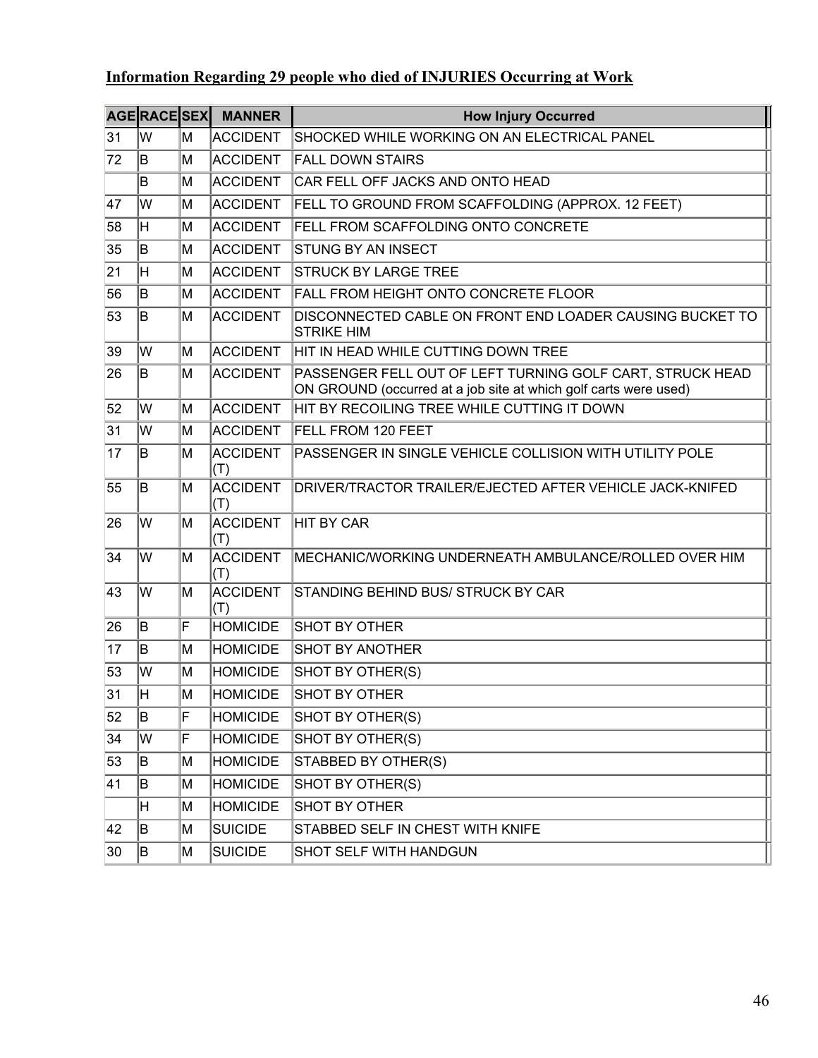**Information Regarding 29 people who died of INJURIES Occurring at Work**

| AGE | RACE | SEX | MANNER | How Injury Occurred |
|---|---|---|---|---|
| 31 | W | M | ACCIDENT | SHOCKED WHILE WORKING ON AN ELECTRICAL PANEL |
| 72 | B | M | ACCIDENT | FALL DOWN STAIRS |
| | B | M | ACCIDENT | CAR FELL OFF JACKS AND ONTO HEAD |
| 47 | W | M | ACCIDENT | FELL TO GROUND FROM SCAFFOLDING (APPROX. 12 FEET) |
| 58 | H | M | ACCIDENT | FELL FROM SCAFFOLDING ONTO CONCRETE |
| 35 | B | M | ACCIDENT | STUNG BY AN INSECT |
| 21 | H | M | ACCIDENT | STRUCK BY LARGE TREE |
| 56 | B | M | ACCIDENT | FALL FROM HEIGHT ONTO CONCRETE FLOOR |
| 53 | B | M | ACCIDENT | DISCONNECTED CABLE ON FRONT END LOADER CAUSING BUCKET TO STRIKE HIM |
| 39 | W | M | ACCIDENT | HIT IN HEAD WHILE CUTTING DOWN TREE |
| 26 | B | M | ACCIDENT | PASSENGER FELL OUT OF LEFT TURNING GOLF CART, STRUCK HEAD ON GROUND (occurred at a job site at which golf carts were used) |
| 52 | W | M | ACCIDENT | HIT BY RECOILING TREE WHILE CUTTING IT DOWN |
| 31 | W | M | ACCIDENT | FELL FROM 120 FEET |
| 17 | B | M | ACCIDENT (T) | PASSENGER IN SINGLE VEHICLE COLLISION WITH UTILITY POLE |
| 55 | B | M | ACCIDENT (T) | DRIVER/TRACTOR TRAILER/EJECTED AFTER VEHICLE JACK-KNIFED |
| 26 | W | M | ACCIDENT (T) | HIT BY CAR |
| 34 | W | M | ACCIDENT (T) | MECHANIC/WORKING UNDERNEATH AMBULANCE/ROLLED OVER HIM |
| 43 | W | M | ACCIDENT (T) | STANDING BEHIND BUS/ STRUCK BY CAR |
| 26 | B | F | HOMICIDE | SHOT BY OTHER |
| 17 | B | M | HOMICIDE | SHOT BY ANOTHER |
| 53 | W | M | HOMICIDE | SHOT BY OTHER(S) |
| 31 | H | M | HOMICIDE | SHOT BY OTHER |
| 52 | B | F | HOMICIDE | SHOT BY OTHER(S) |
| 34 | W | F | HOMICIDE | SHOT BY OTHER(S) |
| 53 | B | M | HOMICIDE | STABBED BY OTHER(S) |
| 41 | B | M | HOMICIDE | SHOT BY OTHER(S) |
| | H | M | HOMICIDE | SHOT BY OTHER |
| 42 | B | M | SUICIDE | STABBED SELF IN CHEST WITH KNIFE |
| 30 | B | M | SUICIDE | SHOT SELF WITH HANDGUN |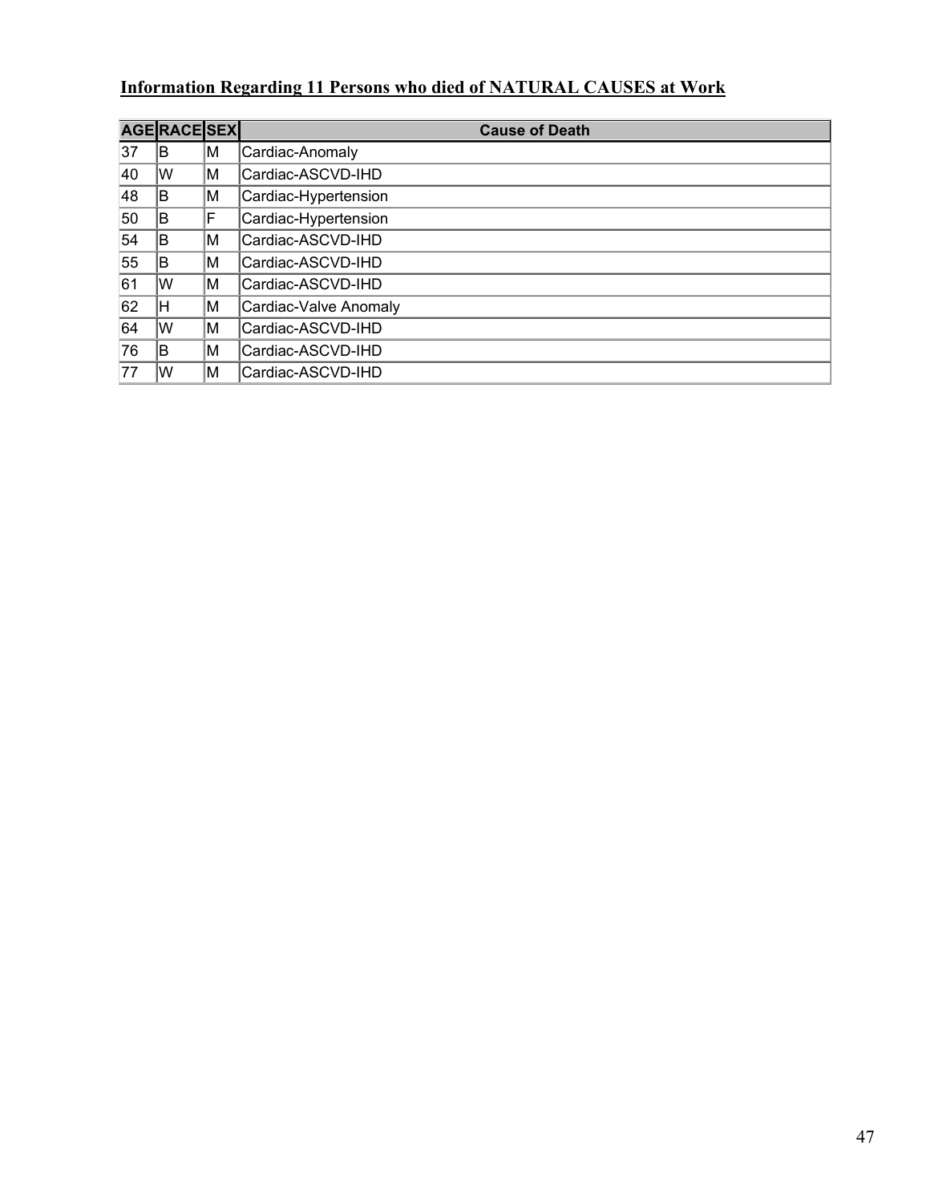**Information Regarding 11 Persons who died of NATURAL CAUSES at Work**

| AGE | RACE | SEX | Cause of Death |
|---|---|---|---|
| 37 | B | M | Cardiac-Anomaly |
| 40 | W | M | Cardiac-ASCVD-IHD |
| 48 | B | M | Cardiac-Hypertension |
| 50 | B | F | Cardiac-Hypertension |
| 54 | B | M | Cardiac-ASCVD-IHD |
| 55 | B | M | Cardiac-ASCVD-IHD |
| 61 | W | M | Cardiac-ASCVD-IHD |
| 62 | H | M | Cardiac-Valve Anomaly |
| 64 | W | M | Cardiac-ASCVD-IHD |
| 76 | B | M | Cardiac-ASCVD-IHD |
| 77 | W | M | Cardiac-ASCVD-IHD |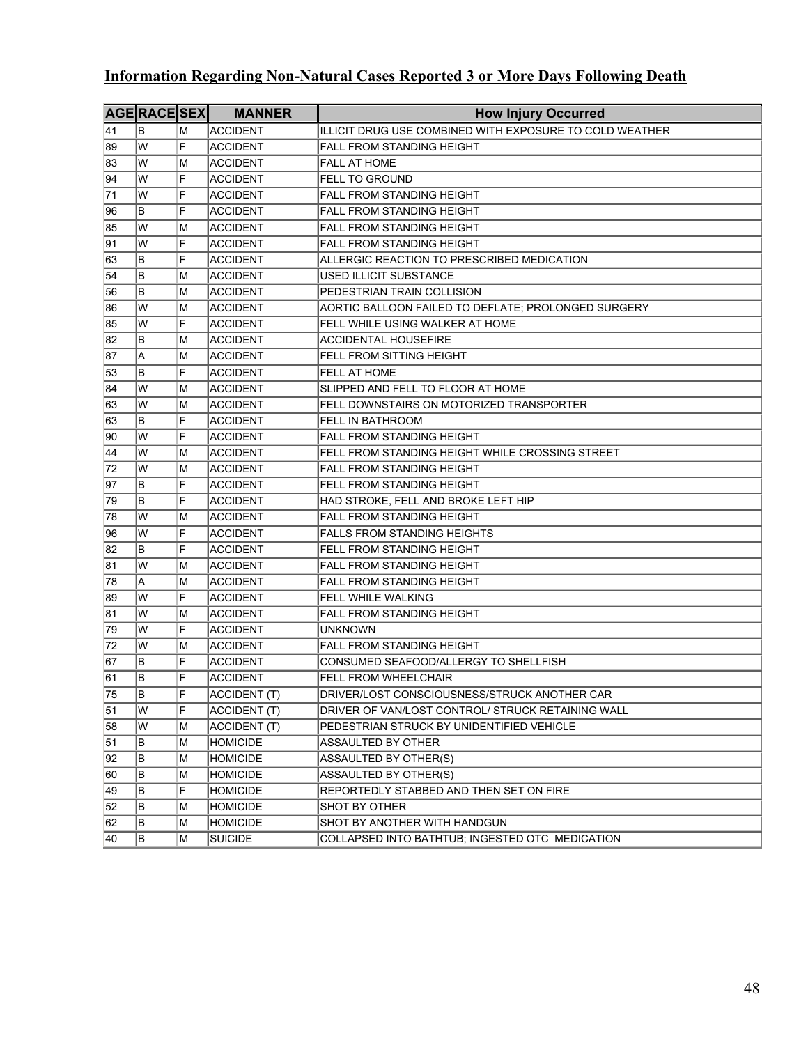## Information Regarding Non-Natural Cases Reported 3 or More Days Following Death

| AGE | RACE | SEX | MANNER | How Injury Occurred |
|---|---|---|---|---|
| 41 | B | M | ACCIDENT | ILLICIT DRUG USE COMBINED WITH EXPOSURE TO COLD WEATHER |
| 89 | W | F | ACCIDENT | FALL FROM STANDING HEIGHT |
| 83 | W | M | ACCIDENT | FALL AT HOME |
| 94 | W | F | ACCIDENT | FELL TO GROUND |
| 71 | W | F | ACCIDENT | FALL FROM STANDING HEIGHT |
| 96 | B | F | ACCIDENT | FALL FROM STANDING HEIGHT |
| 85 | W | M | ACCIDENT | FALL FROM STANDING HEIGHT |
| 91 | W | F | ACCIDENT | FALL FROM STANDING HEIGHT |
| 63 | B | F | ACCIDENT | ALLERGIC REACTION TO PRESCRIBED MEDICATION |
| 54 | B | M | ACCIDENT | USED ILLICIT SUBSTANCE |
| 56 | B | M | ACCIDENT | PEDESTRIAN TRAIN COLLISION |
| 86 | W | M | ACCIDENT | AORTIC BALLOON FAILED TO DEFLATE; PROLONGED SURGERY |
| 85 | W | F | ACCIDENT | FELL WHILE USING WALKER AT HOME |
| 82 | B | M | ACCIDENT | ACCIDENTAL HOUSEFIRE |
| 87 | A | M | ACCIDENT | FELL FROM SITTING HEIGHT |
| 53 | B | F | ACCIDENT | FELL AT HOME |
| 84 | W | M | ACCIDENT | SLIPPED AND FELL TO FLOOR AT HOME |
| 63 | W | M | ACCIDENT | FELL DOWNSTAIRS ON MOTORIZED TRANSPORTER |
| 63 | B | F | ACCIDENT | FELL IN BATHROOM |
| 90 | W | F | ACCIDENT | FALL FROM STANDING HEIGHT |
| 44 | W | M | ACCIDENT | FELL FROM STANDING HEIGHT WHILE CROSSING STREET |
| 72 | W | M | ACCIDENT | FALL FROM STANDING HEIGHT |
| 97 | B | F | ACCIDENT | FELL FROM STANDING HEIGHT |
| 79 | B | F | ACCIDENT | HAD STROKE, FELL AND BROKE LEFT HIP |
| 78 | W | M | ACCIDENT | FALL FROM STANDING HEIGHT |
| 96 | W | F | ACCIDENT | FALLS FROM STANDING HEIGHTS |
| 82 | B | F | ACCIDENT | FELL FROM STANDING HEIGHT |
| 81 | W | M | ACCIDENT | FALL FROM STANDING HEIGHT |
| 78 | A | M | ACCIDENT | FALL FROM STANDING HEIGHT |
| 89 | W | F | ACCIDENT | FELL WHILE WALKING |
| 81 | W | M | ACCIDENT | FALL FROM STANDING HEIGHT |
| 79 | W | F | ACCIDENT | UNKNOWN |
| 72 | W | M | ACCIDENT | FALL FROM STANDING HEIGHT |
| 67 | B | F | ACCIDENT | CONSUMED SEAFOOD/ALLERGY TO SHELLFISH |
| 61 | B | F | ACCIDENT | FELL FROM WHEELCHAIR |
| 75 | B | F | ACCIDENT (T) | DRIVER/LOST CONSCIOUSNESS/STRUCK ANOTHER CAR |
| 51 | W | F | ACCIDENT (T) | DRIVER OF VAN/LOST CONTROL/ STRUCK RETAINING WALL |
| 58 | W | M | ACCIDENT (T) | PEDESTRIAN STRUCK BY UNIDENTIFIED VEHICLE |
| 51 | B | M | HOMICIDE | ASSAULTED BY OTHER |
| 92 | B | M | HOMICIDE | ASSAULTED BY OTHER(S) |
| 60 | B | M | HOMICIDE | ASSAULTED BY OTHER(S) |
| 49 | B | F | HOMICIDE | REPORTEDLY STABBED AND THEN SET ON FIRE |
| 52 | B | M | HOMICIDE | SHOT BY OTHER |
| 62 | B | M | HOMICIDE | SHOT BY ANOTHER WITH HANDGUN |
| 40 | B | M | SUICIDE | COLLAPSED INTO BATHTUB; INGESTED OTC MEDICATION |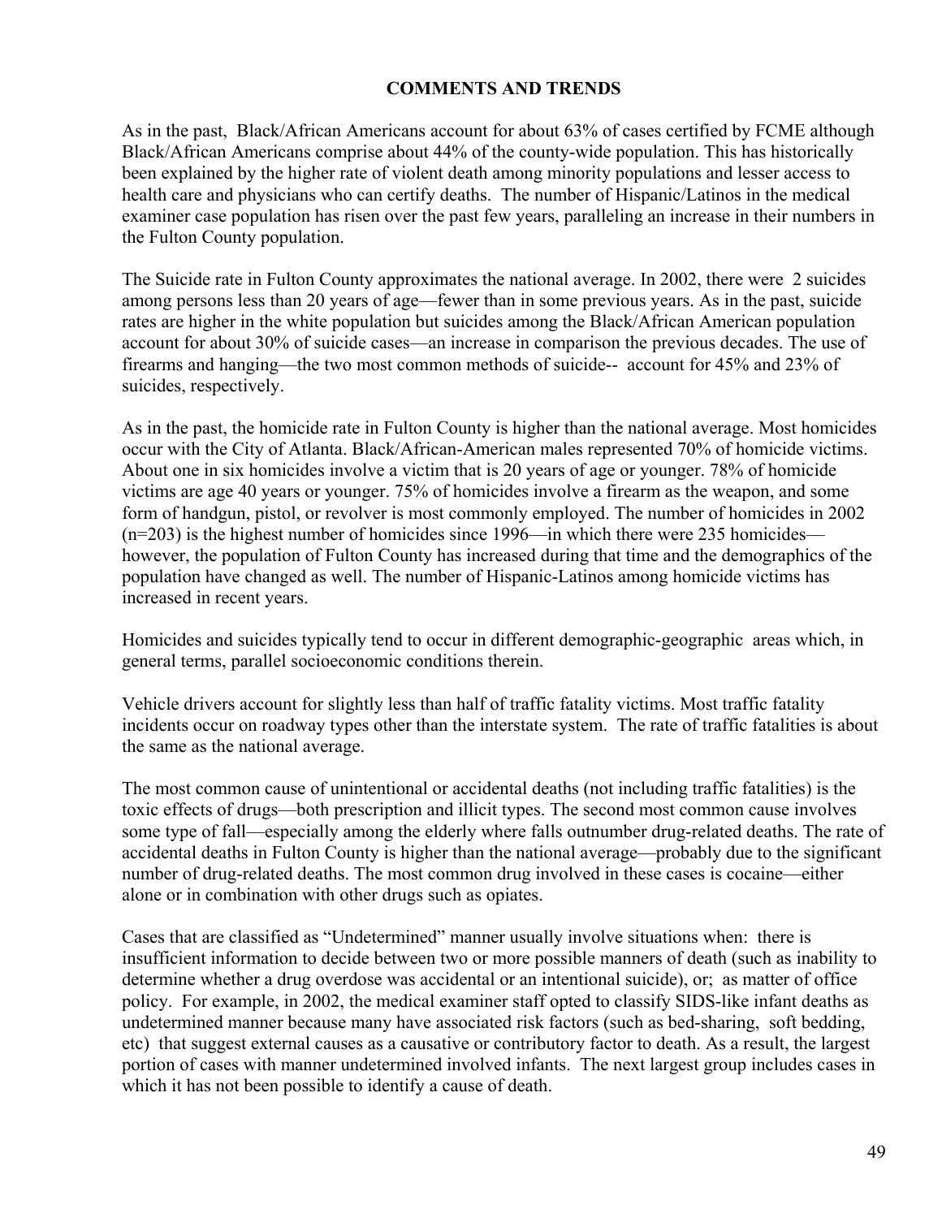# COMMENTS AND TRENDS

As in the past, Black/African Americans account for about 63% of cases certified by FCME although Black/African Americans comprise about 44% of the county-wide population. This has historically been explained by the higher rate of violent death among minority populations and lesser access to health care and physicians who can certify deaths. The number of Hispanic/Latinos in the medical examiner case population has risen over the past few years, paralleling an increase in their numbers in the Fulton County population.

The Suicide rate in Fulton County approximates the national average. In 2002, there were 2 suicides among persons less than 20 years of age—fewer than in some previous years. As in the past, suicide rates are higher in the white population but suicides among the Black/African American population account for about 30% of suicide cases—an increase in comparison the previous decades. The use of firearms and hanging—the two most common methods of suicide-- account for 45% and 23% of suicides, respectively.

As in the past, the homicide rate in Fulton County is higher than the national average. Most homicides occur with the City of Atlanta. Black/African-American males represented 70% of homicide victims. About one in six homicides involve a victim that is 20 years of age or younger. 78% of homicide victims are age 40 years or younger. 75% of homicides involve a firearm as the weapon, and some form of handgun, pistol, or revolver is most commonly employed. The number of homicides in 2002 (n=203) is the highest number of homicides since 1996—in which there were 235 homicides—however, the population of Fulton County has increased during that time and the demographics of the population have changed as well. The number of Hispanic-Latinos among homicide victims has increased in recent years.

Homicides and suicides typically tend to occur in different demographic-geographic areas which, in general terms, parallel socioeconomic conditions therein.

Vehicle drivers account for slightly less than half of traffic fatality victims. Most traffic fatality incidents occur on roadway types other than the interstate system. The rate of traffic fatalities is about the same as the national average.

The most common cause of unintentional or accidental deaths (not including traffic fatalities) is the toxic effects of drugs—both prescription and illicit types. The second most common cause involves some type of fall—especially among the elderly where falls outnumber drug-related deaths. The rate of accidental deaths in Fulton County is higher than the national average—probably due to the significant number of drug-related deaths. The most common drug involved in these cases is cocaine—either alone or in combination with other drugs such as opiates.

Cases that are classified as "Undetermined" manner usually involve situations when: there is insufficient information to decide between two or more possible manners of death (such as inability to determine whether a drug overdose was accidental or an intentional suicide), or; as matter of office policy. For example, in 2002, the medical examiner staff opted to classify SIDS-like infant deaths as undetermined manner because many have associated risk factors (such as bed-sharing, soft bedding, etc) that suggest external causes as a causative or contributory factor to death. As a result, the largest portion of cases with manner undetermined involved infants. The next largest group includes cases in which it has not been possible to identify a cause of death.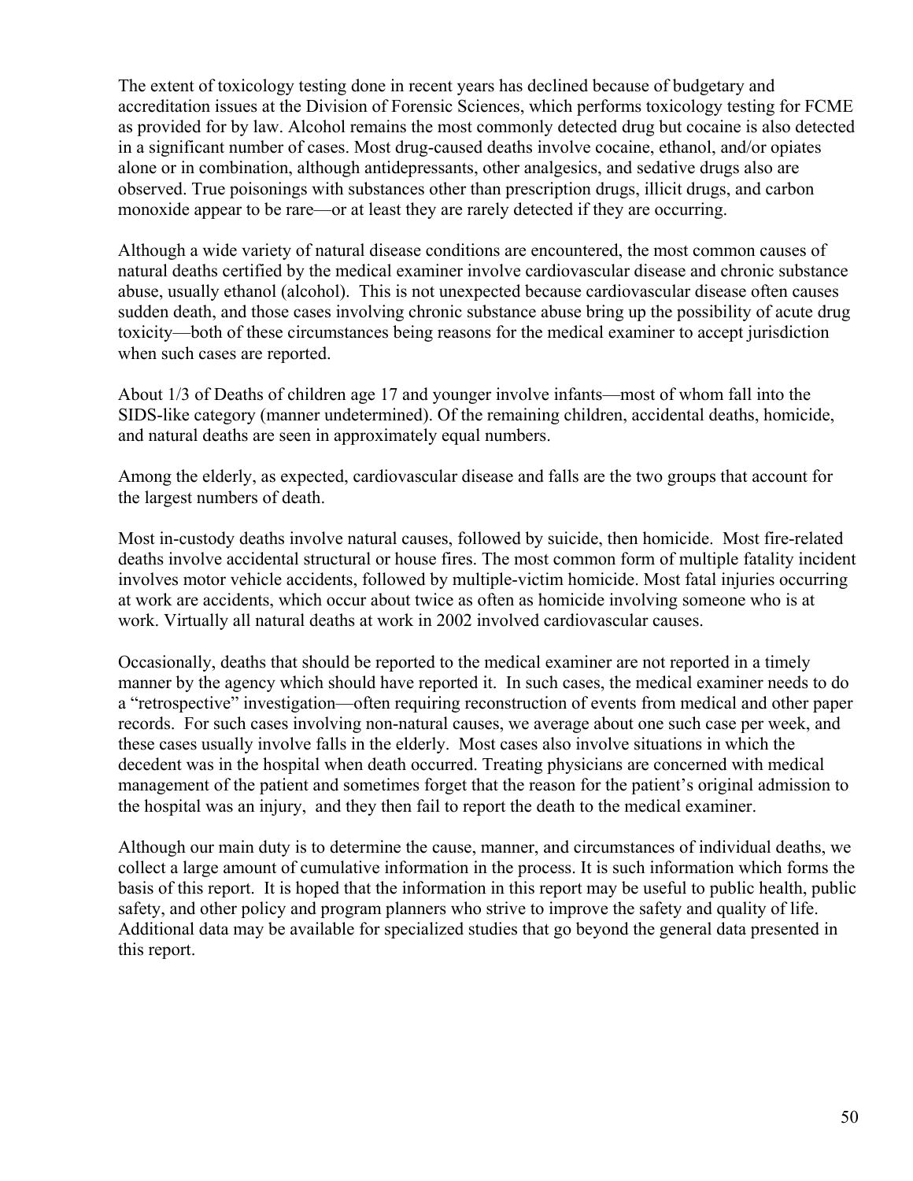The extent of toxicology testing done in recent years has declined because of budgetary and accreditation issues at the Division of Forensic Sciences, which performs toxicology testing for FCME as provided for by law. Alcohol remains the most commonly detected drug but cocaine is also detected in a significant number of cases. Most drug-caused deaths involve cocaine, ethanol, and/or opiates alone or in combination, although antidepressants, other analgesics, and sedative drugs also are observed. True poisonings with substances other than prescription drugs, illicit drugs, and carbon monoxide appear to be rare—or at least they are rarely detected if they are occurring.

Although a wide variety of natural disease conditions are encountered, the most common causes of natural deaths certified by the medical examiner involve cardiovascular disease and chronic substance abuse, usually ethanol (alcohol). This is not unexpected because cardiovascular disease often causes sudden death, and those cases involving chronic substance abuse bring up the possibility of acute drug toxicity—both of these circumstances being reasons for the medical examiner to accept jurisdiction when such cases are reported.

About 1/3 of Deaths of children age 17 and younger involve infants—most of whom fall into the SIDS-like category (manner undetermined). Of the remaining children, accidental deaths, homicide, and natural deaths are seen in approximately equal numbers.

Among the elderly, as expected, cardiovascular disease and falls are the two groups that account for the largest numbers of death.

Most in-custody deaths involve natural causes, followed by suicide, then homicide. Most fire-related deaths involve accidental structural or house fires. The most common form of multiple fatality incident involves motor vehicle accidents, followed by multiple-victim homicide. Most fatal injuries occurring at work are accidents, which occur about twice as often as homicide involving someone who is at work. Virtually all natural deaths at work in 2002 involved cardiovascular causes.

Occasionally, deaths that should be reported to the medical examiner are not reported in a timely manner by the agency which should have reported it. In such cases, the medical examiner needs to do a "retrospective" investigation—often requiring reconstruction of events from medical and other paper records. For such cases involving non-natural causes, we average about one such case per week, and these cases usually involve falls in the elderly. Most cases also involve situations in which the decedent was in the hospital when death occurred. Treating physicians are concerned with medical management of the patient and sometimes forget that the reason for the patient's original admission to the hospital was an injury, and they then fail to report the death to the medical examiner.

Although our main duty is to determine the cause, manner, and circumstances of individual deaths, we collect a large amount of cumulative information in the process. It is such information which forms the basis of this report. It is hoped that the information in this report may be useful to public health, public safety, and other policy and program planners who strive to improve the safety and quality of life. Additional data may be available for specialized studies that go beyond the general data presented in this report.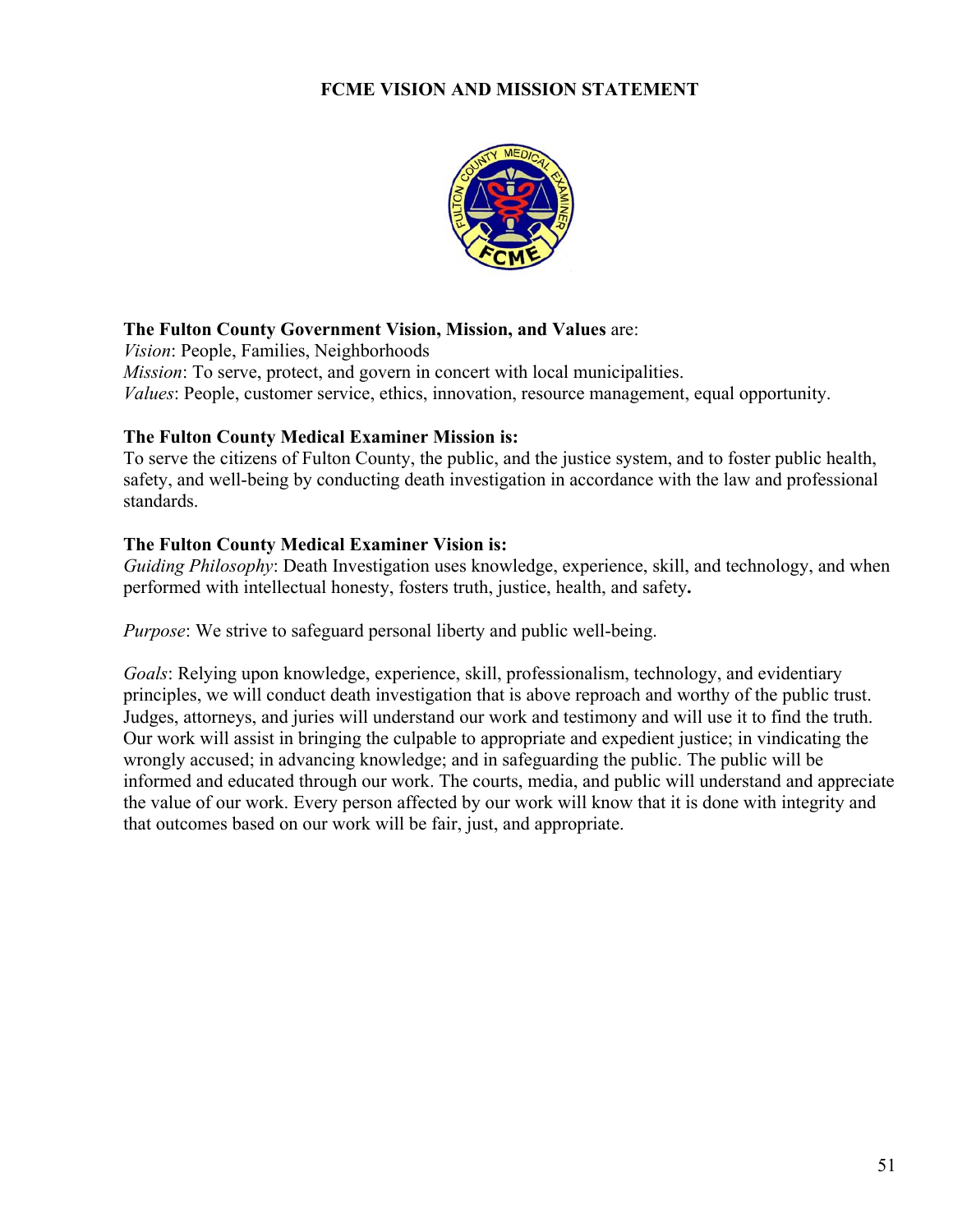# FCME VISION AND MISSION STATEMENT

**The Fulton County Government Vision, Mission, and Values** are:
*Vision*: People, Families, Neighborhoods
*Mission*: To serve, protect, and govern in concert with local municipalities.
*Values*: People, customer service, ethics, innovation, resource management, equal opportunity.

**The Fulton County Medical Examiner Mission is:**
To serve the citizens of Fulton County, the public, and the justice system, and to foster public health, safety, and well-being by conducting death investigation in accordance with the law and professional standards.

**The Fulton County Medical Examiner Vision is:**
*Guiding Philosophy*: Death Investigation uses knowledge, experience, skill, and technology, and when performed with intellectual honesty, fosters truth, justice, health, and safety**.**

*Purpose*: We strive to safeguard personal liberty and public well-being.

*Goals*: Relying upon knowledge, experience, skill, professionalism, technology, and evidentiary principles, we will conduct death investigation that is above reproach and worthy of the public trust. Judges, attorneys, and juries will understand our work and testimony and will use it to find the truth. Our work will assist in bringing the culpable to appropriate and expedient justice; in vindicating the wrongly accused; in advancing knowledge; and in safeguarding the public. The public will be informed and educated through our work. The courts, media, and public will understand and appreciate the value of our work. Every person affected by our work will know that it is done with integrity and that outcomes based on our work will be fair, just, and appropriate.